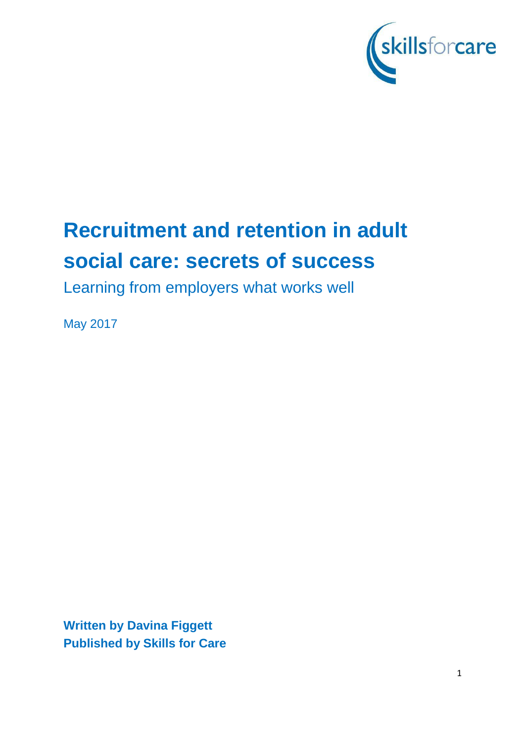skillsforcare

# Recruitment and retention in adult social care: secrets of success

Learning from employers what works well

May 2017

**Written by Davina Figgett**
**Published by Skills for Care**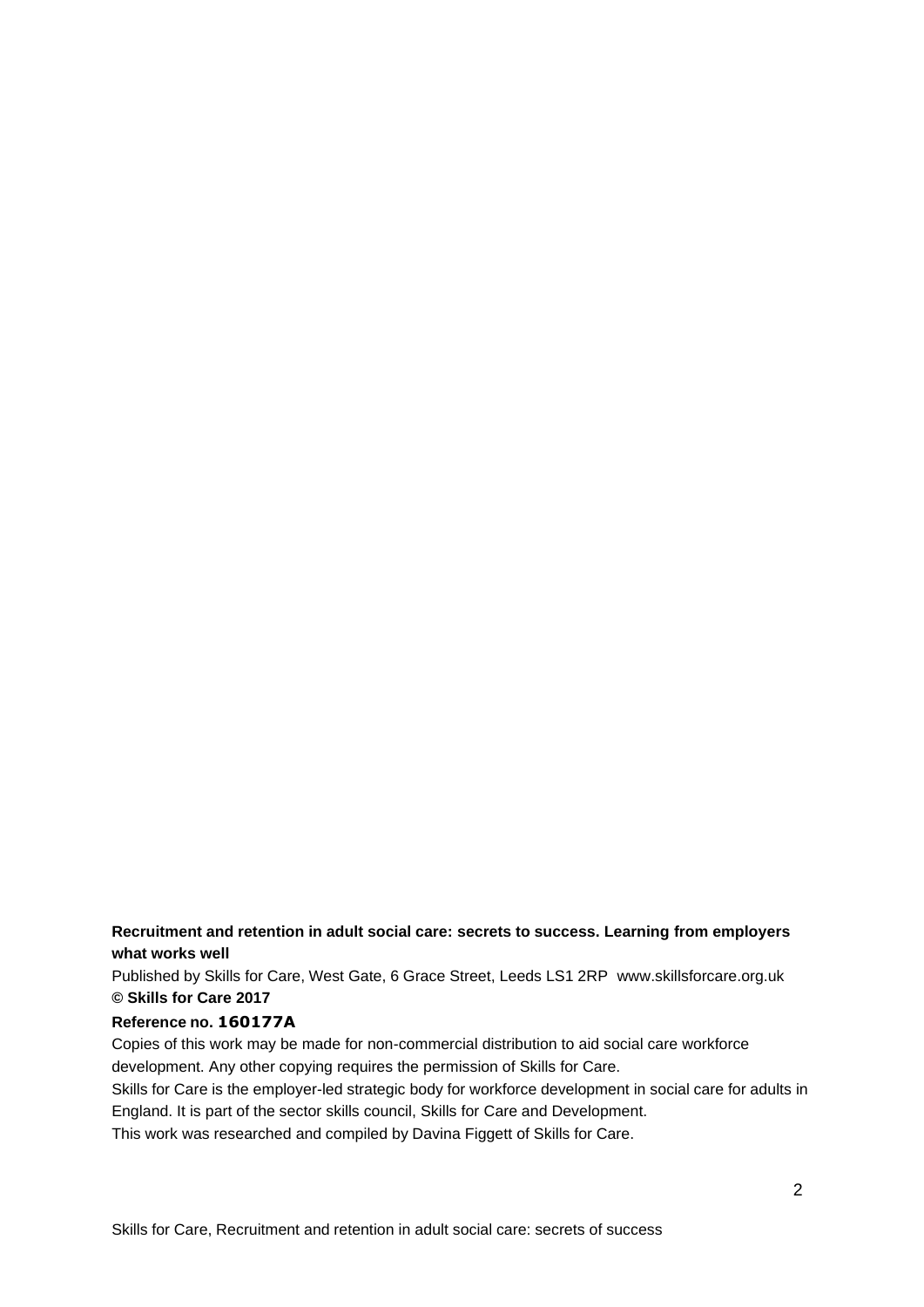**Recruitment and retention in adult social care: secrets to success. Learning from employers what works well**

Published by Skills for Care, West Gate, 6 Grace Street, Leeds LS1 2RP www.skillsforcare.org.uk

**© Skills for Care 2017**

**Reference no. 160177A**

Copies of this work may be made for non-commercial distribution to aid social care workforce development. Any other copying requires the permission of Skills for Care.

Skills for Care is the employer-led strategic body for workforce development in social care for adults in England. It is part of the sector skills council, Skills for Care and Development.

This work was researched and compiled by Davina Figgett of Skills for Care.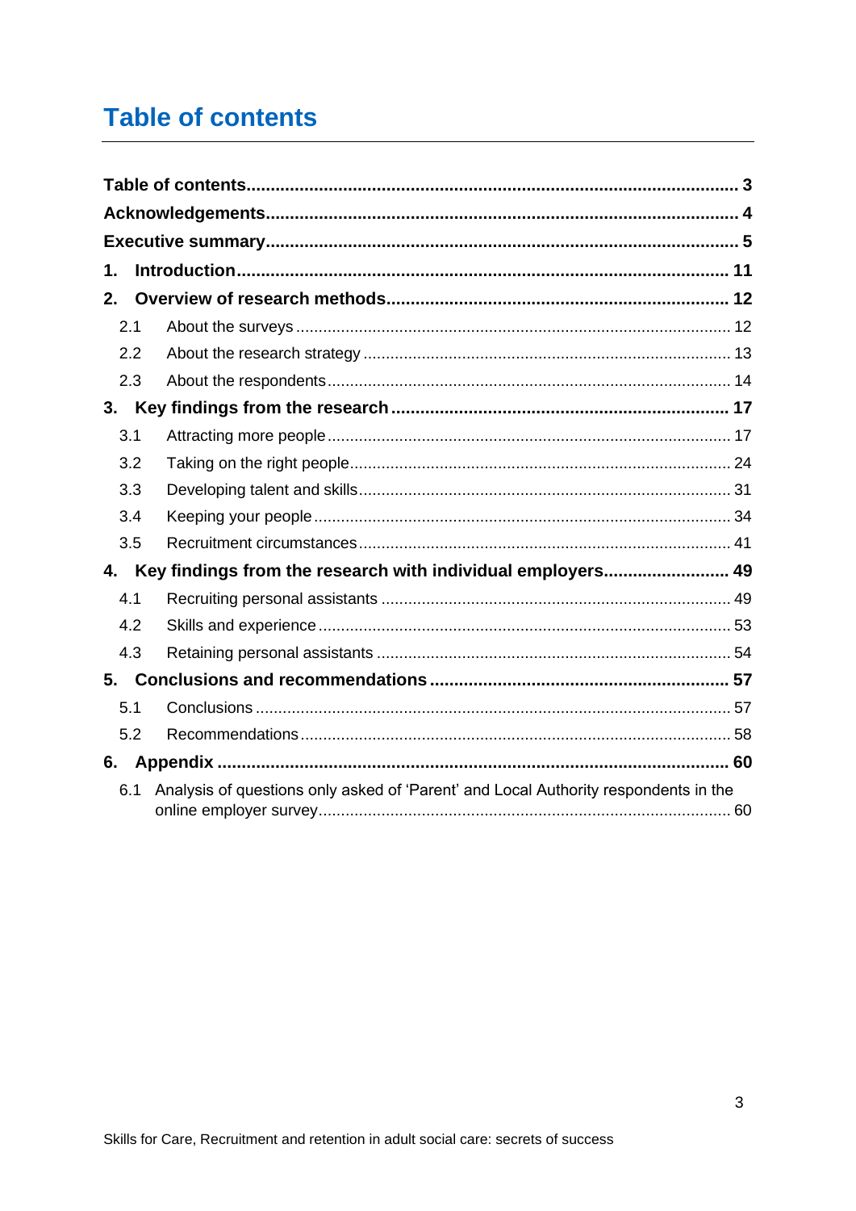# Table of contents

**Table of contents** ..... **3**

**Acknowledgements** ..... **4**

**Executive summary** ..... **5**

**1. Introduction** ..... **11**

**2. Overview of research methods** ..... **12**

- 2.1 About the surveys ..... 12
- 2.2 About the research strategy ..... 13
- 2.3 About the respondents ..... 14

**3. Key findings from the research** ..... **17**

- 3.1 Attracting more people ..... 17
- 3.2 Taking on the right people ..... 24
- 3.3 Developing talent and skills ..... 31
- 3.4 Keeping your people ..... 34
- 3.5 Recruitment circumstances ..... 41

**4. Key findings from the research with individual employers** ..... **49**

- 4.1 Recruiting personal assistants ..... 49
- 4.2 Skills and experience ..... 53
- 4.3 Retaining personal assistants ..... 54

**5. Conclusions and recommendations** ..... **57**

- 5.1 Conclusions ..... 57
- 5.2 Recommendations ..... 58

**6. Appendix** ..... **60**

- 6.1 Analysis of questions only asked of 'Parent' and Local Authority respondents in the online employer survey ..... 60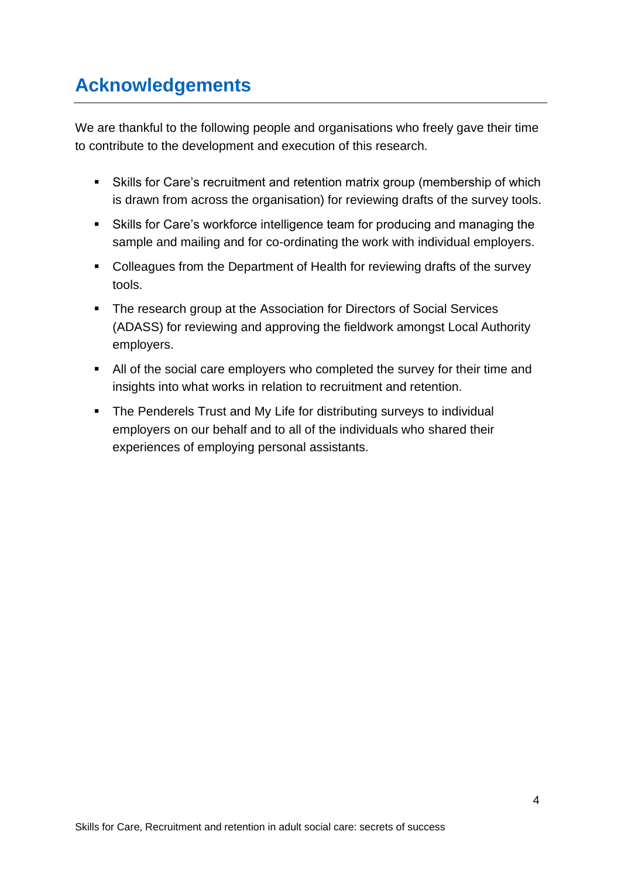# Acknowledgements

We are thankful to the following people and organisations who freely gave their time to contribute to the development and execution of this research.

- Skills for Care's recruitment and retention matrix group (membership of which is drawn from across the organisation) for reviewing drafts of the survey tools.
- Skills for Care's workforce intelligence team for producing and managing the sample and mailing and for co-ordinating the work with individual employers.
- Colleagues from the Department of Health for reviewing drafts of the survey tools.
- The research group at the Association for Directors of Social Services (ADASS) for reviewing and approving the fieldwork amongst Local Authority employers.
- All of the social care employers who completed the survey for their time and insights into what works in relation to recruitment and retention.
- The Penderels Trust and My Life for distributing surveys to individual employers on our behalf and to all of the individuals who shared their experiences of employing personal assistants.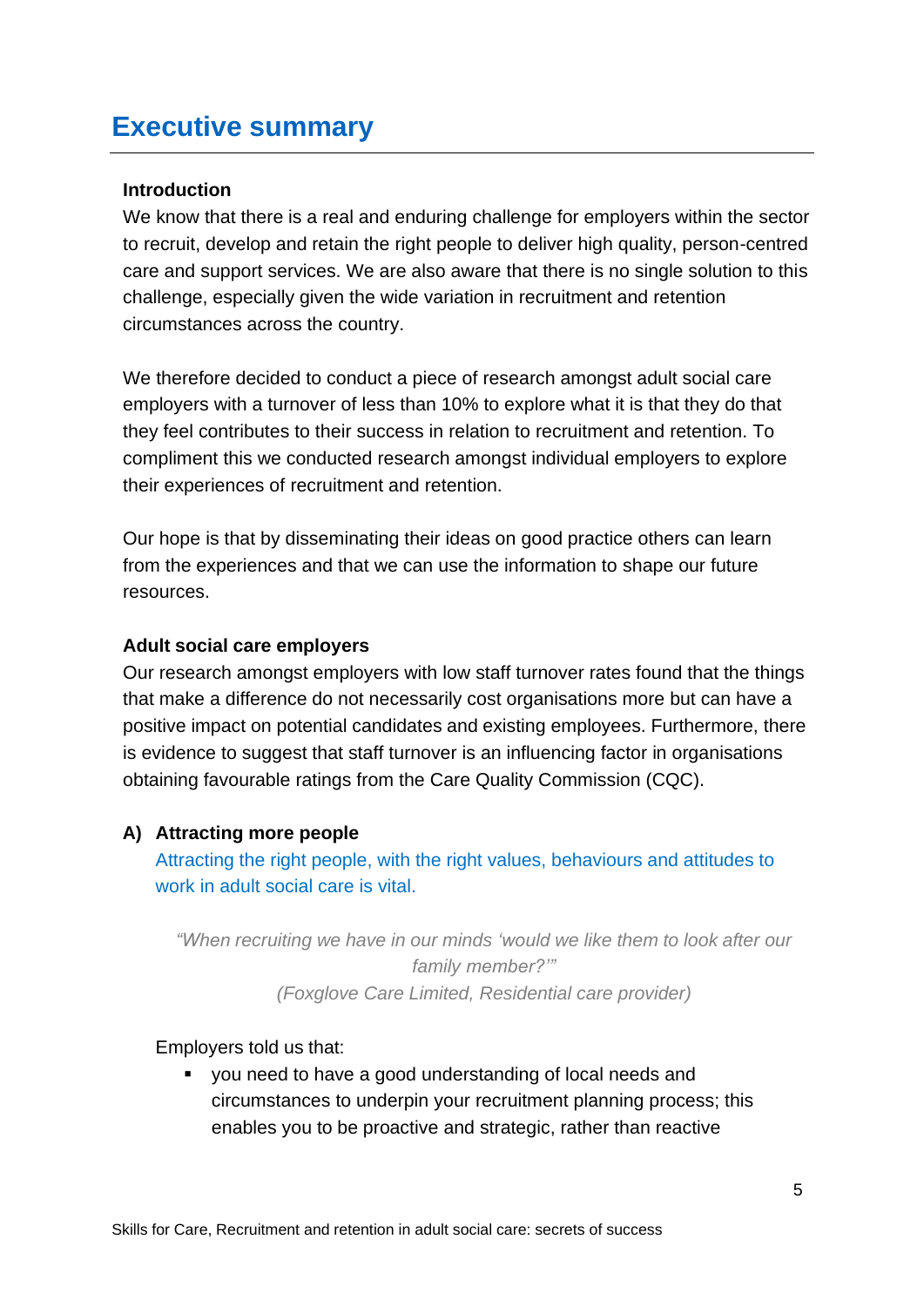# Executive summary

**Introduction**

We know that there is a real and enduring challenge for employers within the sector to recruit, develop and retain the right people to deliver high quality, person-centred care and support services. We are also aware that there is no single solution to this challenge, especially given the wide variation in recruitment and retention circumstances across the country.

We therefore decided to conduct a piece of research amongst adult social care employers with a turnover of less than 10% to explore what it is that they do that they feel contributes to their success in relation to recruitment and retention. To compliment this we conducted research amongst individual employers to explore their experiences of recruitment and retention.

Our hope is that by disseminating their ideas on good practice others can learn from the experiences and that we can use the information to shape our future resources.

**Adult social care employers**

Our research amongst employers with low staff turnover rates found that the things that make a difference do not necessarily cost organisations more but can have a positive impact on potential candidates and existing employees. Furthermore, there is evidence to suggest that staff turnover is an influencing factor in organisations obtaining favourable ratings from the Care Quality Commission (CQC).

**A) Attracting more people**

Attracting the right people, with the right values, behaviours and attitudes to work in adult social care is vital.

> *"When recruiting we have in our minds 'would we like them to look after our family member?'"*
> *(Foxglove Care Limited, Residential care provider)*

Employers told us that:

- you need to have a good understanding of local needs and circumstances to underpin your recruitment planning process; this enables you to be proactive and strategic, rather than reactive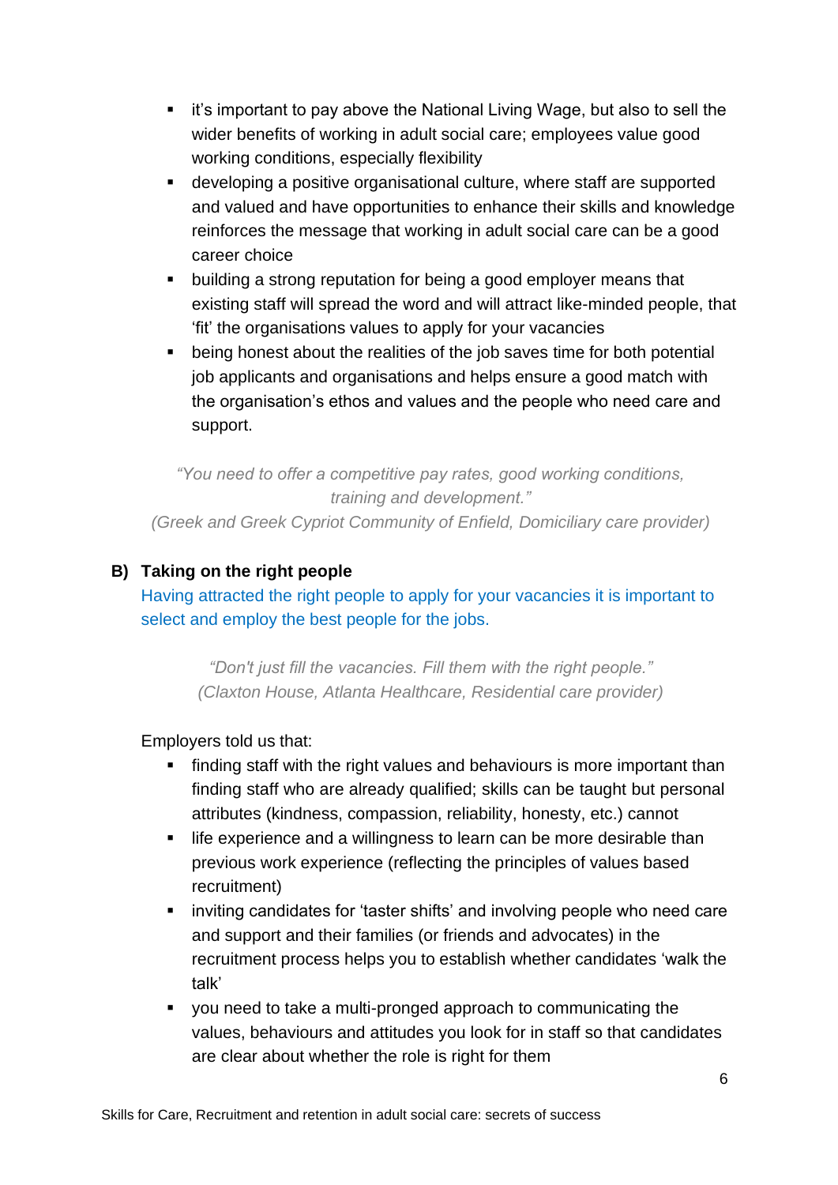- it's important to pay above the National Living Wage, but also to sell the wider benefits of working in adult social care; employees value good working conditions, especially flexibility
- developing a positive organisational culture, where staff are supported and valued and have opportunities to enhance their skills and knowledge reinforces the message that working in adult social care can be a good career choice
- building a strong reputation for being a good employer means that existing staff will spread the word and will attract like-minded people, that 'fit' the organisations values to apply for your vacancies
- being honest about the realities of the job saves time for both potential job applicants and organisations and helps ensure a good match with the organisation's ethos and values and the people who need care and support.

*"You need to offer a competitive pay rates, good working conditions, training and development."*
*(Greek and Greek Cypriot Community of Enfield, Domiciliary care provider)*

### B) Taking on the right people

Having attracted the right people to apply for your vacancies it is important to select and employ the best people for the jobs.

*"Don't just fill the vacancies. Fill them with the right people."*
*(Claxton House, Atlanta Healthcare, Residential care provider)*

Employers told us that:

- finding staff with the right values and behaviours is more important than finding staff who are already qualified; skills can be taught but personal attributes (kindness, compassion, reliability, honesty, etc.) cannot
- life experience and a willingness to learn can be more desirable than previous work experience (reflecting the principles of values based recruitment)
- inviting candidates for 'taster shifts' and involving people who need care and support and their families (or friends and advocates) in the recruitment process helps you to establish whether candidates 'walk the talk'
- you need to take a multi-pronged approach to communicating the values, behaviours and attitudes you look for in staff so that candidates are clear about whether the role is right for them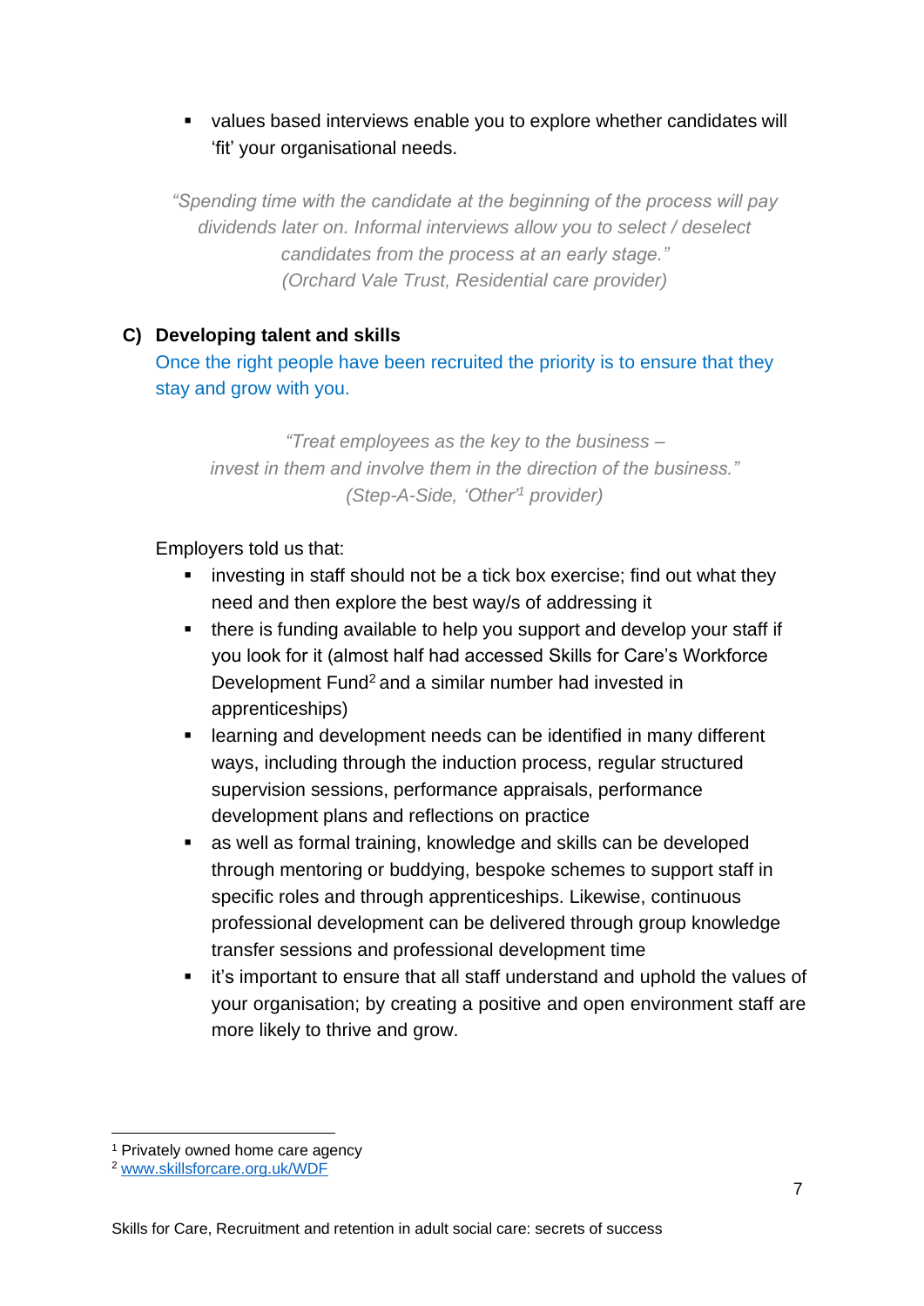- values based interviews enable you to explore whether candidates will 'fit' your organisational needs.

*"Spending time with the candidate at the beginning of the process will pay dividends later on. Informal interviews allow you to select / deselect candidates from the process at an early stage."*
*(Orchard Vale Trust, Residential care provider)*

### C) Developing talent and skills

Once the right people have been recruited the priority is to ensure that they stay and grow with you.

*"Treat employees as the key to the business – invest in them and involve them in the direction of the business."*
*(Step-A-Side, 'Other'[1] provider)*

Employers told us that:

- investing in staff should not be a tick box exercise; find out what they need and then explore the best way/s of addressing it
- there is funding available to help you support and develop your staff if you look for it (almost half had accessed Skills for Care's Workforce Development Fund[2] and a similar number had invested in apprenticeships)
- learning and development needs can be identified in many different ways, including through the induction process, regular structured supervision sessions, performance appraisals, performance development plans and reflections on practice
- as well as formal training, knowledge and skills can be developed through mentoring or buddying, bespoke schemes to support staff in specific roles and through apprenticeships. Likewise, continuous professional development can be delivered through group knowledge transfer sessions and professional development time
- it's important to ensure that all staff understand and uphold the values of your organisation; by creating a positive and open environment staff are more likely to thrive and grow.

---

[1] Privately owned home care agency
[2] www.skillsforcare.org.uk/WDF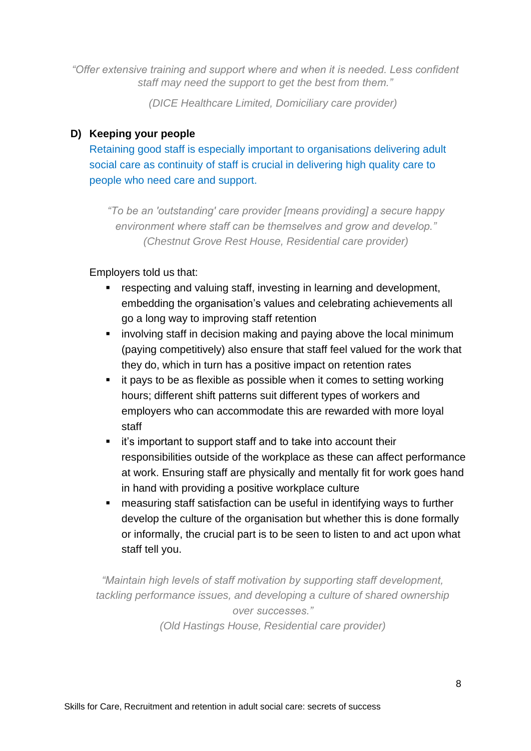*"Offer extensive training and support where and when it is needed. Less confident staff may need the support to get the best from them."*

*(DICE Healthcare Limited, Domiciliary care provider)*

### D) Keeping your people

Retaining good staff is especially important to organisations delivering adult social care as continuity of staff is crucial in delivering high quality care to people who need care and support.

*"To be an 'outstanding' care provider [means providing] a secure happy environment where staff can be themselves and grow and develop."*
*(Chestnut Grove Rest House, Residential care provider)*

Employers told us that:

- respecting and valuing staff, investing in learning and development, embedding the organisation's values and celebrating achievements all go a long way to improving staff retention
- involving staff in decision making and paying above the local minimum (paying competitively) also ensure that staff feel valued for the work that they do, which in turn has a positive impact on retention rates
- it pays to be as flexible as possible when it comes to setting working hours; different shift patterns suit different types of workers and employers who can accommodate this are rewarded with more loyal staff
- it's important to support staff and to take into account their responsibilities outside of the workplace as these can affect performance at work. Ensuring staff are physically and mentally fit for work goes hand in hand with providing a positive workplace culture
- measuring staff satisfaction can be useful in identifying ways to further develop the culture of the organisation but whether this is done formally or informally, the crucial part is to be seen to listen to and act upon what staff tell you.

*"Maintain high levels of staff motivation by supporting staff development, tackling performance issues, and developing a culture of shared ownership over successes."*
*(Old Hastings House, Residential care provider)*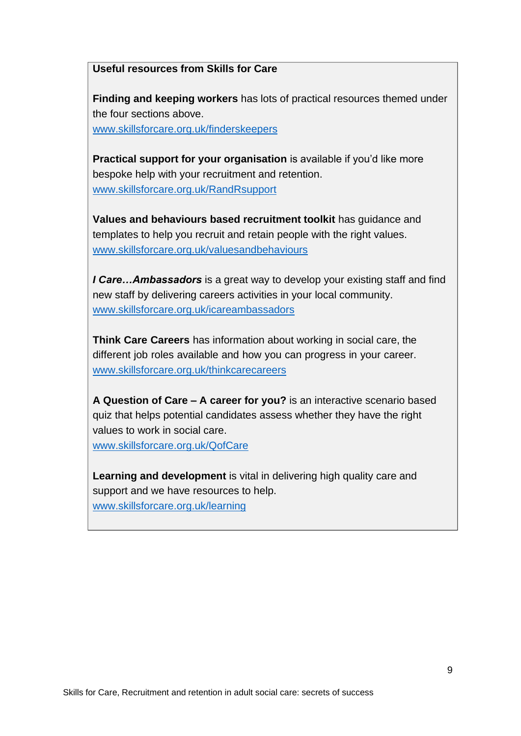**Useful resources from Skills for Care**

**Finding and keeping workers** has lots of practical resources themed under the four sections above.
www.skillsforcare.org.uk/finderskeepers

**Practical support for your organisation** is available if you'd like more bespoke help with your recruitment and retention.
www.skillsforcare.org.uk/RandRsupport

**Values and behaviours based recruitment toolkit** has guidance and templates to help you recruit and retain people with the right values.
www.skillsforcare.org.uk/valuesandbehaviours

***I Care…Ambassadors*** is a great way to develop your existing staff and find new staff by delivering careers activities in your local community.
www.skillsforcare.org.uk/icareambassadors

**Think Care Careers** has information about working in social care, the different job roles available and how you can progress in your career.
www.skillsforcare.org.uk/thinkcarecareers

**A Question of Care – A career for you?** is an interactive scenario based quiz that helps potential candidates assess whether they have the right values to work in social care.
www.skillsforcare.org.uk/QofCare

**Learning and development** is vital in delivering high quality care and support and we have resources to help.
www.skillsforcare.org.uk/learning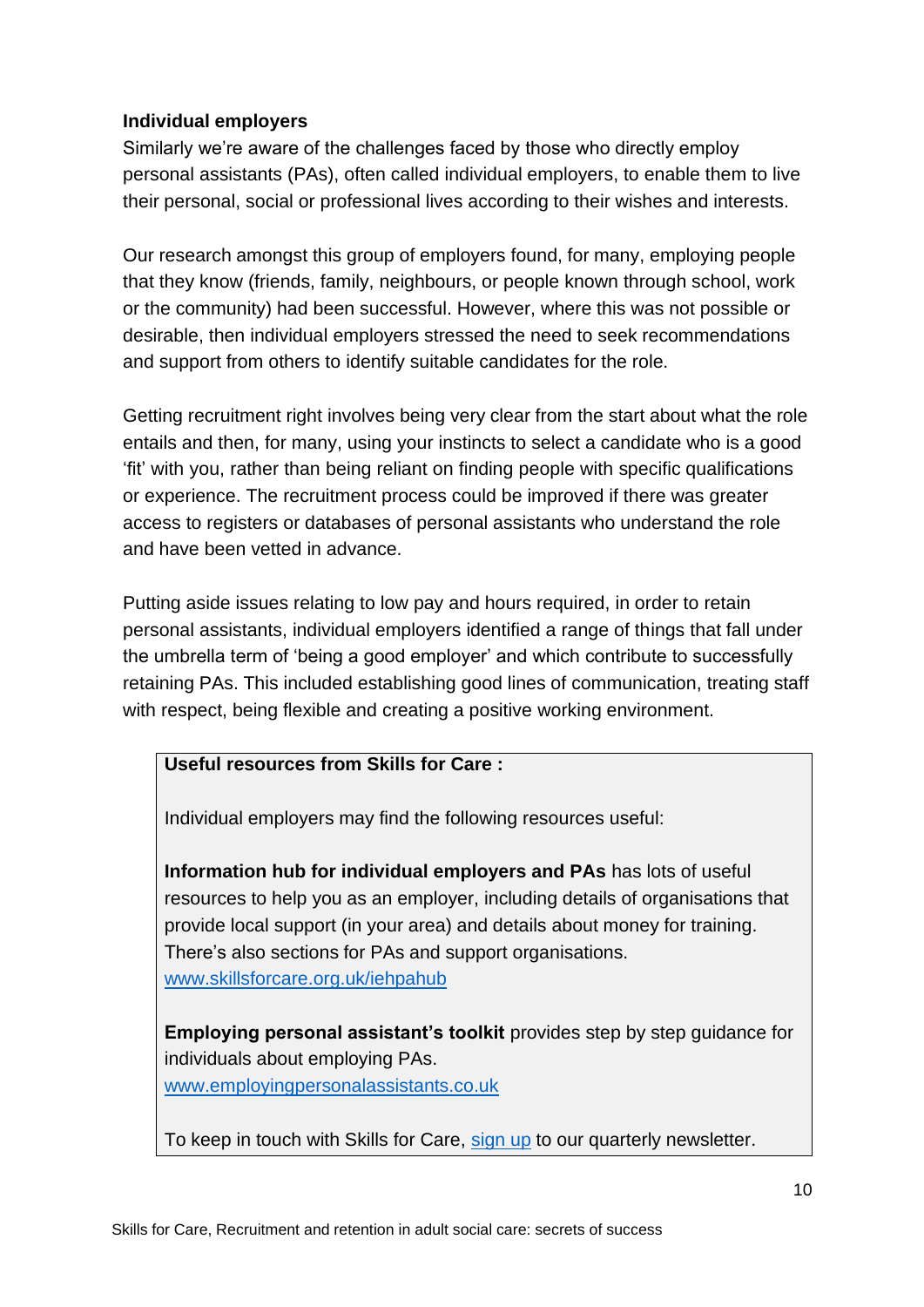**Individual employers**

Similarly we're aware of the challenges faced by those who directly employ personal assistants (PAs), often called individual employers, to enable them to live their personal, social or professional lives according to their wishes and interests.

Our research amongst this group of employers found, for many, employing people that they know (friends, family, neighbours, or people known through school, work or the community) had been successful. However, where this was not possible or desirable, then individual employers stressed the need to seek recommendations and support from others to identify suitable candidates for the role.

Getting recruitment right involves being very clear from the start about what the role entails and then, for many, using your instincts to select a candidate who is a good 'fit' with you, rather than being reliant on finding people with specific qualifications or experience. The recruitment process could be improved if there was greater access to registers or databases of personal assistants who understand the role and have been vetted in advance.

Putting aside issues relating to low pay and hours required, in order to retain personal assistants, individual employers identified a range of things that fall under the umbrella term of 'being a good employer' and which contribute to successfully retaining PAs. This included establishing good lines of communication, treating staff with respect, being flexible and creating a positive working environment.

**Useful resources from Skills for Care :**

Individual employers may find the following resources useful:

**Information hub for individual employers and PAs** has lots of useful resources to help you as an employer, including details of organisations that provide local support (in your area) and details about money for training. There's also sections for PAs and support organisations.
[www.skillsforcare.org.uk/iehpahub](www.skillsforcare.org.uk/iehpahub)

**Employing personal assistant's toolkit** provides step by step guidance for individuals about employing PAs.
[www.employingpersonalassistants.co.uk](www.employingpersonalassistants.co.uk)

To keep in touch with Skills for Care, sign up to our quarterly newsletter.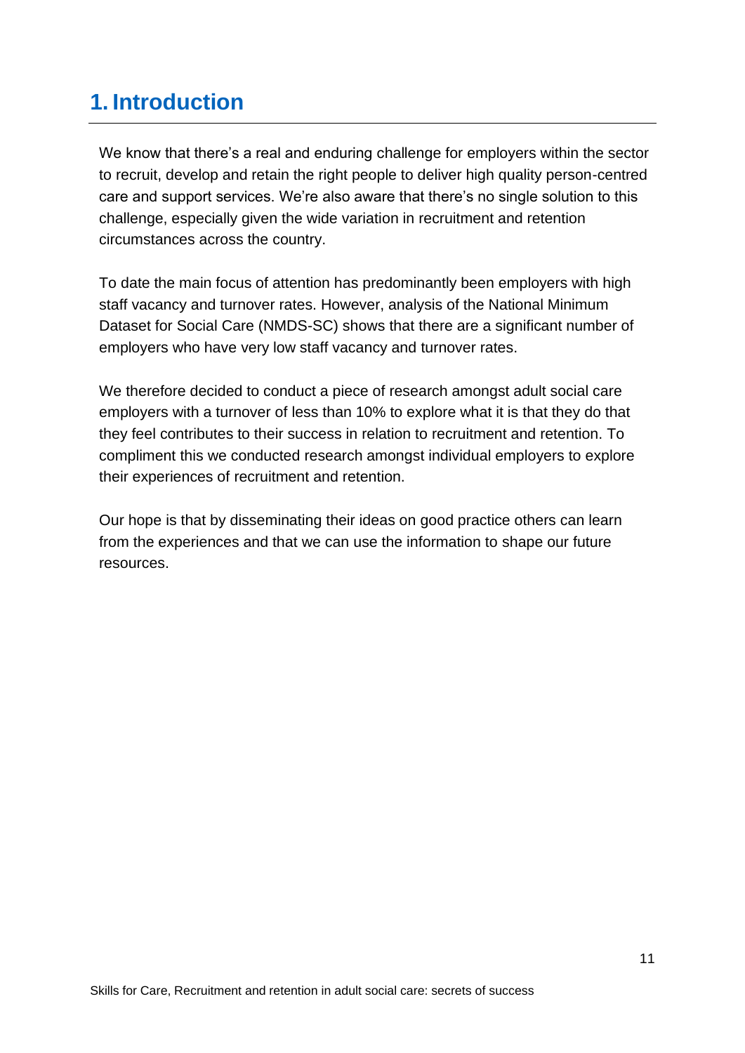# 1. Introduction

We know that there's a real and enduring challenge for employers within the sector to recruit, develop and retain the right people to deliver high quality person-centred care and support services. We're also aware that there's no single solution to this challenge, especially given the wide variation in recruitment and retention circumstances across the country.

To date the main focus of attention has predominantly been employers with high staff vacancy and turnover rates. However, analysis of the National Minimum Dataset for Social Care (NMDS-SC) shows that there are a significant number of employers who have very low staff vacancy and turnover rates.

We therefore decided to conduct a piece of research amongst adult social care employers with a turnover of less than 10% to explore what it is that they do that they feel contributes to their success in relation to recruitment and retention. To compliment this we conducted research amongst individual employers to explore their experiences of recruitment and retention.

Our hope is that by disseminating their ideas on good practice others can learn from the experiences and that we can use the information to shape our future resources.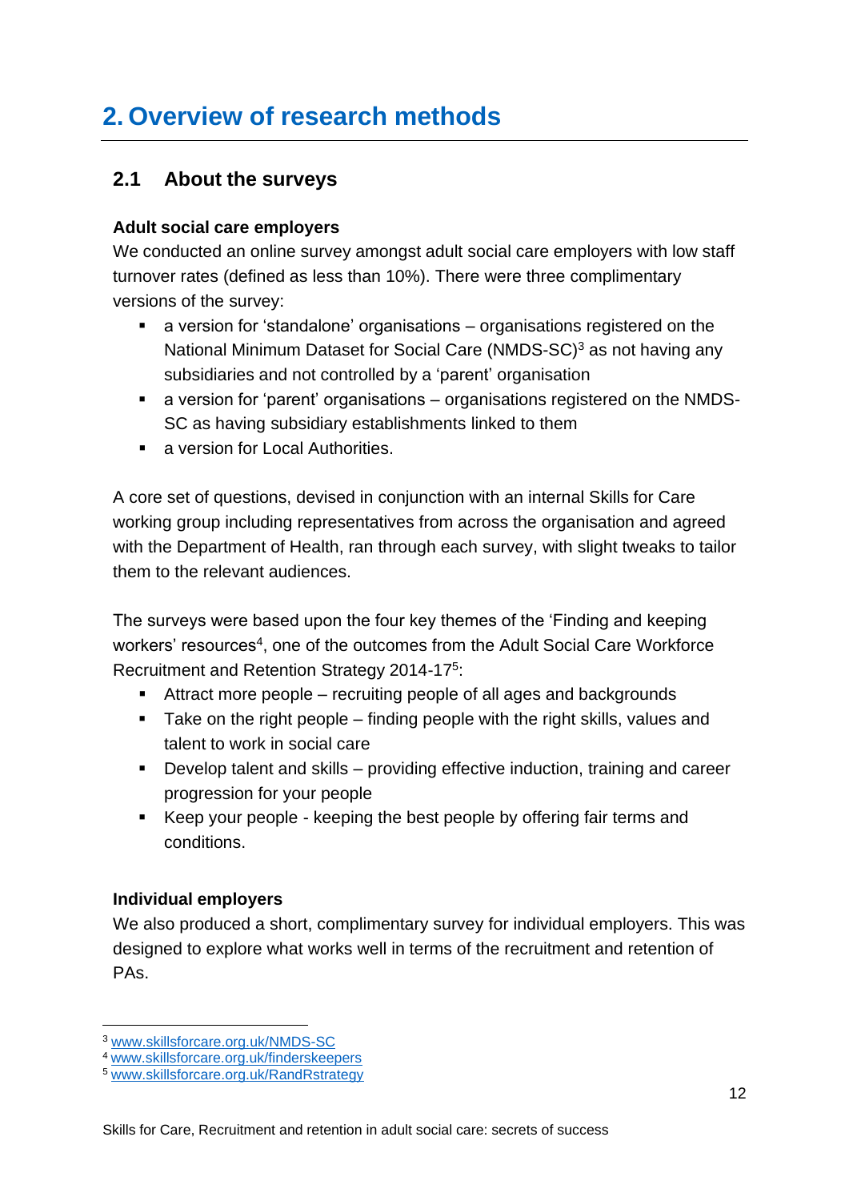# 2. Overview of research methods

## 2.1 About the surveys

**Adult social care employers**

We conducted an online survey amongst adult social care employers with low staff turnover rates (defined as less than 10%). There were three complimentary versions of the survey:

- a version for 'standalone' organisations – organisations registered on the National Minimum Dataset for Social Care (NMDS-SC)[3] as not having any subsidiaries and not controlled by a 'parent' organisation
- a version for 'parent' organisations – organisations registered on the NMDS-SC as having subsidiary establishments linked to them
- a version for Local Authorities.

A core set of questions, devised in conjunction with an internal Skills for Care working group including representatives from across the organisation and agreed with the Department of Health, ran through each survey, with slight tweaks to tailor them to the relevant audiences.

The surveys were based upon the four key themes of the 'Finding and keeping workers' resources[4], one of the outcomes from the Adult Social Care Workforce Recruitment and Retention Strategy 2014-17[5]:

- Attract more people – recruiting people of all ages and backgrounds
- Take on the right people – finding people with the right skills, values and talent to work in social care
- Develop talent and skills – providing effective induction, training and career progression for your people
- Keep your people - keeping the best people by offering fair terms and conditions.

**Individual employers**

We also produced a short, complimentary survey for individual employers. This was designed to explore what works well in terms of the recruitment and retention of PAs.

---

[3] www.skillsforcare.org.uk/NMDS-SC
[4] www.skillsforcare.org.uk/finderskeepers
[5] www.skillsforcare.org.uk/RandRstrategy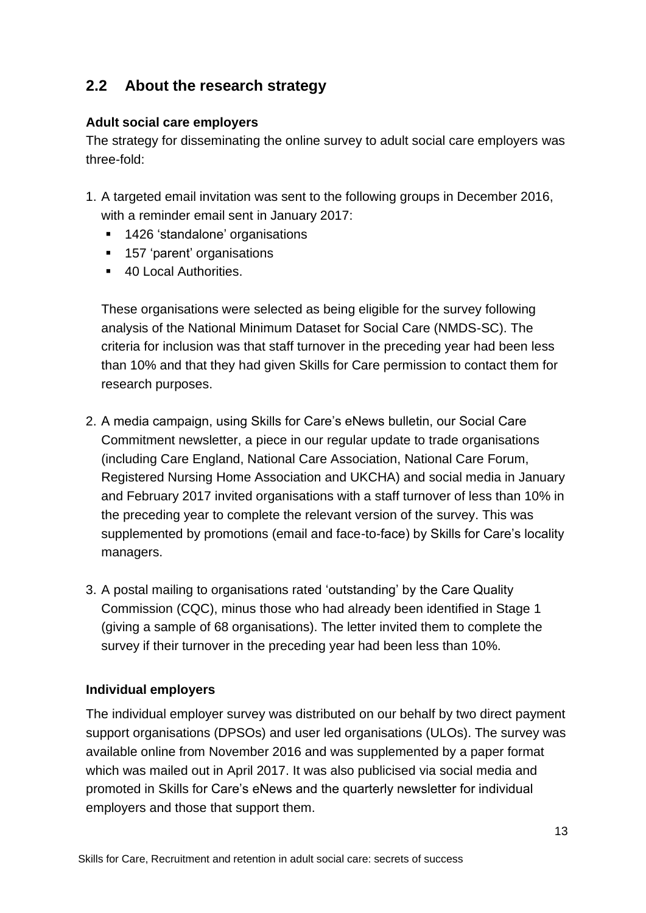## 2.2 About the research strategy

### Adult social care employers

The strategy for disseminating the online survey to adult social care employers was three-fold:

1. A targeted email invitation was sent to the following groups in December 2016, with a reminder email sent in January 2017:
   - 1426 'standalone' organisations
   - 157 'parent' organisations
   - 40 Local Authorities.

   These organisations were selected as being eligible for the survey following analysis of the National Minimum Dataset for Social Care (NMDS-SC). The criteria for inclusion was that staff turnover in the preceding year had been less than 10% and that they had given Skills for Care permission to contact them for research purposes.

2. A media campaign, using Skills for Care's eNews bulletin, our Social Care Commitment newsletter, a piece in our regular update to trade organisations (including Care England, National Care Association, National Care Forum, Registered Nursing Home Association and UKCHA) and social media in January and February 2017 invited organisations with a staff turnover of less than 10% in the preceding year to complete the relevant version of the survey. This was supplemented by promotions (email and face-to-face) by Skills for Care's locality managers.

3. A postal mailing to organisations rated 'outstanding' by the Care Quality Commission (CQC), minus those who had already been identified in Stage 1 (giving a sample of 68 organisations). The letter invited them to complete the survey if their turnover in the preceding year had been less than 10%.

### Individual employers

The individual employer survey was distributed on our behalf by two direct payment support organisations (DPSOs) and user led organisations (ULOs). The survey was available online from November 2016 and was supplemented by a paper format which was mailed out in April 2017. It was also publicised via social media and promoted in Skills for Care's eNews and the quarterly newsletter for individual employers and those that support them.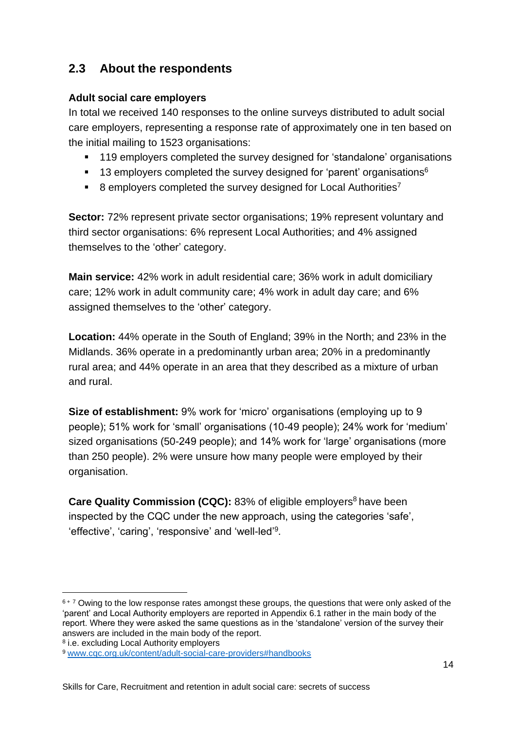## 2.3 About the respondents

### Adult social care employers

In total we received 140 responses to the online surveys distributed to adult social care employers, representing a response rate of approximately one in ten based on the initial mailing to 1523 organisations:

- 119 employers completed the survey designed for 'standalone' organisations
- 13 employers completed the survey designed for 'parent' organisations[6]
- 8 employers completed the survey designed for Local Authorities[7]

**Sector:** 72% represent private sector organisations; 19% represent voluntary and third sector organisations: 6% represent Local Authorities; and 4% assigned themselves to the 'other' category.

**Main service:** 42% work in adult residential care; 36% work in adult domiciliary care; 12% work in adult community care; 4% work in adult day care; and 6% assigned themselves to the 'other' category.

**Location:** 44% operate in the South of England; 39% in the North; and 23% in the Midlands. 36% operate in a predominantly urban area; 20% in a predominantly rural area; and 44% operate in an area that they described as a mixture of urban and rural.

**Size of establishment:** 9% work for 'micro' organisations (employing up to 9 people); 51% work for 'small' organisations (10-49 people); 24% work for 'medium' sized organisations (50-249 people); and 14% work for 'large' organisations (more than 250 people). 2% were unsure how many people were employed by their organisation.

**Care Quality Commission (CQC):** 83% of eligible employers[8] have been inspected by the CQC under the new approach, using the categories 'safe', 'effective', 'caring', 'responsive' and 'well-led'[9].

---

[6 + 7] Owing to the low response rates amongst these groups, the questions that were only asked of the 'parent' and Local Authority employers are reported in Appendix 6.1 rather in the main body of the report. Where they were asked the same questions as in the 'standalone' version of the survey their answers are included in the main body of the report.

[8] i.e. excluding Local Authority employers

[9] www.cqc.org.uk/content/adult-social-care-providers#handbooks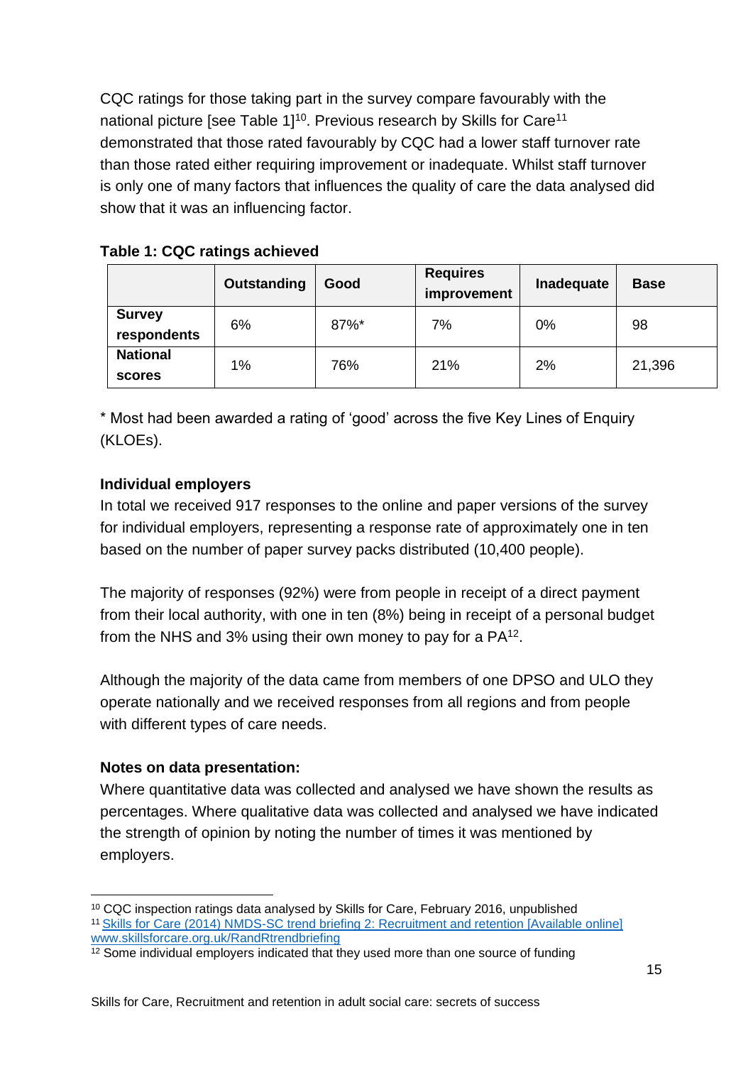CQC ratings for those taking part in the survey compare favourably with the national picture [see Table 1][10]. Previous research by Skills for Care[11] demonstrated that those rated favourably by CQC had a lower staff turnover rate than those rated either requiring improvement or inadequate. Whilst staff turnover is only one of many factors that influences the quality of care the data analysed did show that it was an influencing factor.

**Table 1: CQC ratings achieved**

| | Outstanding | Good | Requires improvement | Inadequate | Base |
|---|---|---|---|---|---|
| **Survey respondents** | 6% | 87%* | 7% | 0% | 98 |
| **National scores** | 1% | 76% | 21% | 2% | 21,396 |

\* Most had been awarded a rating of 'good' across the five Key Lines of Enquiry (KLOEs).

**Individual employers**

In total we received 917 responses to the online and paper versions of the survey for individual employers, representing a response rate of approximately one in ten based on the number of paper survey packs distributed (10,400 people).

The majority of responses (92%) were from people in receipt of a direct payment from their local authority, with one in ten (8%) being in receipt of a personal budget from the NHS and 3% using their own money to pay for a PA[12].

Although the majority of the data came from members of one DPSO and ULO they operate nationally and we received responses from all regions and from people with different types of care needs.

**Notes on data presentation:**

Where quantitative data was collected and analysed we have shown the results as percentages. Where qualitative data was collected and analysed we have indicated the strength of opinion by noting the number of times it was mentioned by employers.

---

[10] CQC inspection ratings data analysed by Skills for Care, February 2016, unpublished

[11] Skills for Care (2014) NMDS-SC trend briefing 2: Recruitment and retention [Available online] www.skillsforcare.org.uk/RandRtrendbriefing

[12] Some individual employers indicated that they used more than one source of funding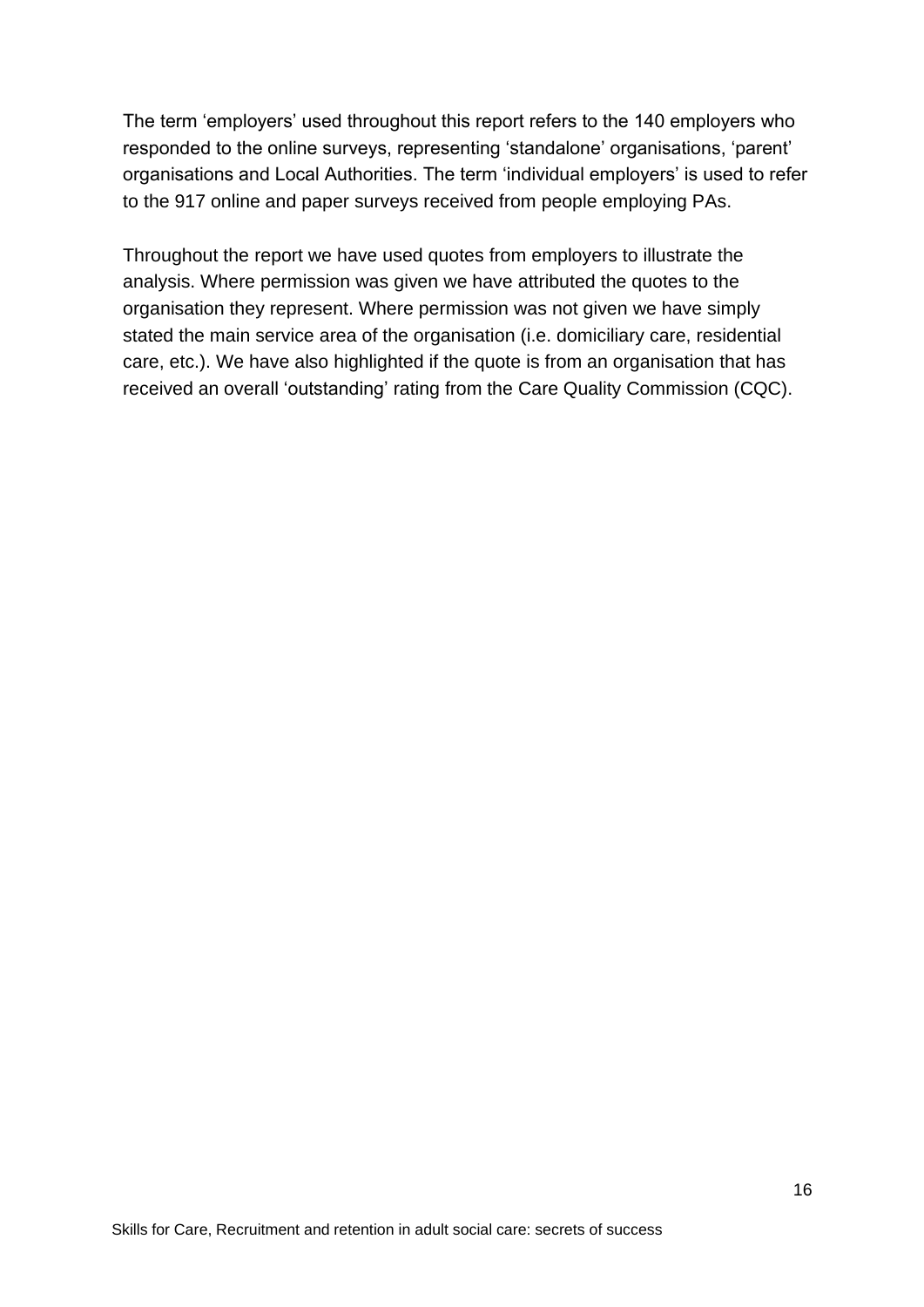The term 'employers' used throughout this report refers to the 140 employers who responded to the online surveys, representing 'standalone' organisations, 'parent' organisations and Local Authorities. The term 'individual employers' is used to refer to the 917 online and paper surveys received from people employing PAs.

Throughout the report we have used quotes from employers to illustrate the analysis. Where permission was given we have attributed the quotes to the organisation they represent. Where permission was not given we have simply stated the main service area of the organisation (i.e. domiciliary care, residential care, etc.). We have also highlighted if the quote is from an organisation that has received an overall 'outstanding' rating from the Care Quality Commission (CQC).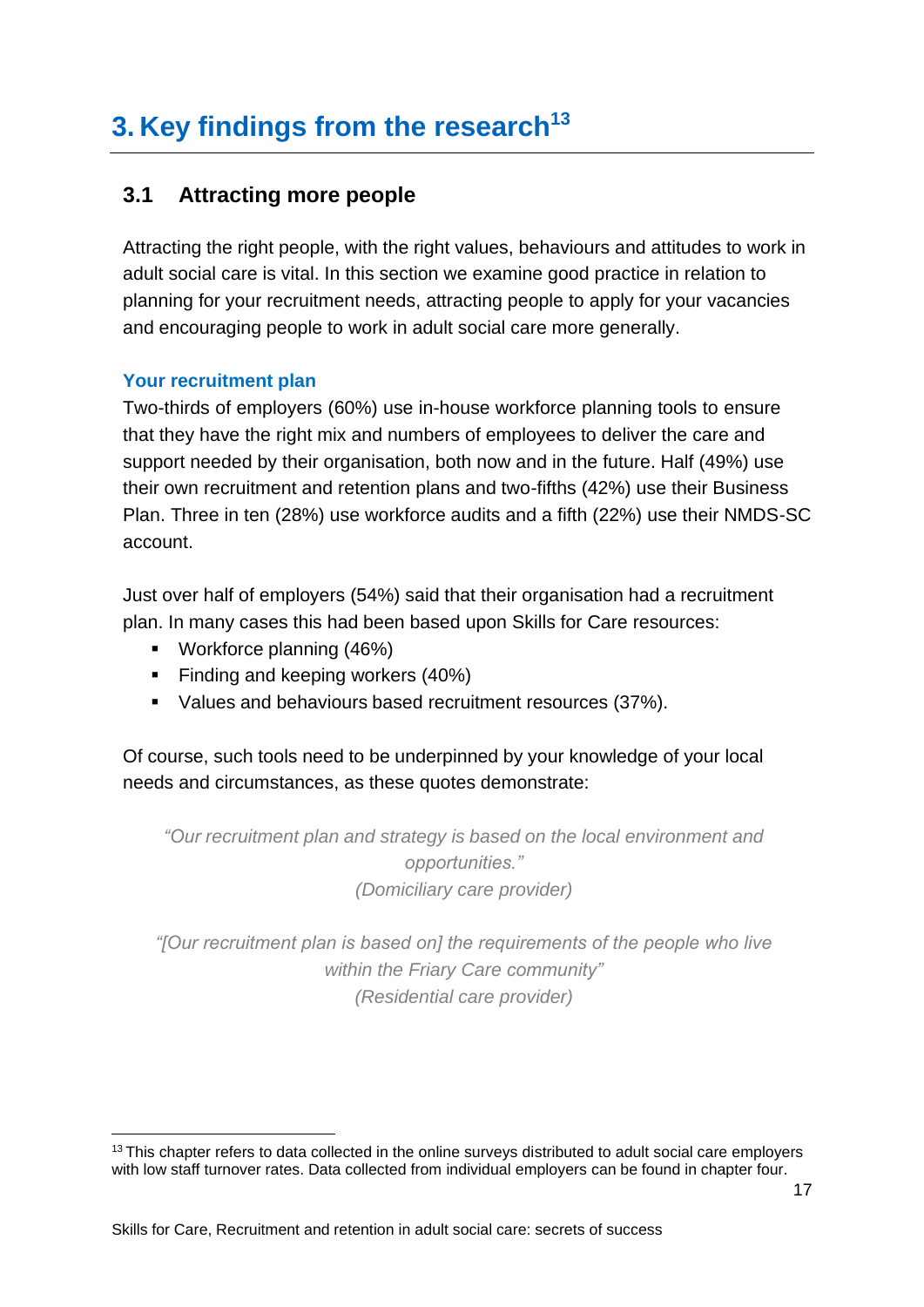# 3. Key findings from the research[13]

## 3.1 Attracting more people

Attracting the right people, with the right values, behaviours and attitudes to work in adult social care is vital. In this section we examine good practice in relation to planning for your recruitment needs, attracting people to apply for your vacancies and encouraging people to work in adult social care more generally.

### Your recruitment plan

Two-thirds of employers (60%) use in-house workforce planning tools to ensure that they have the right mix and numbers of employees to deliver the care and support needed by their organisation, both now and in the future. Half (49%) use their own recruitment and retention plans and two-fifths (42%) use their Business Plan. Three in ten (28%) use workforce audits and a fifth (22%) use their NMDS-SC account.

Just over half of employers (54%) said that their organisation had a recruitment plan. In many cases this had been based upon Skills for Care resources:

- Workforce planning (46%)
- Finding and keeping workers (40%)
- Values and behaviours based recruitment resources (37%).

Of course, such tools need to be underpinned by your knowledge of your local needs and circumstances, as these quotes demonstrate:

*"Our recruitment plan and strategy is based on the local environment and opportunities."*
*(Domiciliary care provider)*

*"[Our recruitment plan is based on] the requirements of the people who live within the Friary Care community"*
*(Residential care provider)*

[13] This chapter refers to data collected in the online surveys distributed to adult social care employers with low staff turnover rates. Data collected from individual employers can be found in chapter four.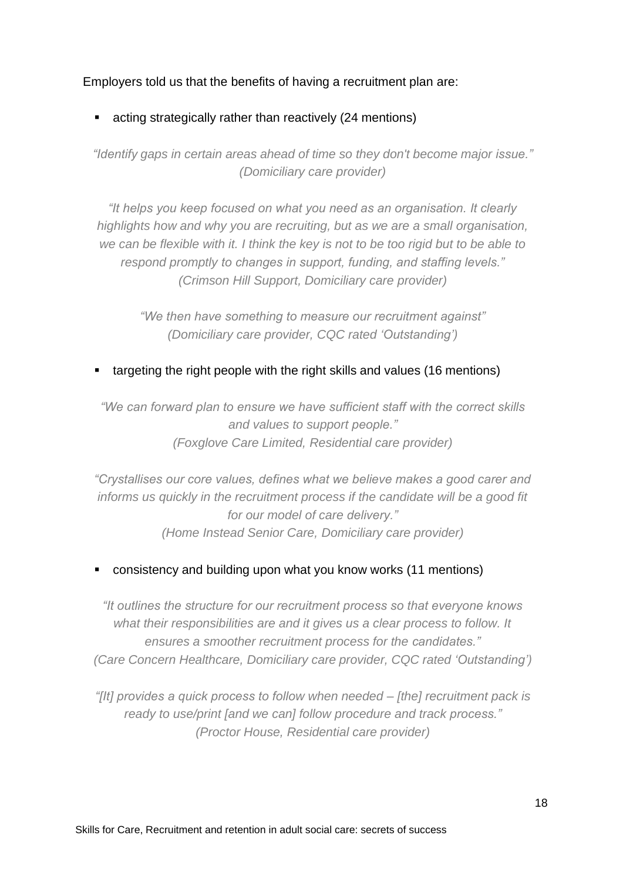Employers told us that the benefits of having a recruitment plan are:

- acting strategically rather than reactively (24 mentions)

*"Identify gaps in certain areas ahead of time so they don't become major issue." (Domiciliary care provider)*

*"It helps you keep focused on what you need as an organisation. It clearly highlights how and why you are recruiting, but as we are a small organisation, we can be flexible with it. I think the key is not to be too rigid but to be able to respond promptly to changes in support, funding, and staffing levels." (Crimson Hill Support, Domiciliary care provider)*

*"We then have something to measure our recruitment against" (Domiciliary care provider, CQC rated 'Outstanding')*

- targeting the right people with the right skills and values (16 mentions)

*"We can forward plan to ensure we have sufficient staff with the correct skills and values to support people." (Foxglove Care Limited, Residential care provider)*

*"Crystallises our core values, defines what we believe makes a good carer and informs us quickly in the recruitment process if the candidate will be a good fit for our model of care delivery." (Home Instead Senior Care, Domiciliary care provider)*

- consistency and building upon what you know works (11 mentions)

*"It outlines the structure for our recruitment process so that everyone knows what their responsibilities are and it gives us a clear process to follow. It ensures a smoother recruitment process for the candidates." (Care Concern Healthcare, Domiciliary care provider, CQC rated 'Outstanding')*

*"[It] provides a quick process to follow when needed – [the] recruitment pack is ready to use/print [and we can] follow procedure and track process." (Proctor House, Residential care provider)*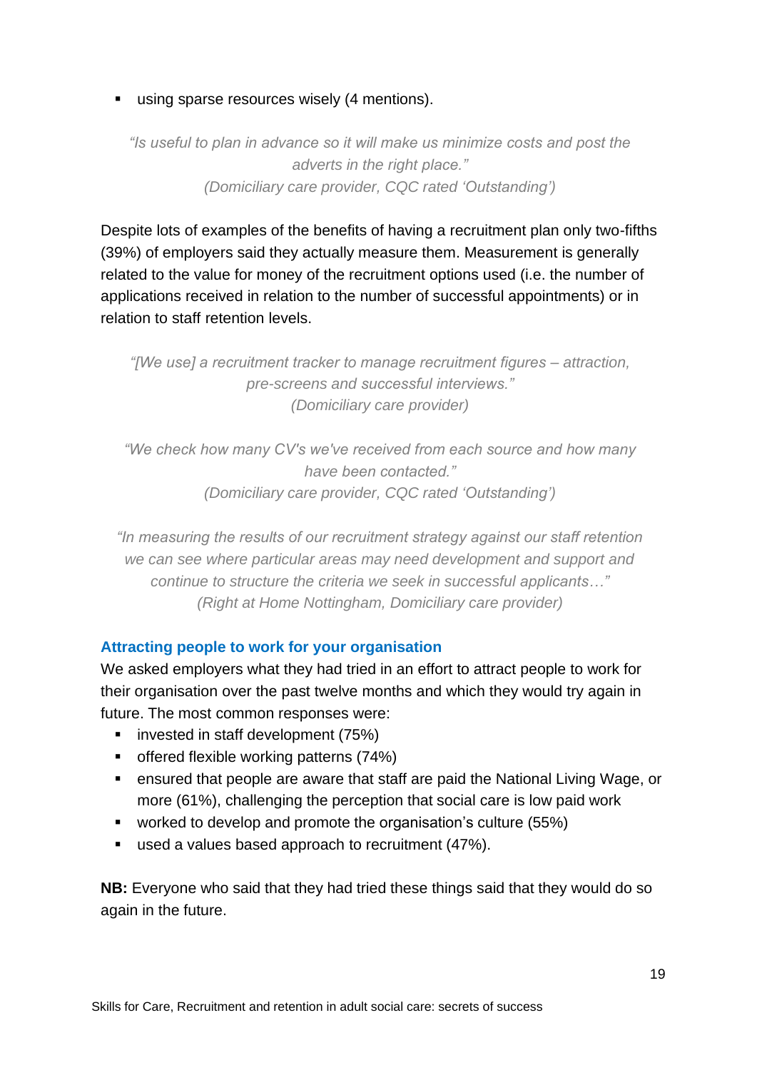- using sparse resources wisely (4 mentions).

> *"Is useful to plan in advance so it will make us minimize costs and post the adverts in the right place."*
> *(Domiciliary care provider, CQC rated 'Outstanding')*

Despite lots of examples of the benefits of having a recruitment plan only two-fifths (39%) of employers said they actually measure them. Measurement is generally related to the value for money of the recruitment options used (i.e. the number of applications received in relation to the number of successful appointments) or in relation to staff retention levels.

> *"[We use] a recruitment tracker to manage recruitment figures – attraction, pre-screens and successful interviews."*
> *(Domiciliary care provider)*

> *"We check how many CV's we've received from each source and how many have been contacted."*
> *(Domiciliary care provider, CQC rated 'Outstanding')*

> *"In measuring the results of our recruitment strategy against our staff retention we can see where particular areas may need development and support and continue to structure the criteria we seek in successful applicants…"*
> *(Right at Home Nottingham, Domiciliary care provider)*

### Attracting people to work for your organisation

We asked employers what they had tried in an effort to attract people to work for their organisation over the past twelve months and which they would try again in future. The most common responses were:

- invested in staff development (75%)
- offered flexible working patterns (74%)
- ensured that people are aware that staff are paid the National Living Wage, or more (61%), challenging the perception that social care is low paid work
- worked to develop and promote the organisation's culture (55%)
- used a values based approach to recruitment (47%).

**NB:** Everyone who said that they had tried these things said that they would do so again in the future.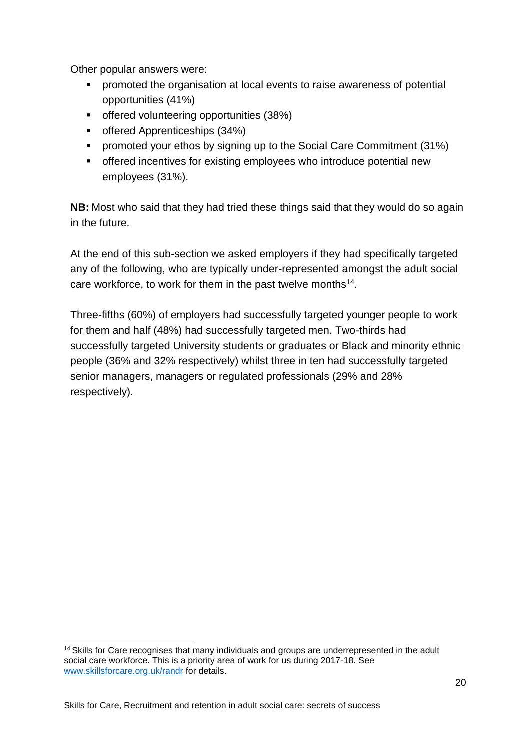Other popular answers were:

- promoted the organisation at local events to raise awareness of potential opportunities (41%)
- offered volunteering opportunities (38%)
- offered Apprenticeships (34%)
- promoted your ethos by signing up to the Social Care Commitment (31%)
- offered incentives for existing employees who introduce potential new employees (31%).

**NB:** Most who said that they had tried these things said that they would do so again in the future.

At the end of this sub-section we asked employers if they had specifically targeted any of the following, who are typically under-represented amongst the adult social care workforce, to work for them in the past twelve months[14].

Three-fifths (60%) of employers had successfully targeted younger people to work for them and half (48%) had successfully targeted men. Two-thirds had successfully targeted University students or graduates or Black and minority ethnic people (36% and 32% respectively) whilst three in ten had successfully targeted senior managers, managers or regulated professionals (29% and 28% respectively).

---

[14] Skills for Care recognises that many individuals and groups are underrepresented in the adult social care workforce. This is a priority area of work for us during 2017-18. See www.skillsforcare.org.uk/randr for details.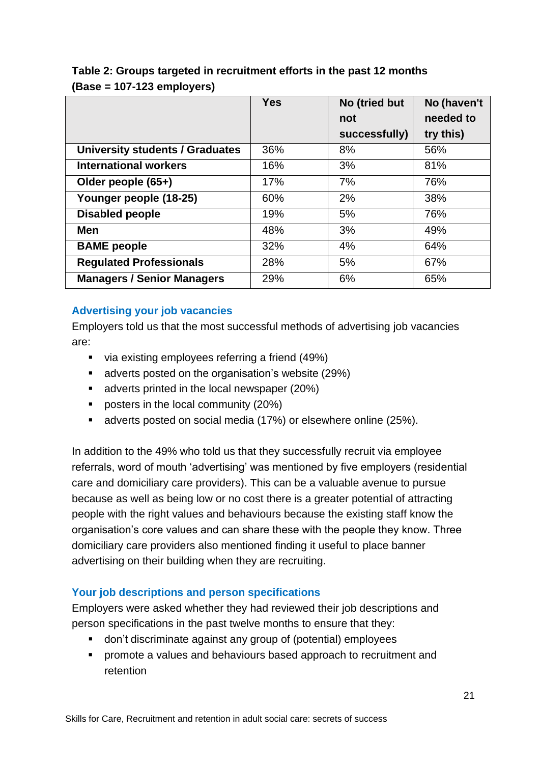**Table 2: Groups targeted in recruitment efforts in the past 12 months (Base = 107-123 employers)**

| | Yes | No (tried but not successfully) | No (haven't needed to try this) |
|---|---|---|---|
| **University students / Graduates** | 36% | 8% | 56% |
| **International workers** | 16% | 3% | 81% |
| **Older people (65+)** | 17% | 7% | 76% |
| **Younger people (18-25)** | 60% | 2% | 38% |
| **Disabled people** | 19% | 5% | 76% |
| **Men** | 48% | 3% | 49% |
| **BAME people** | 32% | 4% | 64% |
| **Regulated Professionals** | 28% | 5% | 67% |
| **Managers / Senior Managers** | 29% | 6% | 65% |

### Advertising your job vacancies

Employers told us that the most successful methods of advertising job vacancies are:

- via existing employees referring a friend (49%)
- adverts posted on the organisation's website (29%)
- adverts printed in the local newspaper (20%)
- posters in the local community (20%)
- adverts posted on social media (17%) or elsewhere online (25%).

In addition to the 49% who told us that they successfully recruit via employee referrals, word of mouth 'advertising' was mentioned by five employers (residential care and domiciliary care providers). This can be a valuable avenue to pursue because as well as being low or no cost there is a greater potential of attracting people with the right values and behaviours because the existing staff know the organisation's core values and can share these with the people they know. Three domiciliary care providers also mentioned finding it useful to place banner advertising on their building when they are recruiting.

### Your job descriptions and person specifications

Employers were asked whether they had reviewed their job descriptions and person specifications in the past twelve months to ensure that they:

- don't discriminate against any group of (potential) employees
- promote a values and behaviours based approach to recruitment and retention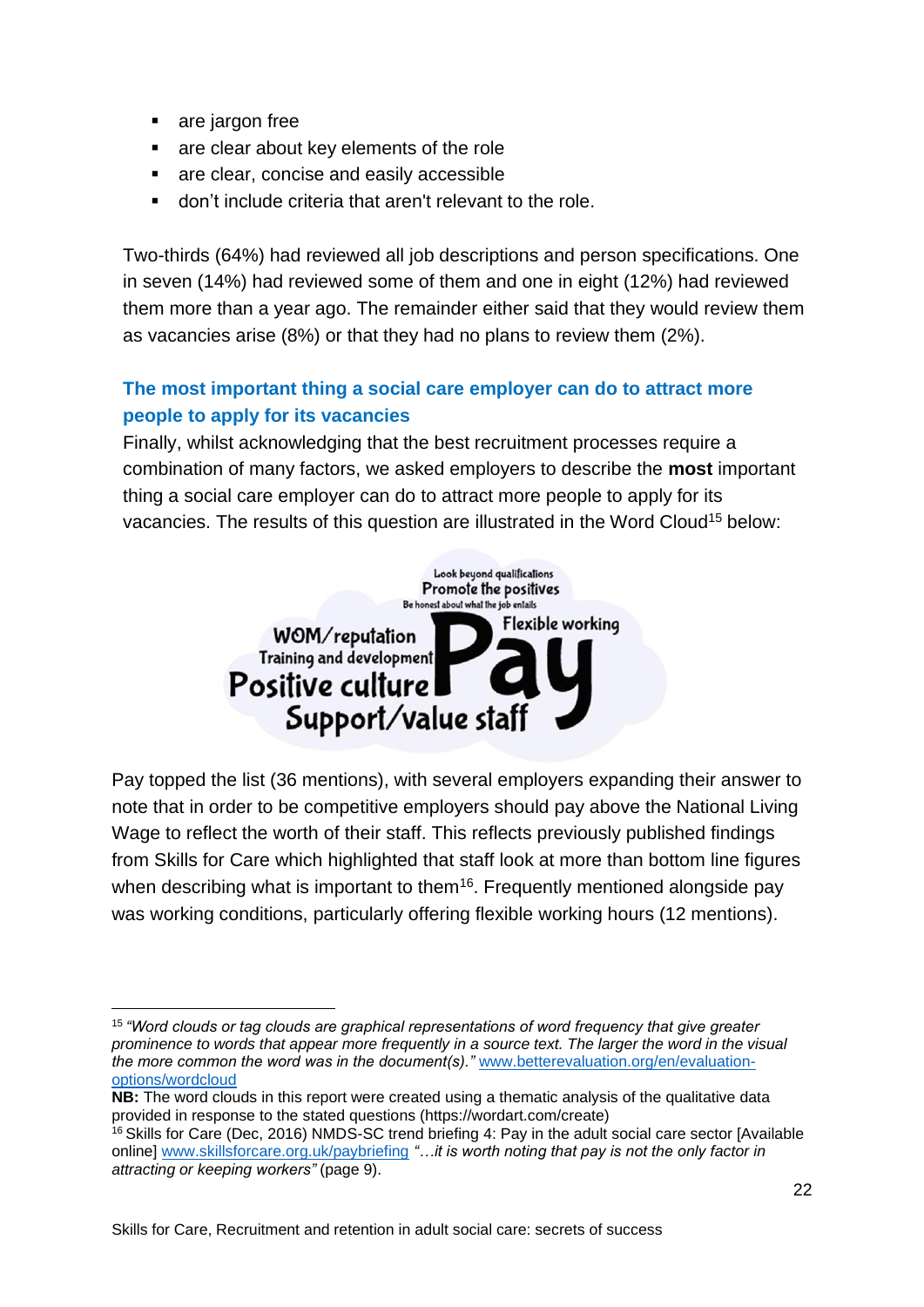- are jargon free
- are clear about key elements of the role
- are clear, concise and easily accessible
- don't include criteria that aren't relevant to the role.

Two-thirds (64%) had reviewed all job descriptions and person specifications. One in seven (14%) had reviewed some of them and one in eight (12%) had reviewed them more than a year ago. The remainder either said that they would review them as vacancies arise (8%) or that they had no plans to review them (2%).

### The most important thing a social care employer can do to attract more people to apply for its vacancies

Finally, whilst acknowledging that the best recruitment processes require a combination of many factors, we asked employers to describe the **most** important thing a social care employer can do to attract more people to apply for its vacancies. The results of this question are illustrated in the Word Cloud[15] below:

Look beyond qualifications
Promote the positives
Be honest about what the job entails
WOM/reputation
Flexible working
Training and development
Pay
Positive culture
Support/value staff

Pay topped the list (36 mentions), with several employers expanding their answer to note that in order to be competitive employers should pay above the National Living Wage to reflect the worth of their staff. This reflects previously published findings from Skills for Care which highlighted that staff look at more than bottom line figures when describing what is important to them[16]. Frequently mentioned alongside pay was working conditions, particularly offering flexible working hours (12 mentions).

---

[15] *"Word clouds or tag clouds are graphical representations of word frequency that give greater prominence to words that appear more frequently in a source text. The larger the word in the visual the more common the word was in the document(s)."* www.betterevaluation.org/en/evaluation-options/wordcloud

**NB:** The word clouds in this report were created using a thematic analysis of the qualitative data provided in response to the stated questions (https://wordart.com/create)

[16] Skills for Care (Dec, 2016) NMDS-SC trend briefing 4: Pay in the adult social care sector [Available online] www.skillsforcare.org.uk/paybriefing *"…it is worth noting that pay is not the only factor in attracting or keeping workers"* (page 9).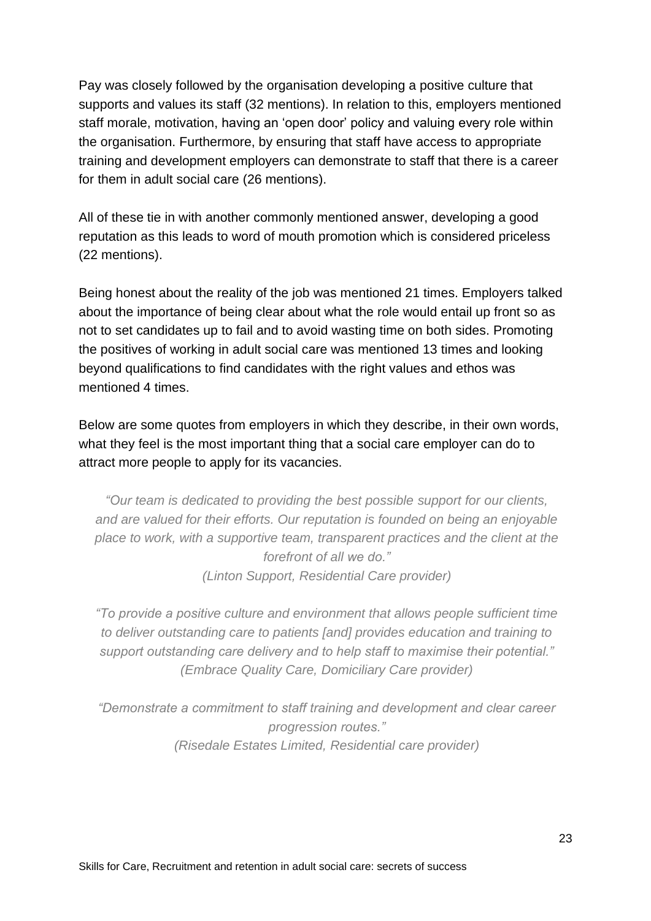Pay was closely followed by the organisation developing a positive culture that supports and values its staff (32 mentions). In relation to this, employers mentioned staff morale, motivation, having an 'open door' policy and valuing every role within the organisation. Furthermore, by ensuring that staff have access to appropriate training and development employers can demonstrate to staff that there is a career for them in adult social care (26 mentions).

All of these tie in with another commonly mentioned answer, developing a good reputation as this leads to word of mouth promotion which is considered priceless (22 mentions).

Being honest about the reality of the job was mentioned 21 times. Employers talked about the importance of being clear about what the role would entail up front so as not to set candidates up to fail and to avoid wasting time on both sides. Promoting the positives of working in adult social care was mentioned 13 times and looking beyond qualifications to find candidates with the right values and ethos was mentioned 4 times.

Below are some quotes from employers in which they describe, in their own words, what they feel is the most important thing that a social care employer can do to attract more people to apply for its vacancies.

> *"Our team is dedicated to providing the best possible support for our clients, and are valued for their efforts. Our reputation is founded on being an enjoyable place to work, with a supportive team, transparent practices and the client at the forefront of all we do."*
> *(Linton Support, Residential Care provider)*

> *"To provide a positive culture and environment that allows people sufficient time to deliver outstanding care to patients [and] provides education and training to support outstanding care delivery and to help staff to maximise their potential."*
> *(Embrace Quality Care, Domiciliary Care provider)*

> *"Demonstrate a commitment to staff training and development and clear career progression routes."*
> *(Risedale Estates Limited, Residential care provider)*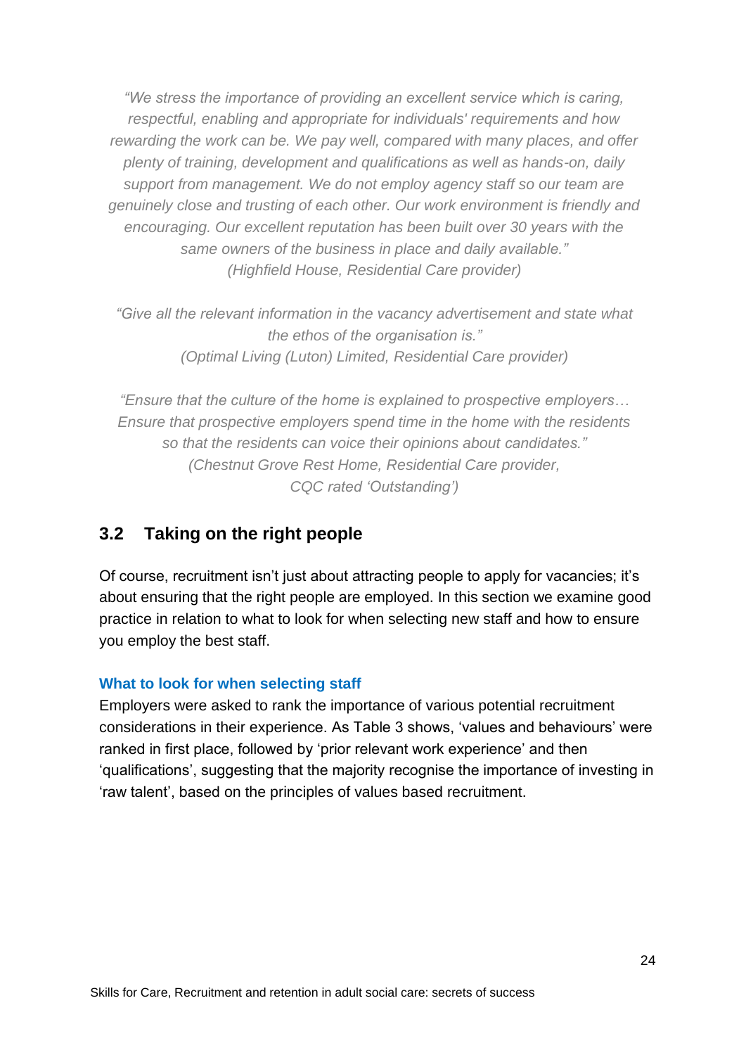*"We stress the importance of providing an excellent service which is caring, respectful, enabling and appropriate for individuals' requirements and how rewarding the work can be. We pay well, compared with many places, and offer plenty of training, development and qualifications as well as hands-on, daily support from management. We do not employ agency staff so our team are genuinely close and trusting of each other. Our work environment is friendly and encouraging. Our excellent reputation has been built over 30 years with the same owners of the business in place and daily available."*
*(Highfield House, Residential Care provider)*

*"Give all the relevant information in the vacancy advertisement and state what the ethos of the organisation is."*
*(Optimal Living (Luton) Limited, Residential Care provider)*

*"Ensure that the culture of the home is explained to prospective employers… Ensure that prospective employers spend time in the home with the residents so that the residents can voice their opinions about candidates."*
*(Chestnut Grove Rest Home, Residential Care provider, CQC rated 'Outstanding')*

## 3.2 Taking on the right people

Of course, recruitment isn't just about attracting people to apply for vacancies; it's about ensuring that the right people are employed. In this section we examine good practice in relation to what to look for when selecting new staff and how to ensure you employ the best staff.

### What to look for when selecting staff

Employers were asked to rank the importance of various potential recruitment considerations in their experience. As Table 3 shows, 'values and behaviours' were ranked in first place, followed by 'prior relevant work experience' and then 'qualifications', suggesting that the majority recognise the importance of investing in 'raw talent', based on the principles of values based recruitment.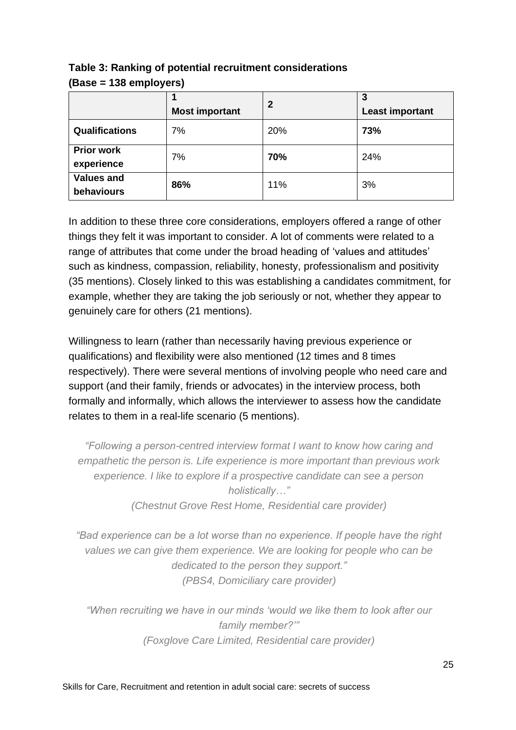**Table 3: Ranking of potential recruitment considerations (Base = 138 employers)**

| | 1 Most important | 2 | 3 Least important |
|---|---|---|---|
| **Qualifications** | 7% | 20% | **73%** |
| **Prior work experience** | 7% | **70%** | 24% |
| **Values and behaviours** | **86%** | 11% | 3% |

In addition to these three core considerations, employers offered a range of other things they felt it was important to consider. A lot of comments were related to a range of attributes that come under the broad heading of 'values and attitudes' such as kindness, compassion, reliability, honesty, professionalism and positivity (35 mentions). Closely linked to this was establishing a candidates commitment, for example, whether they are taking the job seriously or not, whether they appear to genuinely care for others (21 mentions).

Willingness to learn (rather than necessarily having previous experience or qualifications) and flexibility were also mentioned (12 times and 8 times respectively). There were several mentions of involving people who need care and support (and their family, friends or advocates) in the interview process, both formally and informally, which allows the interviewer to assess how the candidate relates to them in a real-life scenario (5 mentions).

*"Following a person-centred interview format I want to know how caring and empathetic the person is. Life experience is more important than previous work experience. I like to explore if a prospective candidate can see a person holistically…"*
*(Chestnut Grove Rest Home, Residential care provider)*

*"Bad experience can be a lot worse than no experience. If people have the right values we can give them experience. We are looking for people who can be dedicated to the person they support."*
*(PBS4, Domiciliary care provider)*

*"When recruiting we have in our minds 'would we like them to look after our family member?'"*
*(Foxglove Care Limited, Residential care provider)*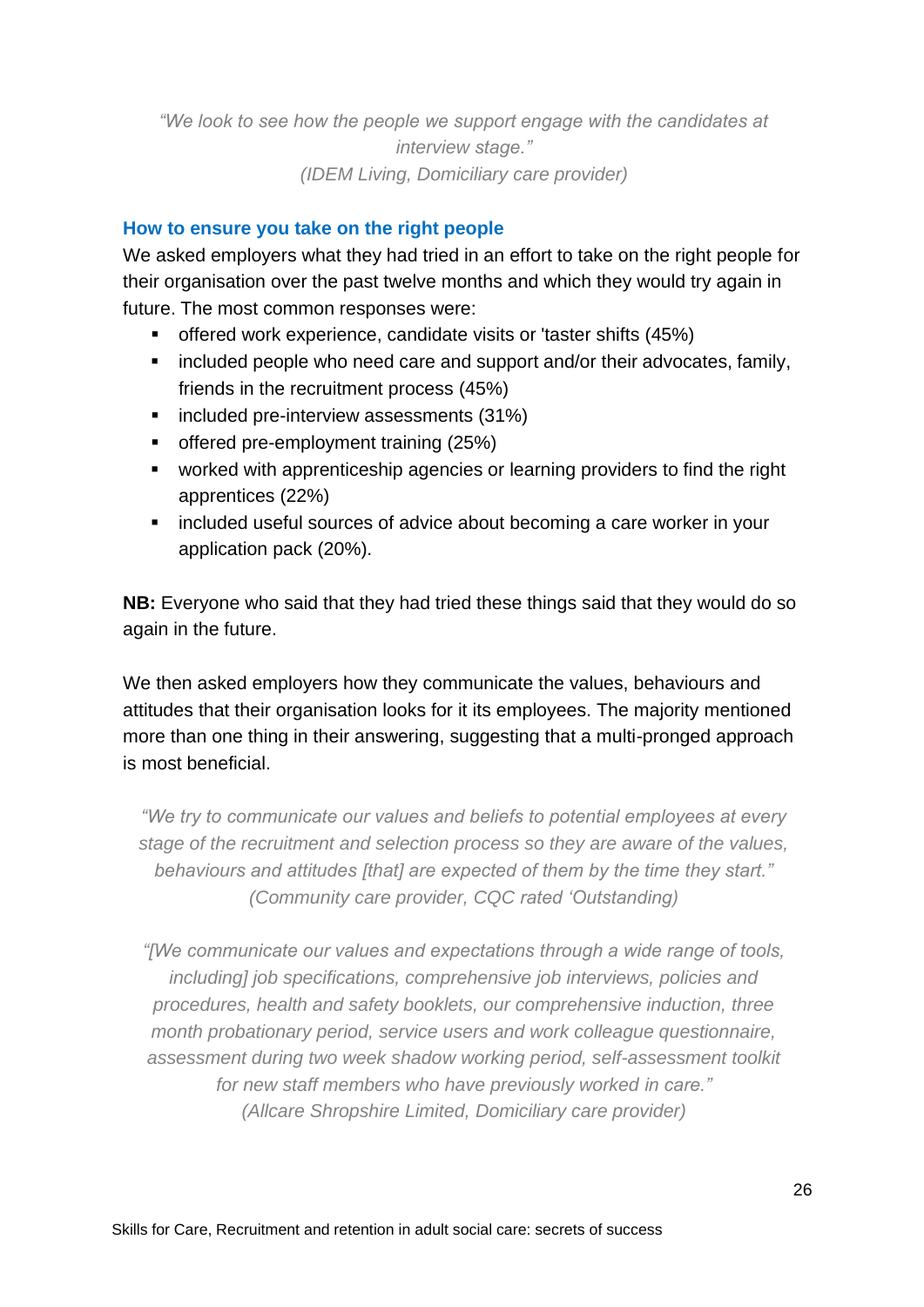> *"We look to see how the people we support engage with the candidates at interview stage."*
> *(IDEM Living, Domiciliary care provider)*

### How to ensure you take on the right people

We asked employers what they had tried in an effort to take on the right people for their organisation over the past twelve months and which they would try again in future. The most common responses were:

- offered work experience, candidate visits or 'taster shifts (45%)
- included people who need care and support and/or their advocates, family, friends in the recruitment process (45%)
- included pre-interview assessments (31%)
- offered pre-employment training (25%)
- worked with apprenticeship agencies or learning providers to find the right apprentices (22%)
- included useful sources of advice about becoming a care worker in your application pack (20%).

**NB:** Everyone who said that they had tried these things said that they would do so again in the future.

We then asked employers how they communicate the values, behaviours and attitudes that their organisation looks for it its employees. The majority mentioned more than one thing in their answering, suggesting that a multi-pronged approach is most beneficial.

> *"We try to communicate our values and beliefs to potential employees at every stage of the recruitment and selection process so they are aware of the values, behaviours and attitudes [that] are expected of them by the time they start."*
> *(Community care provider, CQC rated 'Outstanding)*

> *"[We communicate our values and expectations through a wide range of tools, including] job specifications, comprehensive job interviews, policies and procedures, health and safety booklets, our comprehensive induction, three month probationary period, service users and work colleague questionnaire, assessment during two week shadow working period, self-assessment toolkit for new staff members who have previously worked in care."*
> *(Allcare Shropshire Limited, Domiciliary care provider)*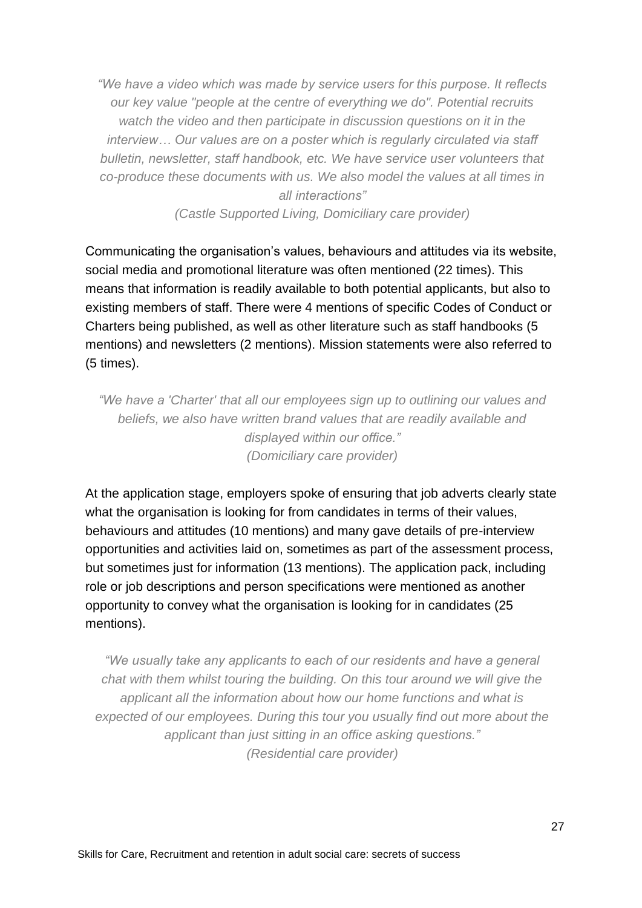*"We have a video which was made by service users for this purpose. It reflects our key value "people at the centre of everything we do". Potential recruits watch the video and then participate in discussion questions on it in the interview… Our values are on a poster which is regularly circulated via staff bulletin, newsletter, staff handbook, etc. We have service user volunteers that co-produce these documents with us. We also model the values at all times in all interactions"*
*(Castle Supported Living, Domiciliary care provider)*

Communicating the organisation's values, behaviours and attitudes via its website, social media and promotional literature was often mentioned (22 times). This means that information is readily available to both potential applicants, but also to existing members of staff. There were 4 mentions of specific Codes of Conduct or Charters being published, as well as other literature such as staff handbooks (5 mentions) and newsletters (2 mentions). Mission statements were also referred to (5 times).

*"We have a 'Charter' that all our employees sign up to outlining our values and beliefs, we also have written brand values that are readily available and displayed within our office."*
*(Domiciliary care provider)*

At the application stage, employers spoke of ensuring that job adverts clearly state what the organisation is looking for from candidates in terms of their values, behaviours and attitudes (10 mentions) and many gave details of pre-interview opportunities and activities laid on, sometimes as part of the assessment process, but sometimes just for information (13 mentions). The application pack, including role or job descriptions and person specifications were mentioned as another opportunity to convey what the organisation is looking for in candidates (25 mentions).

*"We usually take any applicants to each of our residents and have a general chat with them whilst touring the building. On this tour around we will give the applicant all the information about how our home functions and what is expected of our employees. During this tour you usually find out more about the applicant than just sitting in an office asking questions."*
*(Residential care provider)*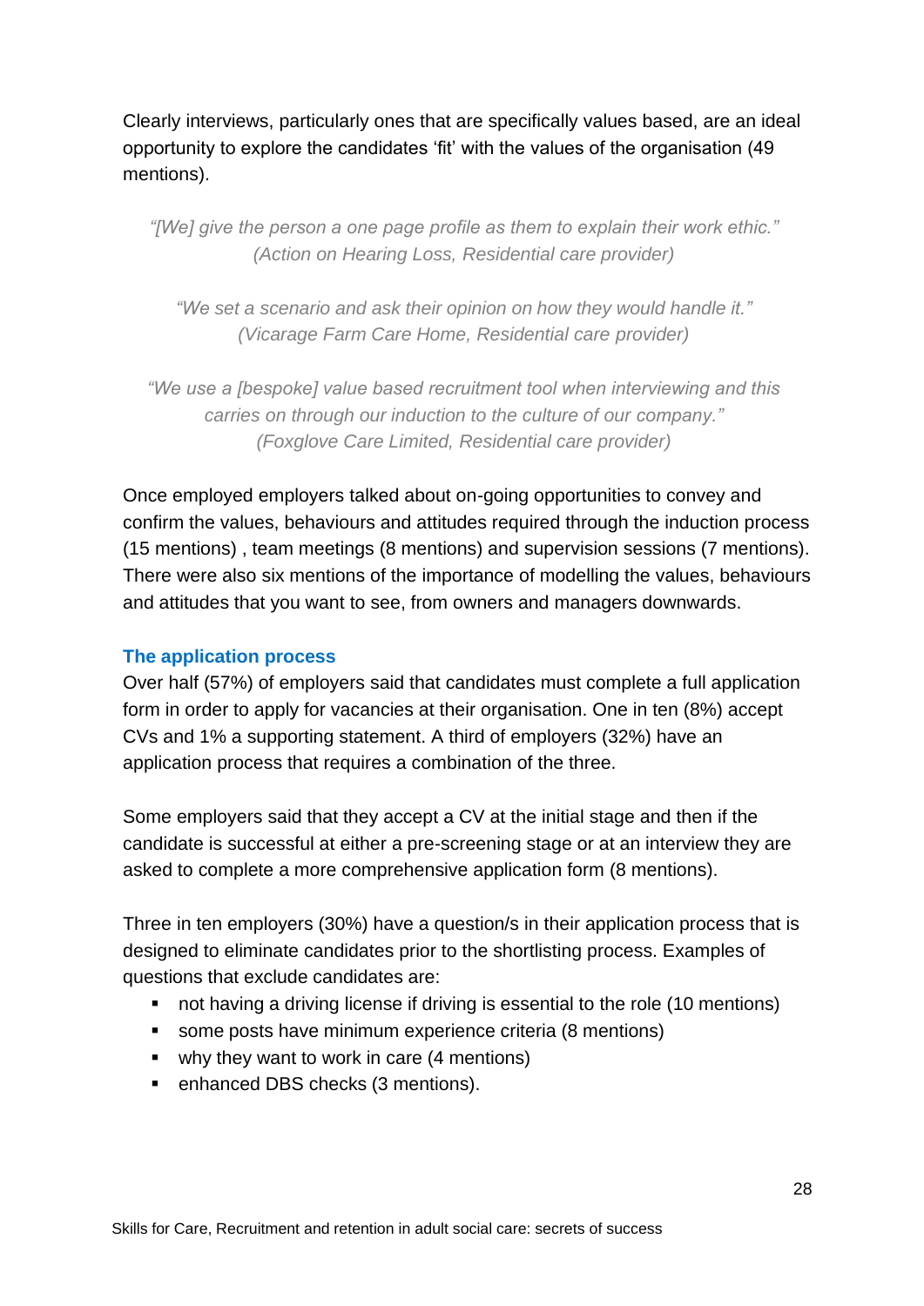Clearly interviews, particularly ones that are specifically values based, are an ideal opportunity to explore the candidates 'fit' with the values of the organisation (49 mentions).

> *"[We] give the person a one page profile as them to explain their work ethic." (Action on Hearing Loss, Residential care provider)*

> *"We set a scenario and ask their opinion on how they would handle it." (Vicarage Farm Care Home, Residential care provider)*

> *"We use a [bespoke] value based recruitment tool when interviewing and this carries on through our induction to the culture of our company." (Foxglove Care Limited, Residential care provider)*

Once employed employers talked about on-going opportunities to convey and confirm the values, behaviours and attitudes required through the induction process (15 mentions) , team meetings (8 mentions) and supervision sessions (7 mentions). There were also six mentions of the importance of modelling the values, behaviours and attitudes that you want to see, from owners and managers downwards.

### The application process

Over half (57%) of employers said that candidates must complete a full application form in order to apply for vacancies at their organisation. One in ten (8%) accept CVs and 1% a supporting statement. A third of employers (32%) have an application process that requires a combination of the three.

Some employers said that they accept a CV at the initial stage and then if the candidate is successful at either a pre-screening stage or at an interview they are asked to complete a more comprehensive application form (8 mentions).

Three in ten employers (30%) have a question/s in their application process that is designed to eliminate candidates prior to the shortlisting process. Examples of questions that exclude candidates are:

- not having a driving license if driving is essential to the role (10 mentions)
- some posts have minimum experience criteria (8 mentions)
- why they want to work in care (4 mentions)
- enhanced DBS checks (3 mentions).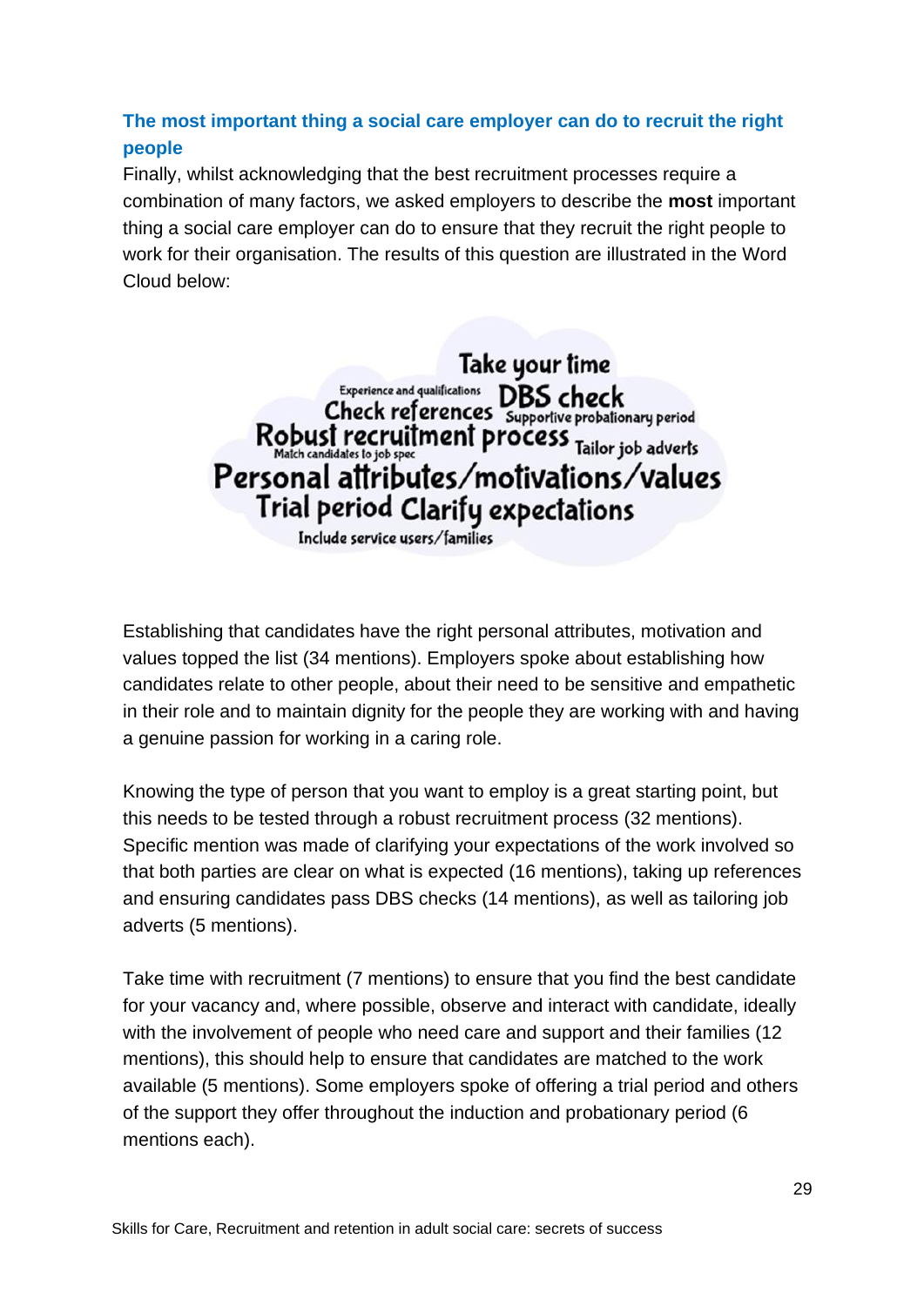### The most important thing a social care employer can do to recruit the right people

Finally, whilst acknowledging that the best recruitment processes require a combination of many factors, we asked employers to describe the **most** important thing a social care employer can do to ensure that they recruit the right people to work for their organisation. The results of this question are illustrated in the Word Cloud below:

Take your time
Experience and qualifications
DBS check
Check references
Supportive probationary period
Robust recruitment process
Match candidates to job spec
Tailor job adverts
Personal attributes/motivations/values
Trial period
Clarify expectations
Include service users/families

Establishing that candidates have the right personal attributes, motivation and values topped the list (34 mentions). Employers spoke about establishing how candidates relate to other people, about their need to be sensitive and empathetic in their role and to maintain dignity for the people they are working with and having a genuine passion for working in a caring role.

Knowing the type of person that you want to employ is a great starting point, but this needs to be tested through a robust recruitment process (32 mentions). Specific mention was made of clarifying your expectations of the work involved so that both parties are clear on what is expected (16 mentions), taking up references and ensuring candidates pass DBS checks (14 mentions), as well as tailoring job adverts (5 mentions).

Take time with recruitment (7 mentions) to ensure that you find the best candidate for your vacancy and, where possible, observe and interact with candidate, ideally with the involvement of people who need care and support and their families (12 mentions), this should help to ensure that candidates are matched to the work available (5 mentions). Some employers spoke of offering a trial period and others of the support they offer throughout the induction and probationary period (6 mentions each).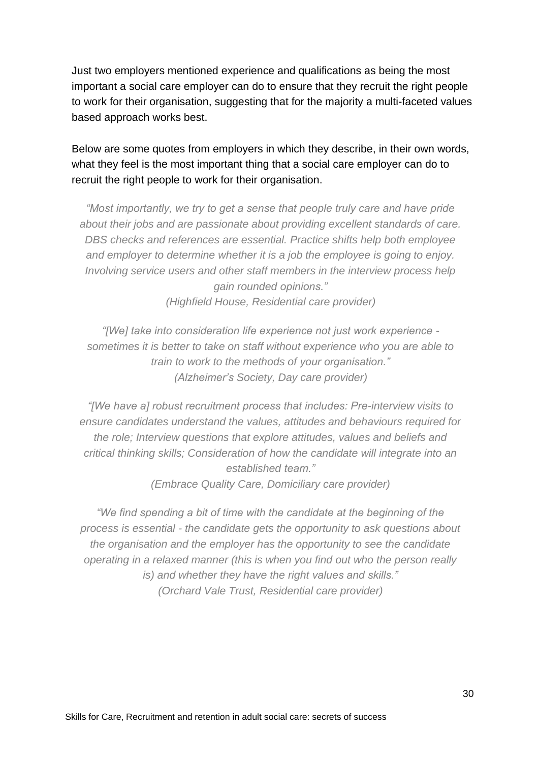Just two employers mentioned experience and qualifications as being the most important a social care employer can do to ensure that they recruit the right people to work for their organisation, suggesting that for the majority a multi-faceted values based approach works best.

Below are some quotes from employers in which they describe, in their own words, what they feel is the most important thing that a social care employer can do to recruit the right people to work for their organisation.

*"Most importantly, we try to get a sense that people truly care and have pride about their jobs and are passionate about providing excellent standards of care. DBS checks and references are essential. Practice shifts help both employee and employer to determine whether it is a job the employee is going to enjoy. Involving service users and other staff members in the interview process help gain rounded opinions."*
*(Highfield House, Residential care provider)*

*"[We] take into consideration life experience not just work experience - sometimes it is better to take on staff without experience who you are able to train to work to the methods of your organisation."*
*(Alzheimer's Society, Day care provider)*

*"[We have a] robust recruitment process that includes: Pre-interview visits to ensure candidates understand the values, attitudes and behaviours required for the role; Interview questions that explore attitudes, values and beliefs and critical thinking skills; Consideration of how the candidate will integrate into an established team."*
*(Embrace Quality Care, Domiciliary care provider)*

*"We find spending a bit of time with the candidate at the beginning of the process is essential - the candidate gets the opportunity to ask questions about the organisation and the employer has the opportunity to see the candidate operating in a relaxed manner (this is when you find out who the person really is) and whether they have the right values and skills."*
*(Orchard Vale Trust, Residential care provider)*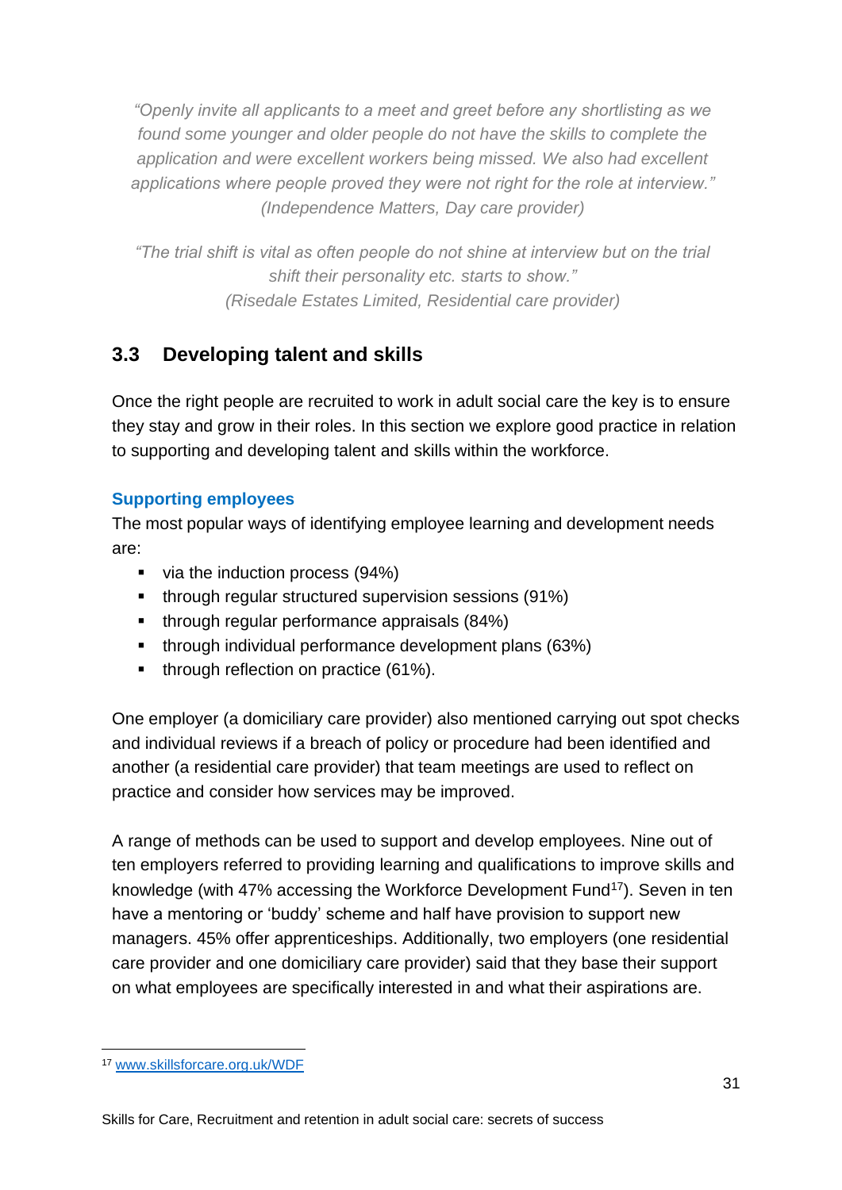*"Openly invite all applicants to a meet and greet before any shortlisting as we found some younger and older people do not have the skills to complete the application and were excellent workers being missed. We also had excellent applications where people proved they were not right for the role at interview."*
*(Independence Matters, Day care provider)*

*"The trial shift is vital as often people do not shine at interview but on the trial shift their personality etc. starts to show."*
*(Risedale Estates Limited, Residential care provider)*

## 3.3 Developing talent and skills

Once the right people are recruited to work in adult social care the key is to ensure they stay and grow in their roles. In this section we explore good practice in relation to supporting and developing talent and skills within the workforce.

### Supporting employees

The most popular ways of identifying employee learning and development needs are:

- via the induction process (94%)
- through regular structured supervision sessions (91%)
- through regular performance appraisals (84%)
- through individual performance development plans (63%)
- through reflection on practice (61%).

One employer (a domiciliary care provider) also mentioned carrying out spot checks and individual reviews if a breach of policy or procedure had been identified and another (a residential care provider) that team meetings are used to reflect on practice and consider how services may be improved.

A range of methods can be used to support and develop employees. Nine out of ten employers referred to providing learning and qualifications to improve skills and knowledge (with 47% accessing the Workforce Development Fund[17]). Seven in ten have a mentoring or 'buddy' scheme and half have provision to support new managers. 45% offer apprenticeships. Additionally, two employers (one residential care provider and one domiciliary care provider) said that they base their support on what employees are specifically interested in and what their aspirations are.

---

[17] www.skillsforcare.org.uk/WDF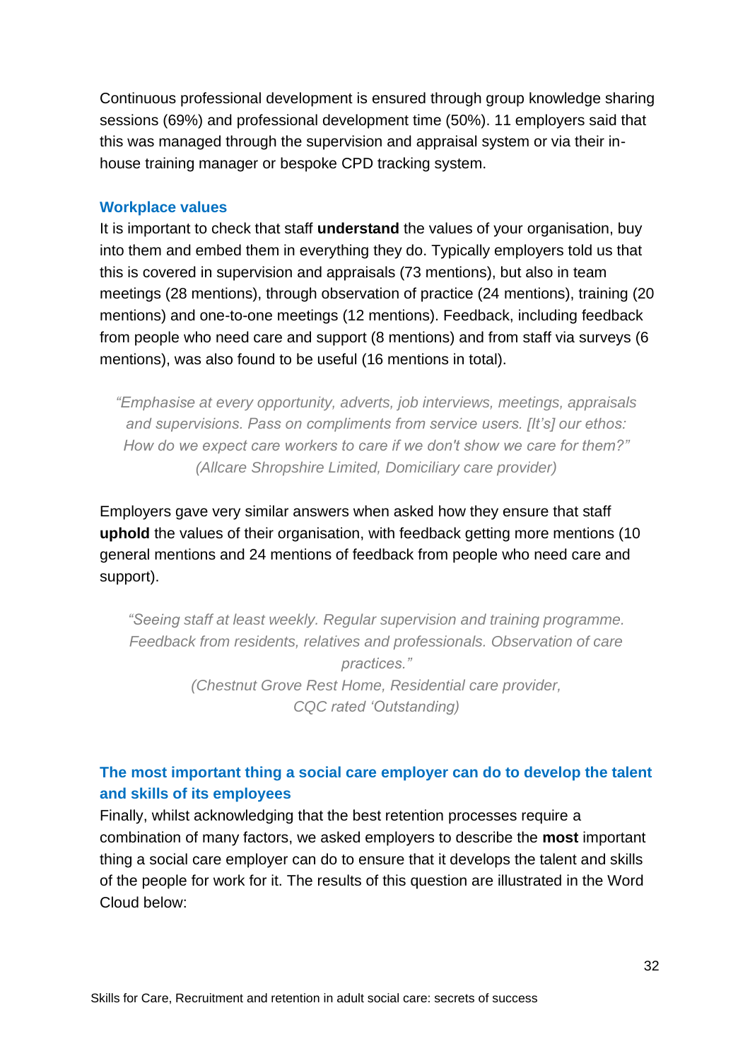Continuous professional development is ensured through group knowledge sharing sessions (69%) and professional development time (50%). 11 employers said that this was managed through the supervision and appraisal system or via their in-house training manager or bespoke CPD tracking system.

### Workplace values

It is important to check that staff **understand** the values of your organisation, buy into them and embed them in everything they do. Typically employers told us that this is covered in supervision and appraisals (73 mentions), but also in team meetings (28 mentions), through observation of practice (24 mentions), training (20 mentions) and one-to-one meetings (12 mentions). Feedback, including feedback from people who need care and support (8 mentions) and from staff via surveys (6 mentions), was also found to be useful (16 mentions in total).

> *"Emphasise at every opportunity, adverts, job interviews, meetings, appraisals and supervisions. Pass on compliments from service users. [It's] our ethos: How do we expect care workers to care if we don't show we care for them?"*
> *(Allcare Shropshire Limited, Domiciliary care provider)*

Employers gave very similar answers when asked how they ensure that staff **uphold** the values of their organisation, with feedback getting more mentions (10 general mentions and 24 mentions of feedback from people who need care and support).

> *"Seeing staff at least weekly. Regular supervision and training programme. Feedback from residents, relatives and professionals. Observation of care practices."*
> *(Chestnut Grove Rest Home, Residential care provider, CQC rated 'Outstanding)*

### The most important thing a social care employer can do to develop the talent and skills of its employees

Finally, whilst acknowledging that the best retention processes require a combination of many factors, we asked employers to describe the **most** important thing a social care employer can do to ensure that it develops the talent and skills of the people for work for it. The results of this question are illustrated in the Word Cloud below: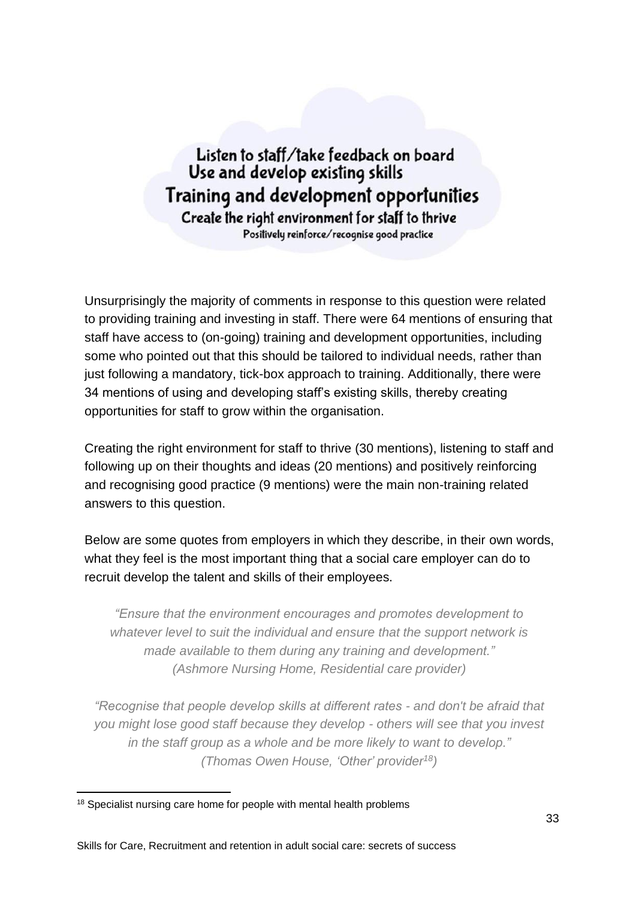Listen to staff/take feedback on board
Use and develop existing skills
Training and development opportunities
Create the right environment for staff to thrive
Positively reinforce/recognise good practice

Unsurprisingly the majority of comments in response to this question were related to providing training and investing in staff. There were 64 mentions of ensuring that staff have access to (on-going) training and development opportunities, including some who pointed out that this should be tailored to individual needs, rather than just following a mandatory, tick-box approach to training. Additionally, there were 34 mentions of using and developing staff's existing skills, thereby creating opportunities for staff to grow within the organisation.

Creating the right environment for staff to thrive (30 mentions), listening to staff and following up on their thoughts and ideas (20 mentions) and positively reinforcing and recognising good practice (9 mentions) were the main non-training related answers to this question.

Below are some quotes from employers in which they describe, in their own words, what they feel is the most important thing that a social care employer can do to recruit develop the talent and skills of their employees.

*"Ensure that the environment encourages and promotes development to whatever level to suit the individual and ensure that the support network is made available to them during any training and development."*
*(Ashmore Nursing Home, Residential care provider)*

*"Recognise that people develop skills at different rates - and don't be afraid that you might lose good staff because they develop - others will see that you invest in the staff group as a whole and be more likely to want to develop."*
*(Thomas Owen House, 'Other' provider[18])*

[18] Specialist nursing care home for people with mental health problems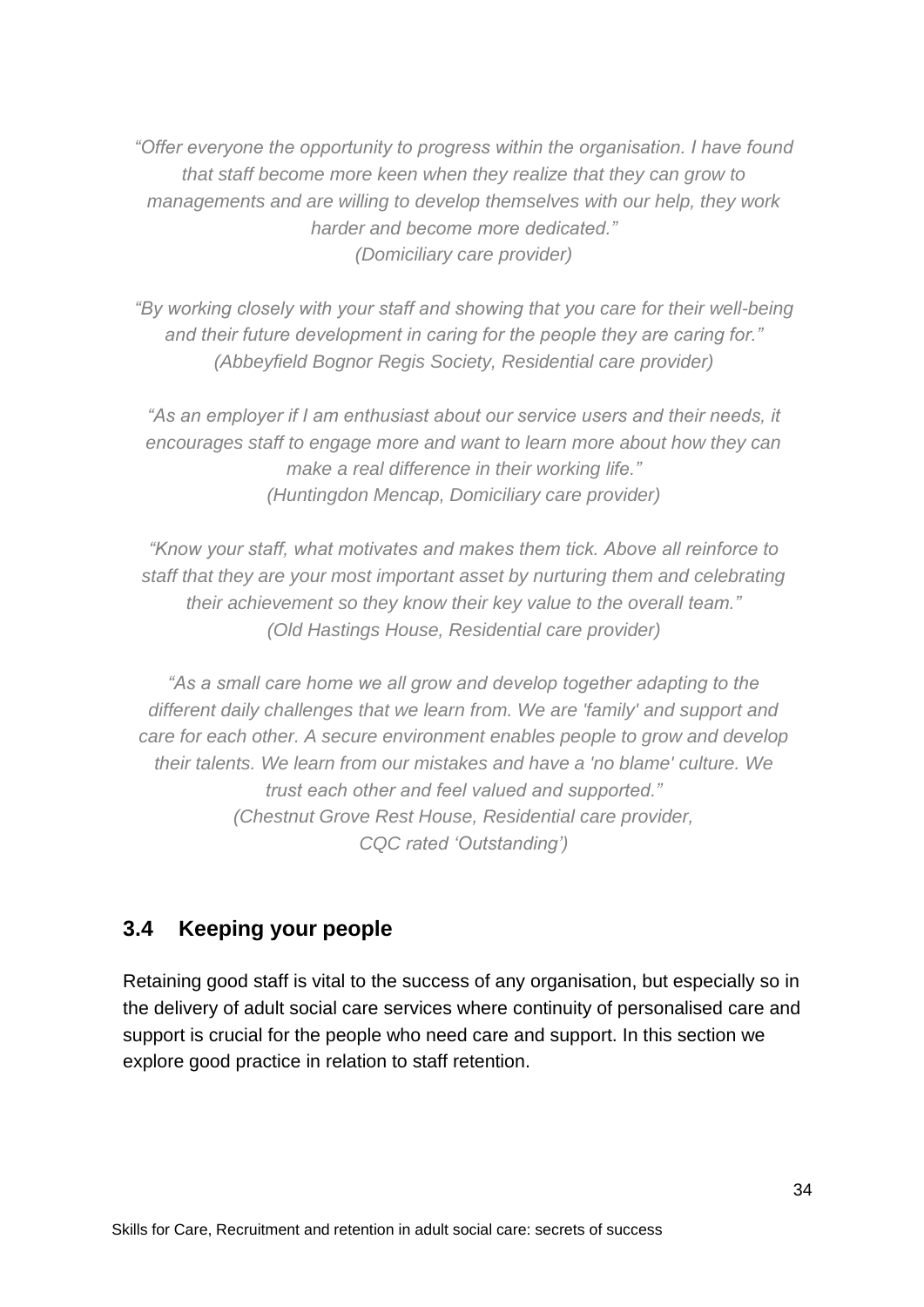*"Offer everyone the opportunity to progress within the organisation. I have found that staff become more keen when they realize that they can grow to managements and are willing to develop themselves with our help, they work harder and become more dedicated."*
*(Domiciliary care provider)*

*"By working closely with your staff and showing that you care for their well-being and their future development in caring for the people they are caring for."*
*(Abbeyfield Bognor Regis Society, Residential care provider)*

*"As an employer if I am enthusiast about our service users and their needs, it encourages staff to engage more and want to learn more about how they can make a real difference in their working life."*
*(Huntingdon Mencap, Domiciliary care provider)*

*"Know your staff, what motivates and makes them tick. Above all reinforce to staff that they are your most important asset by nurturing them and celebrating their achievement so they know their key value to the overall team."*
*(Old Hastings House, Residential care provider)*

*"As a small care home we all grow and develop together adapting to the different daily challenges that we learn from. We are 'family' and support and care for each other. A secure environment enables people to grow and develop their talents. We learn from our mistakes and have a 'no blame' culture. We trust each other and feel valued and supported."*
*(Chestnut Grove Rest House, Residential care provider, CQC rated 'Outstanding')*

### 3.4 Keeping your people

Retaining good staff is vital to the success of any organisation, but especially so in the delivery of adult social care services where continuity of personalised care and support is crucial for the people who need care and support. In this section we explore good practice in relation to staff retention.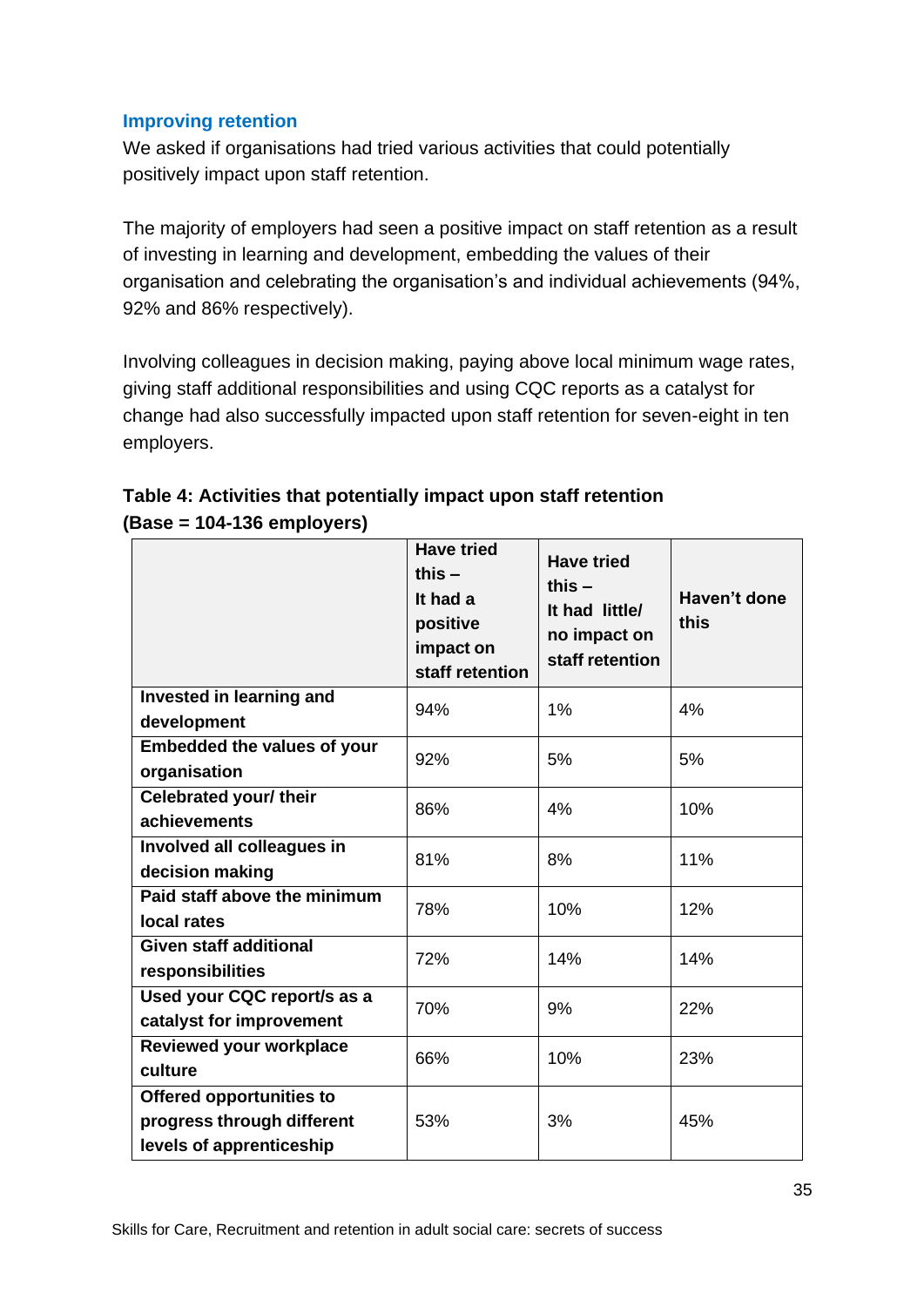### Improving retention

We asked if organisations had tried various activities that could potentially positively impact upon staff retention.

The majority of employers had seen a positive impact on staff retention as a result of investing in learning and development, embedding the values of their organisation and celebrating the organisation's and individual achievements (94%, 92% and 86% respectively).

Involving colleagues in decision making, paying above local minimum wage rates, giving staff additional responsibilities and using CQC reports as a catalyst for change had also successfully impacted upon staff retention for seven-eight in ten employers.

**Table 4: Activities that potentially impact upon staff retention (Base = 104-136 employers)**

| | Have tried this – It had a positive impact on staff retention | Have tried this – It had little/ no impact on staff retention | Haven't done this |
|---|---|---|---|
| **Invested in learning and development** | 94% | 1% | 4% |
| **Embedded the values of your organisation** | 92% | 5% | 5% |
| **Celebrated your/ their achievements** | 86% | 4% | 10% |
| **Involved all colleagues in decision making** | 81% | 8% | 11% |
| **Paid staff above the minimum local rates** | 78% | 10% | 12% |
| **Given staff additional responsibilities** | 72% | 14% | 14% |
| **Used your CQC report/s as a catalyst for improvement** | 70% | 9% | 22% |
| **Reviewed your workplace culture** | 66% | 10% | 23% |
| **Offered opportunities to progress through different levels of apprenticeship** | 53% | 3% | 45% |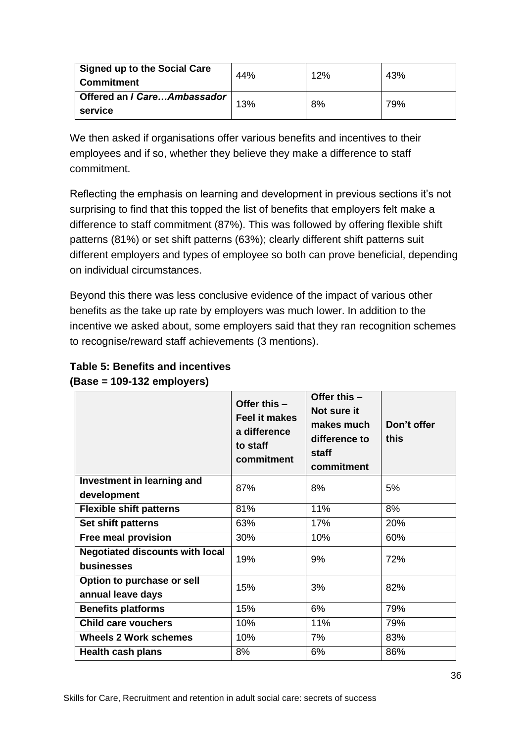| | | | |
|---|---|---|---|
| **Signed up to the Social Care Commitment** | 44% | 12% | 43% |
| **Offered an *I Care…Ambassador* service** | 13% | 8% | 79% |

We then asked if organisations offer various benefits and incentives to their employees and if so, whether they believe they make a difference to staff commitment.

Reflecting the emphasis on learning and development in previous sections it's not surprising to find that this topped the list of benefits that employers felt make a difference to staff commitment (87%). This was followed by offering flexible shift patterns (81%) or set shift patterns (63%); clearly different shift patterns suit different employers and types of employee so both can prove beneficial, depending on individual circumstances.

Beyond this there was less conclusive evidence of the impact of various other benefits as the take up rate by employers was much lower. In addition to the incentive we asked about, some employers said that they ran recognition schemes to recognise/reward staff achievements (3 mentions).

**Table 5: Benefits and incentives (Base = 109-132 employers)**

| | Offer this – Feel it makes a difference to staff commitment | Offer this – Not sure it makes much difference to staff commitment | Don't offer this |
|---|---|---|---|
| **Investment in learning and development** | 87% | 8% | 5% |
| **Flexible shift patterns** | 81% | 11% | 8% |
| **Set shift patterns** | 63% | 17% | 20% |
| **Free meal provision** | 30% | 10% | 60% |
| **Negotiated discounts with local businesses** | 19% | 9% | 72% |
| **Option to purchase or sell annual leave days** | 15% | 3% | 82% |
| **Benefits platforms** | 15% | 6% | 79% |
| **Child care vouchers** | 10% | 11% | 79% |
| **Wheels 2 Work schemes** | 10% | 7% | 83% |
| **Health cash plans** | 8% | 6% | 86% |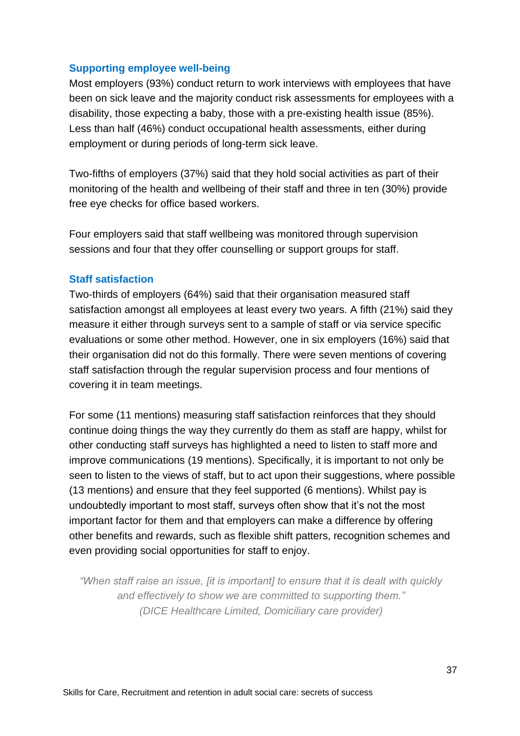### Supporting employee well-being

Most employers (93%) conduct return to work interviews with employees that have been on sick leave and the majority conduct risk assessments for employees with a disability, those expecting a baby, those with a pre-existing health issue (85%). Less than half (46%) conduct occupational health assessments, either during employment or during periods of long-term sick leave.

Two-fifths of employers (37%) said that they hold social activities as part of their monitoring of the health and wellbeing of their staff and three in ten (30%) provide free eye checks for office based workers.

Four employers said that staff wellbeing was monitored through supervision sessions and four that they offer counselling or support groups for staff.

### Staff satisfaction

Two-thirds of employers (64%) said that their organisation measured staff satisfaction amongst all employees at least every two years. A fifth (21%) said they measure it either through surveys sent to a sample of staff or via service specific evaluations or some other method. However, one in six employers (16%) said that their organisation did not do this formally. There were seven mentions of covering staff satisfaction through the regular supervision process and four mentions of covering it in team meetings.

For some (11 mentions) measuring staff satisfaction reinforces that they should continue doing things the way they currently do them as staff are happy, whilst for other conducting staff surveys has highlighted a need to listen to staff more and improve communications (19 mentions). Specifically, it is important to not only be seen to listen to the views of staff, but to act upon their suggestions, where possible (13 mentions) and ensure that they feel supported (6 mentions). Whilst pay is undoubtedly important to most staff, surveys often show that it's not the most important factor for them and that employers can make a difference by offering other benefits and rewards, such as flexible shift patters, recognition schemes and even providing social opportunities for staff to enjoy.

> *"When staff raise an issue, [it is important] to ensure that it is dealt with quickly and effectively to show we are committed to supporting them."*
> *(DICE Healthcare Limited, Domiciliary care provider)*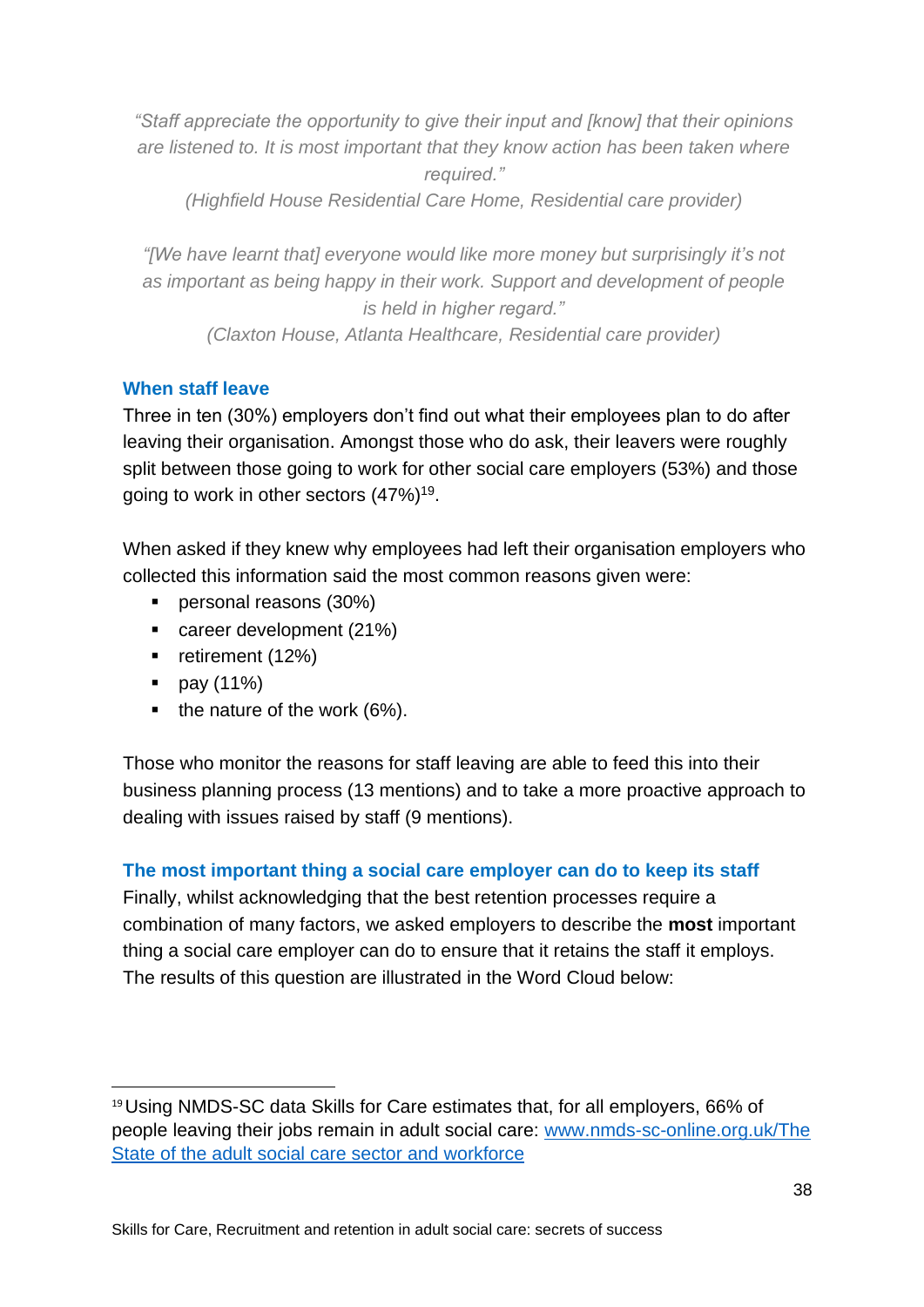*"Staff appreciate the opportunity to give their input and [know] that their opinions are listened to. It is most important that they know action has been taken where required."*
*(Highfield House Residential Care Home, Residential care provider)*

*"[We have learnt that] everyone would like more money but surprisingly it's not as important as being happy in their work. Support and development of people is held in higher regard."*
*(Claxton House, Atlanta Healthcare, Residential care provider)*

### When staff leave

Three in ten (30%) employers don't find out what their employees plan to do after leaving their organisation. Amongst those who do ask, their leavers were roughly split between those going to work for other social care employers (53%) and those going to work in other sectors (47%)[19].

When asked if they knew why employees had left their organisation employers who collected this information said the most common reasons given were:

- personal reasons (30%)
- career development (21%)
- retirement (12%)
- pay (11%)
- the nature of the work (6%).

Those who monitor the reasons for staff leaving are able to feed this into their business planning process (13 mentions) and to take a more proactive approach to dealing with issues raised by staff (9 mentions).

### The most important thing a social care employer can do to keep its staff

Finally, whilst acknowledging that the best retention processes require a combination of many factors, we asked employers to describe the **most** important thing a social care employer can do to ensure that it retains the staff it employs. The results of this question are illustrated in the Word Cloud below:

---

[19] Using NMDS-SC data Skills for Care estimates that, for all employers, 66% of people leaving their jobs remain in adult social care: [www.nmds-sc-online.org.uk/The State of the adult social care sector and workforce](www.nmds-sc-online.org.uk/The State of the adult social care sector and workforce)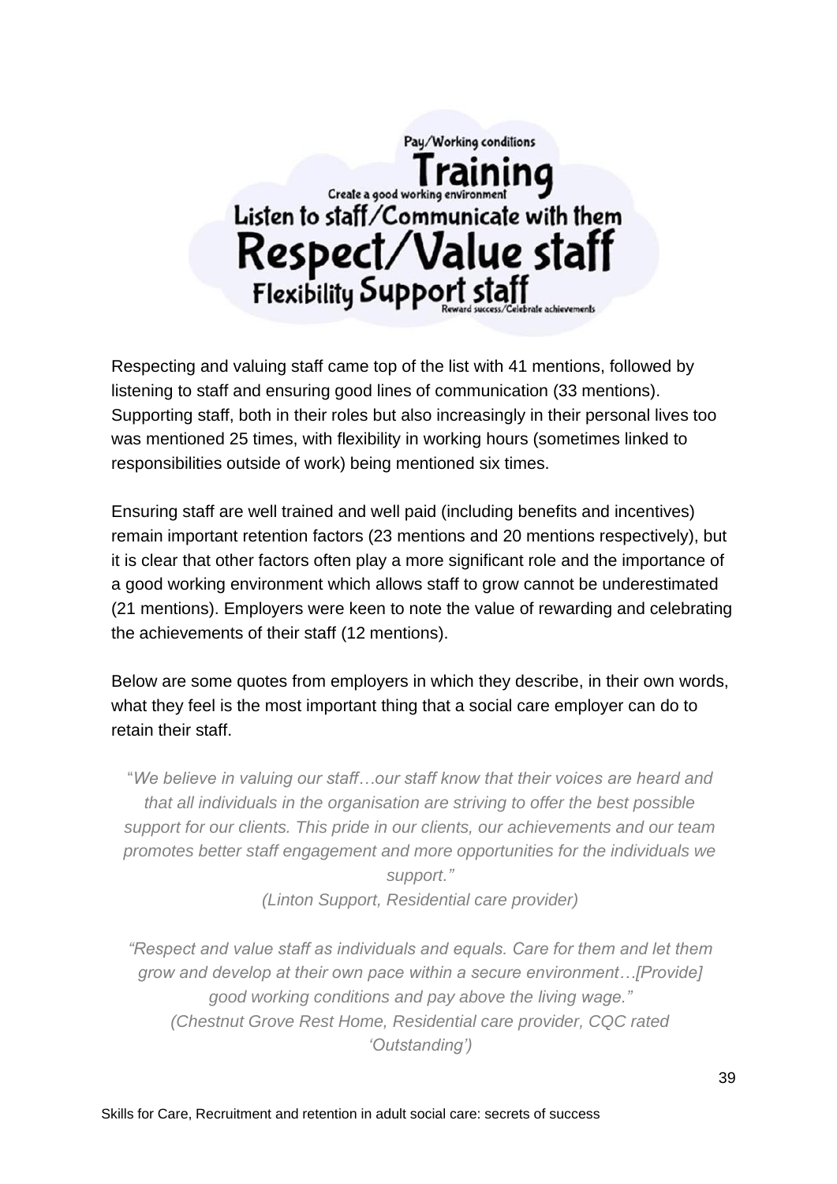Pay/Working conditions

Training

Create a good working environment

Listen to staff/Communicate with them

Respect/Value staff

Flexibility Support staff

Reward success/Celebrate achievements

Respecting and valuing staff came top of the list with 41 mentions, followed by listening to staff and ensuring good lines of communication (33 mentions). Supporting staff, both in their roles but also increasingly in their personal lives too was mentioned 25 times, with flexibility in working hours (sometimes linked to responsibilities outside of work) being mentioned six times.

Ensuring staff are well trained and well paid (including benefits and incentives) remain important retention factors (23 mentions and 20 mentions respectively), but it is clear that other factors often play a more significant role and the importance of a good working environment which allows staff to grow cannot be underestimated (21 mentions). Employers were keen to note the value of rewarding and celebrating the achievements of their staff (12 mentions).

Below are some quotes from employers in which they describe, in their own words, what they feel is the most important thing that a social care employer can do to retain their staff.

> "*We believe in valuing our staff…our staff know that their voices are heard and that all individuals in the organisation are striving to offer the best possible support for our clients. This pride in our clients, our achievements and our team promotes better staff engagement and more opportunities for the individuals we support.*"
>
> *(Linton Support, Residential care provider)*

> *"Respect and value staff as individuals and equals. Care for them and let them grow and develop at their own pace within a secure environment…[Provide] good working conditions and pay above the living wage."*
>
> *(Chestnut Grove Rest Home, Residential care provider, CQC rated 'Outstanding')*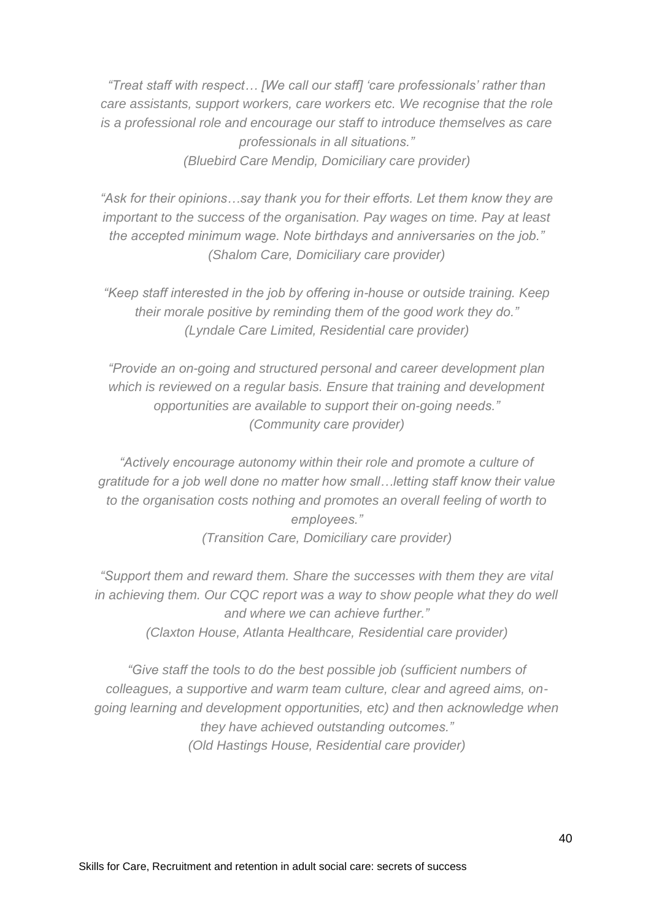*"Treat staff with respect… [We call our staff] 'care professionals' rather than care assistants, support workers, care workers etc. We recognise that the role is a professional role and encourage our staff to introduce themselves as care professionals in all situations."*
*(Bluebird Care Mendip, Domiciliary care provider)*

*"Ask for their opinions…say thank you for their efforts. Let them know they are important to the success of the organisation. Pay wages on time. Pay at least the accepted minimum wage. Note birthdays and anniversaries on the job."*
*(Shalom Care, Domiciliary care provider)*

*"Keep staff interested in the job by offering in-house or outside training. Keep their morale positive by reminding them of the good work they do."*
*(Lyndale Care Limited, Residential care provider)*

*"Provide an on-going and structured personal and career development plan which is reviewed on a regular basis. Ensure that training and development opportunities are available to support their on-going needs."*
*(Community care provider)*

*"Actively encourage autonomy within their role and promote a culture of gratitude for a job well done no matter how small…letting staff know their value to the organisation costs nothing and promotes an overall feeling of worth to employees."*
*(Transition Care, Domiciliary care provider)*

*"Support them and reward them. Share the successes with them they are vital in achieving them. Our CQC report was a way to show people what they do well and where we can achieve further."*
*(Claxton House, Atlanta Healthcare, Residential care provider)*

*"Give staff the tools to do the best possible job (sufficient numbers of colleagues, a supportive and warm team culture, clear and agreed aims, on-going learning and development opportunities, etc) and then acknowledge when they have achieved outstanding outcomes."*
*(Old Hastings House, Residential care provider)*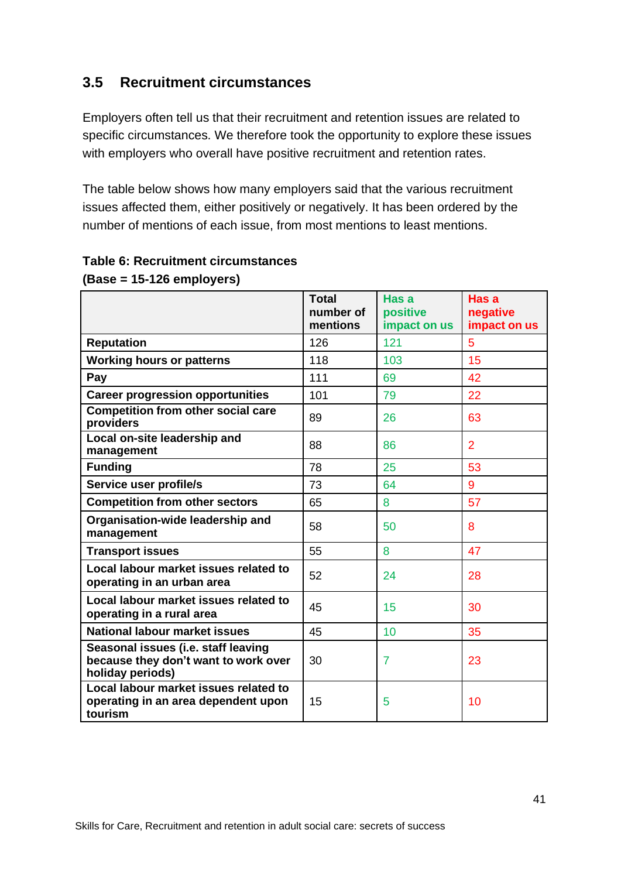## 3.5 Recruitment circumstances

Employers often tell us that their recruitment and retention issues are related to specific circumstances. We therefore took the opportunity to explore these issues with employers who overall have positive recruitment and retention rates.

The table below shows how many employers said that the various recruitment issues affected them, either positively or negatively. It has been ordered by the number of mentions of each issue, from most mentions to least mentions.

**Table 6: Recruitment circumstances**
**(Base = 15-126 employers)**

| | Total number of mentions | Has a positive impact on us | Has a negative impact on us |
|---|---|---|---|
| **Reputation** | 126 | 121 | 5 |
| **Working hours or patterns** | 118 | 103 | 15 |
| **Pay** | 111 | 69 | 42 |
| **Career progression opportunities** | 101 | 79 | 22 |
| **Competition from other social care providers** | 89 | 26 | 63 |
| **Local on-site leadership and management** | 88 | 86 | 2 |
| **Funding** | 78 | 25 | 53 |
| **Service user profile/s** | 73 | 64 | 9 |
| **Competition from other sectors** | 65 | 8 | 57 |
| **Organisation-wide leadership and management** | 58 | 50 | 8 |
| **Transport issues** | 55 | 8 | 47 |
| **Local labour market issues related to operating in an urban area** | 52 | 24 | 28 |
| **Local labour market issues related to operating in a rural area** | 45 | 15 | 30 |
| **National labour market issues** | 45 | 10 | 35 |
| **Seasonal issues (i.e. staff leaving because they don't want to work over holiday periods)** | 30 | 7 | 23 |
| **Local labour market issues related to operating in an area dependent upon tourism** | 15 | 5 | 10 |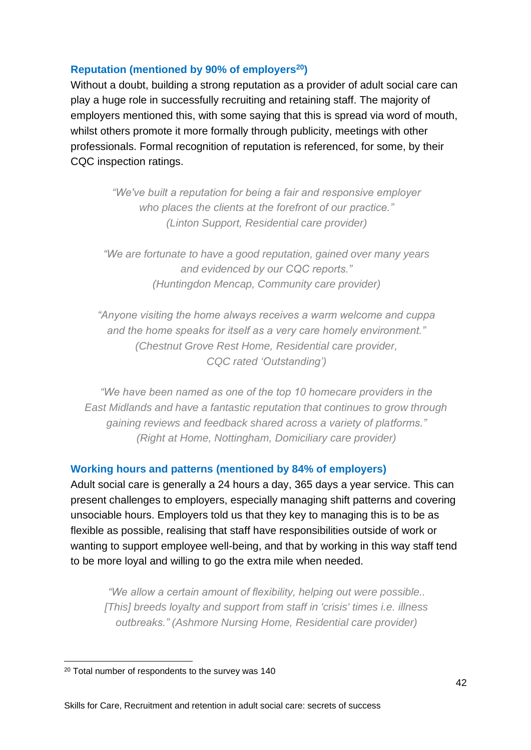### Reputation (mentioned by 90% of employers[20])

Without a doubt, building a strong reputation as a provider of adult social care can play a huge role in successfully recruiting and retaining staff. The majority of employers mentioned this, with some saying that this is spread via word of mouth, whilst others promote it more formally through publicity, meetings with other professionals. Formal recognition of reputation is referenced, for some, by their CQC inspection ratings.

> *"We've built a reputation for being a fair and responsive employer who places the clients at the forefront of our practice."*
> *(Linton Support, Residential care provider)*

> *"We are fortunate to have a good reputation, gained over many years and evidenced by our CQC reports."*
> *(Huntingdon Mencap, Community care provider)*

> *"Anyone visiting the home always receives a warm welcome and cuppa and the home speaks for itself as a very care homely environment."*
> *(Chestnut Grove Rest Home, Residential care provider, CQC rated 'Outstanding')*

> *"We have been named as one of the top 10 homecare providers in the East Midlands and have a fantastic reputation that continues to grow through gaining reviews and feedback shared across a variety of platforms."*
> *(Right at Home, Nottingham, Domiciliary care provider)*

### Working hours and patterns (mentioned by 84% of employers)

Adult social care is generally a 24 hours a day, 365 days a year service. This can present challenges to employers, especially managing shift patterns and covering unsociable hours. Employers told us that they key to managing this is to be as flexible as possible, realising that staff have responsibilities outside of work or wanting to support employee well-being, and that by working in this way staff tend to be more loyal and willing to go the extra mile when needed.

> *"We allow a certain amount of flexibility, helping out were possible.. [This] breeds loyalty and support from staff in 'crisis' times i.e. illness outbreaks." (Ashmore Nursing Home, Residential care provider)*

---

[20] Total number of respondents to the survey was 140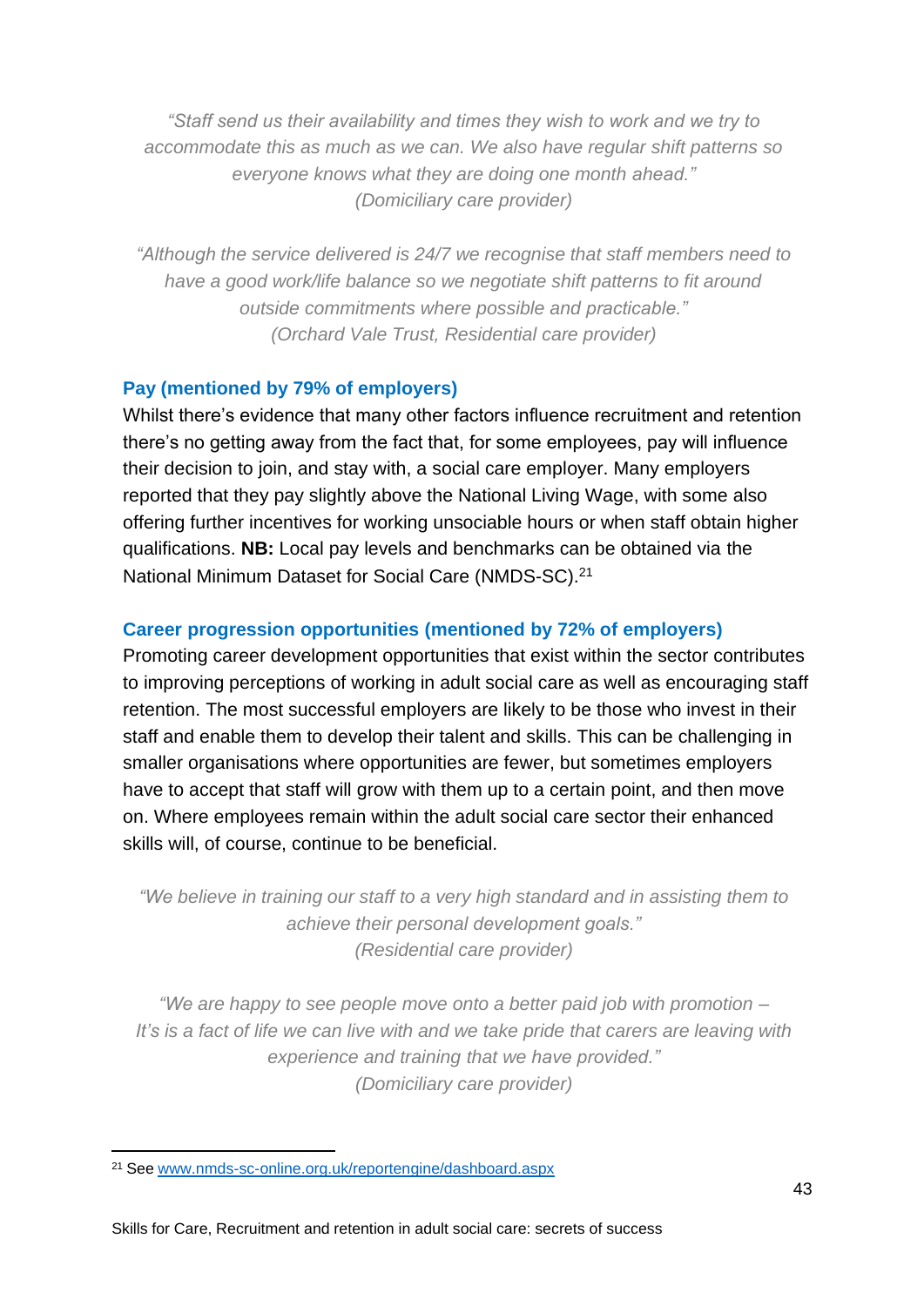*"Staff send us their availability and times they wish to work and we try to accommodate this as much as we can. We also have regular shift patterns so everyone knows what they are doing one month ahead."*
*(Domiciliary care provider)*

*"Although the service delivered is 24/7 we recognise that staff members need to have a good work/life balance so we negotiate shift patterns to fit around outside commitments where possible and practicable."*
*(Orchard Vale Trust, Residential care provider)*

### Pay (mentioned by 79% of employers)

Whilst there's evidence that many other factors influence recruitment and retention there's no getting away from the fact that, for some employees, pay will influence their decision to join, and stay with, a social care employer. Many employers reported that they pay slightly above the National Living Wage, with some also offering further incentives for working unsociable hours or when staff obtain higher qualifications. **NB:** Local pay levels and benchmarks can be obtained via the National Minimum Dataset for Social Care (NMDS-SC).[21]

### Career progression opportunities (mentioned by 72% of employers)

Promoting career development opportunities that exist within the sector contributes to improving perceptions of working in adult social care as well as encouraging staff retention. The most successful employers are likely to be those who invest in their staff and enable them to develop their talent and skills. This can be challenging in smaller organisations where opportunities are fewer, but sometimes employers have to accept that staff will grow with them up to a certain point, and then move on. Where employees remain within the adult social care sector their enhanced skills will, of course, continue to be beneficial.

*"We believe in training our staff to a very high standard and in assisting them to achieve their personal development goals."*
*(Residential care provider)*

*"We are happy to see people move onto a better paid job with promotion – It's is a fact of life we can live with and we take pride that carers are leaving with experience and training that we have provided."*
*(Domiciliary care provider)*

---

[21] See www.nmds-sc-online.org.uk/reportengine/dashboard.aspx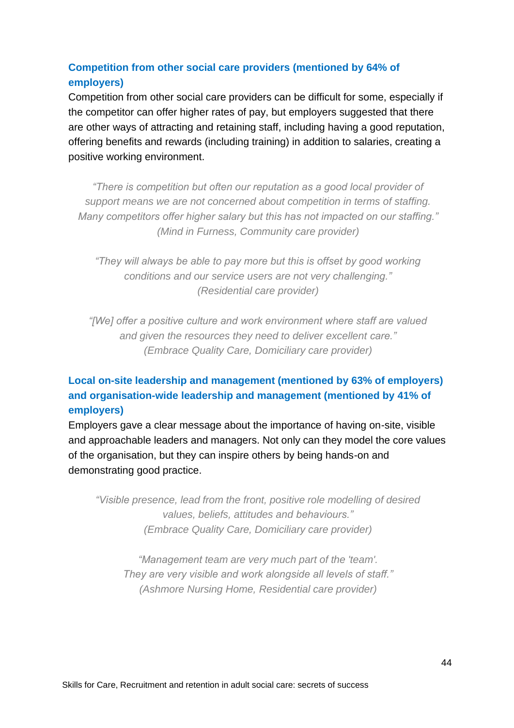### Competition from other social care providers (mentioned by 64% of employers)

Competition from other social care providers can be difficult for some, especially if the competitor can offer higher rates of pay, but employers suggested that there are other ways of attracting and retaining staff, including having a good reputation, offering benefits and rewards (including training) in addition to salaries, creating a positive working environment.

> *"There is competition but often our reputation as a good local provider of support means we are not concerned about competition in terms of staffing. Many competitors offer higher salary but this has not impacted on our staffing."*
> *(Mind in Furness, Community care provider)*

> *"They will always be able to pay more but this is offset by good working conditions and our service users are not very challenging."*
> *(Residential care provider)*

> *"[We] offer a positive culture and work environment where staff are valued and given the resources they need to deliver excellent care."*
> *(Embrace Quality Care, Domiciliary care provider)*

### Local on-site leadership and management (mentioned by 63% of employers) and organisation-wide leadership and management (mentioned by 41% of employers)

Employers gave a clear message about the importance of having on-site, visible and approachable leaders and managers. Not only can they model the core values of the organisation, but they can inspire others by being hands-on and demonstrating good practice.

> *"Visible presence, lead from the front, positive role modelling of desired values, beliefs, attitudes and behaviours."*
> *(Embrace Quality Care, Domiciliary care provider)*

> *"Management team are very much part of the 'team'. They are very visible and work alongside all levels of staff."*
> *(Ashmore Nursing Home, Residential care provider)*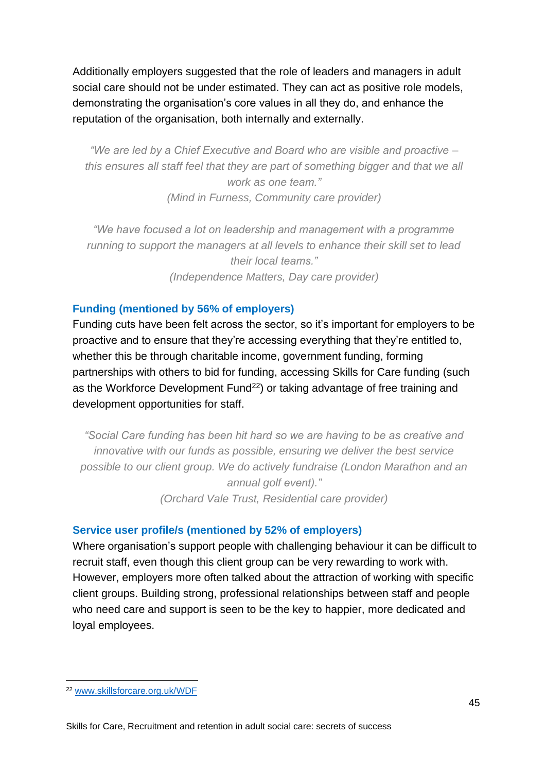Additionally employers suggested that the role of leaders and managers in adult social care should not be under estimated. They can act as positive role models, demonstrating the organisation's core values in all they do, and enhance the reputation of the organisation, both internally and externally.

> *"We are led by a Chief Executive and Board who are visible and proactive – this ensures all staff feel that they are part of something bigger and that we all work as one team."*
> *(Mind in Furness, Community care provider)*

> *"We have focused a lot on leadership and management with a programme running to support the managers at all levels to enhance their skill set to lead their local teams."*
> *(Independence Matters, Day care provider)*

### Funding (mentioned by 56% of employers)

Funding cuts have been felt across the sector, so it's important for employers to be proactive and to ensure that they're accessing everything that they're entitled to, whether this be through charitable income, government funding, forming partnerships with others to bid for funding, accessing Skills for Care funding (such as the Workforce Development Fund[22]) or taking advantage of free training and development opportunities for staff.

> *"Social Care funding has been hit hard so we are having to be as creative and innovative with our funds as possible, ensuring we deliver the best service possible to our client group. We do actively fundraise (London Marathon and an annual golf event)."*
> *(Orchard Vale Trust, Residential care provider)*

### Service user profile/s (mentioned by 52% of employers)

Where organisation's support people with challenging behaviour it can be difficult to recruit staff, even though this client group can be very rewarding to work with. However, employers more often talked about the attraction of working with specific client groups. Building strong, professional relationships between staff and people who need care and support is seen to be the key to happier, more dedicated and loyal employees.

---

[22] www.skillsforcare.org.uk/WDF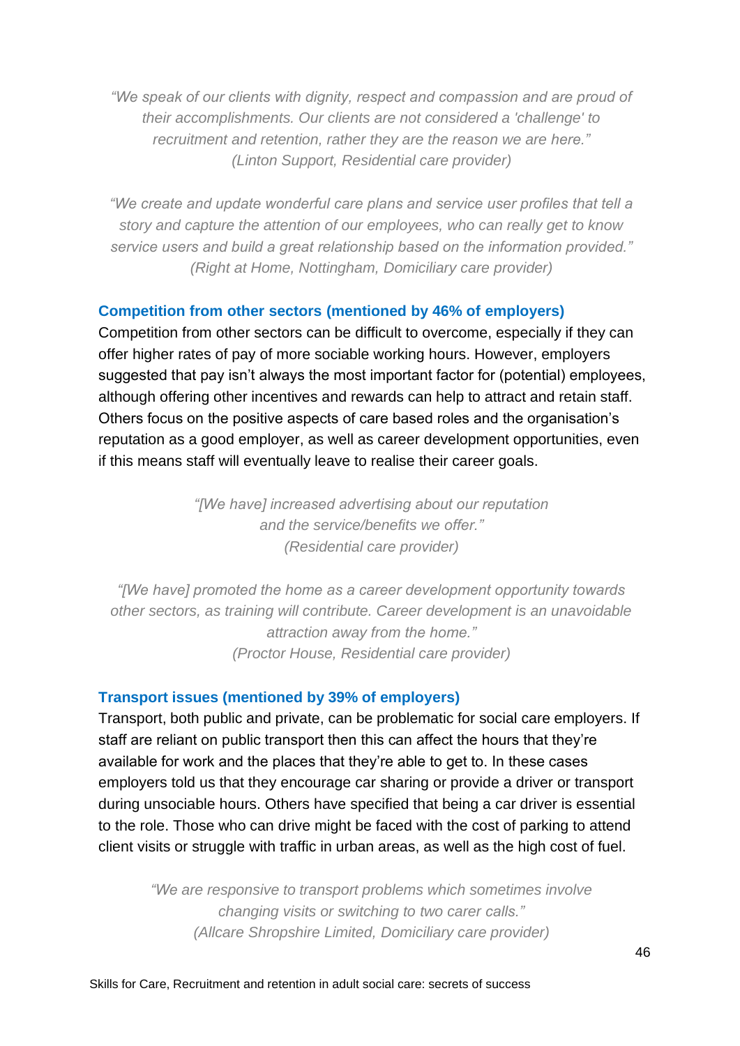*"We speak of our clients with dignity, respect and compassion and are proud of their accomplishments. Our clients are not considered a 'challenge' to recruitment and retention, rather they are the reason we are here."*
*(Linton Support, Residential care provider)*

*"We create and update wonderful care plans and service user profiles that tell a story and capture the attention of our employees, who can really get to know service users and build a great relationship based on the information provided."*
*(Right at Home, Nottingham, Domiciliary care provider)*

### Competition from other sectors (mentioned by 46% of employers)

Competition from other sectors can be difficult to overcome, especially if they can offer higher rates of pay of more sociable working hours. However, employers suggested that pay isn't always the most important factor for (potential) employees, although offering other incentives and rewards can help to attract and retain staff. Others focus on the positive aspects of care based roles and the organisation's reputation as a good employer, as well as career development opportunities, even if this means staff will eventually leave to realise their career goals.

*"[We have] increased advertising about our reputation and the service/benefits we offer."*
*(Residential care provider)*

*"[We have] promoted the home as a career development opportunity towards other sectors, as training will contribute. Career development is an unavoidable attraction away from the home."*
*(Proctor House, Residential care provider)*

### Transport issues (mentioned by 39% of employers)

Transport, both public and private, can be problematic for social care employers. If staff are reliant on public transport then this can affect the hours that they're available for work and the places that they're able to get to. In these cases employers told us that they encourage car sharing or provide a driver or transport during unsociable hours. Others have specified that being a car driver is essential to the role. Those who can drive might be faced with the cost of parking to attend client visits or struggle with traffic in urban areas, as well as the high cost of fuel.

*"We are responsive to transport problems which sometimes involve changing visits or switching to two carer calls."*
*(Allcare Shropshire Limited, Domiciliary care provider)*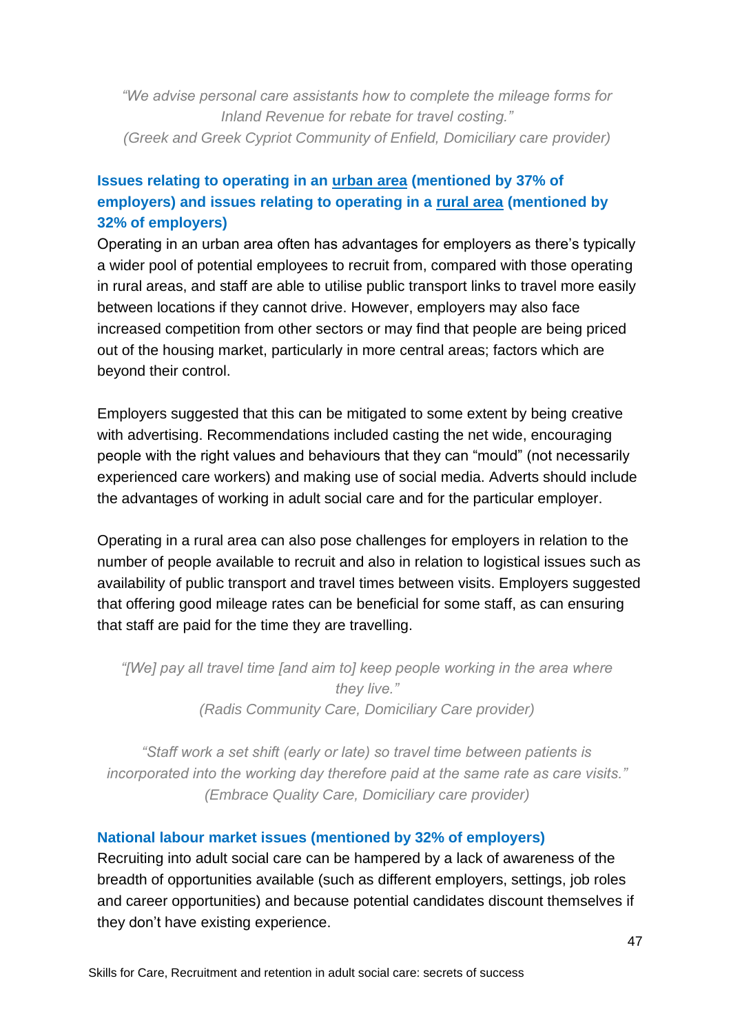> *"We advise personal care assistants how to complete the mileage forms for Inland Revenue for rebate for travel costing."*
> *(Greek and Greek Cypriot Community of Enfield, Domiciliary care provider)*

### Issues relating to operating in an urban area (mentioned by 37% of employers) and issues relating to operating in a rural area (mentioned by 32% of employers)

Operating in an urban area often has advantages for employers as there's typically a wider pool of potential employees to recruit from, compared with those operating in rural areas, and staff are able to utilise public transport links to travel more easily between locations if they cannot drive. However, employers may also face increased competition from other sectors or may find that people are being priced out of the housing market, particularly in more central areas; factors which are beyond their control.

Employers suggested that this can be mitigated to some extent by being creative with advertising. Recommendations included casting the net wide, encouraging people with the right values and behaviours that they can "mould" (not necessarily experienced care workers) and making use of social media. Adverts should include the advantages of working in adult social care and for the particular employer.

Operating in a rural area can also pose challenges for employers in relation to the number of people available to recruit and also in relation to logistical issues such as availability of public transport and travel times between visits. Employers suggested that offering good mileage rates can be beneficial for some staff, as can ensuring that staff are paid for the time they are travelling.

> *"[We] pay all travel time [and aim to] keep people working in the area where they live."*
> *(Radis Community Care, Domiciliary Care provider)*

> *"Staff work a set shift (early or late) so travel time between patients is incorporated into the working day therefore paid at the same rate as care visits."*
> *(Embrace Quality Care, Domiciliary care provider)*

### National labour market issues (mentioned by 32% of employers)

Recruiting into adult social care can be hampered by a lack of awareness of the breadth of opportunities available (such as different employers, settings, job roles and career opportunities) and because potential candidates discount themselves if they don't have existing experience.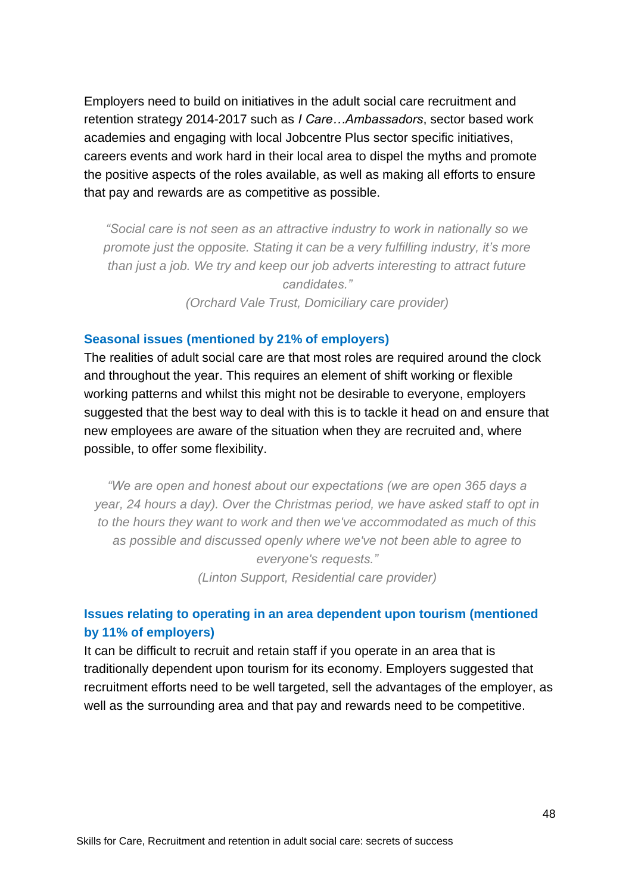Employers need to build on initiatives in the adult social care recruitment and retention strategy 2014-2017 such as *I Care…Ambassadors*, sector based work academies and engaging with local Jobcentre Plus sector specific initiatives, careers events and work hard in their local area to dispel the myths and promote the positive aspects of the roles available, as well as making all efforts to ensure that pay and rewards are as competitive as possible.

> *"Social care is not seen as an attractive industry to work in nationally so we promote just the opposite. Stating it can be a very fulfilling industry, it's more than just a job. We try and keep our job adverts interesting to attract future candidates."*
>
> *(Orchard Vale Trust, Domiciliary care provider)*

### Seasonal issues (mentioned by 21% of employers)

The realities of adult social care are that most roles are required around the clock and throughout the year. This requires an element of shift working or flexible working patterns and whilst this might not be desirable to everyone, employers suggested that the best way to deal with this is to tackle it head on and ensure that new employees are aware of the situation when they are recruited and, where possible, to offer some flexibility.

> *"We are open and honest about our expectations (we are open 365 days a year, 24 hours a day). Over the Christmas period, we have asked staff to opt in to the hours they want to work and then we've accommodated as much of this as possible and discussed openly where we've not been able to agree to everyone's requests."*
>
> *(Linton Support, Residential care provider)*

### Issues relating to operating in an area dependent upon tourism (mentioned by 11% of employers)

It can be difficult to recruit and retain staff if you operate in an area that is traditionally dependent upon tourism for its economy. Employers suggested that recruitment efforts need to be well targeted, sell the advantages of the employer, as well as the surrounding area and that pay and rewards need to be competitive.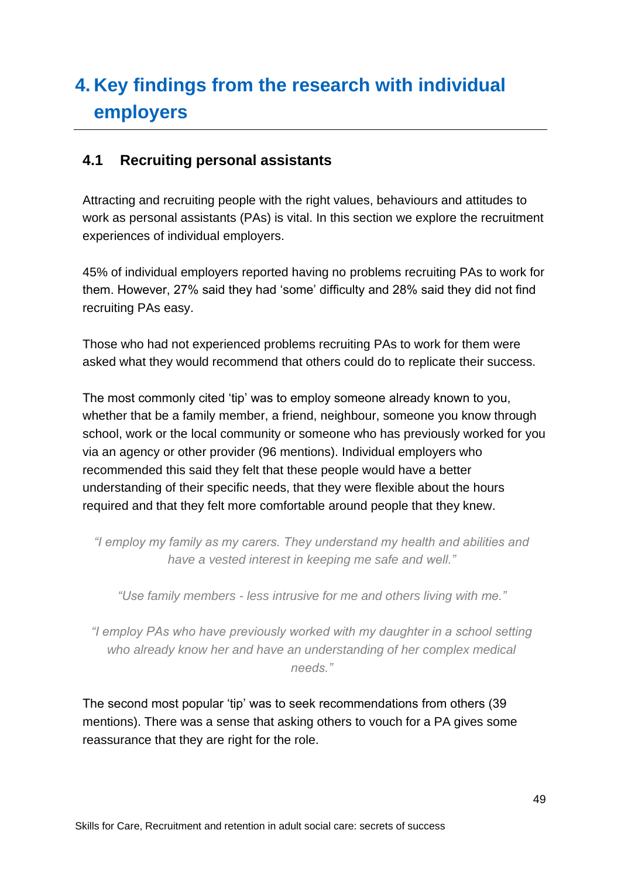# 4. Key findings from the research with individual employers

## 4.1 Recruiting personal assistants

Attracting and recruiting people with the right values, behaviours and attitudes to work as personal assistants (PAs) is vital. In this section we explore the recruitment experiences of individual employers.

45% of individual employers reported having no problems recruiting PAs to work for them. However, 27% said they had 'some' difficulty and 28% said they did not find recruiting PAs easy.

Those who had not experienced problems recruiting PAs to work for them were asked what they would recommend that others could do to replicate their success.

The most commonly cited 'tip' was to employ someone already known to you, whether that be a family member, a friend, neighbour, someone you know through school, work or the local community or someone who has previously worked for you via an agency or other provider (96 mentions). Individual employers who recommended this said they felt that these people would have a better understanding of their specific needs, that they were flexible about the hours required and that they felt more comfortable around people that they knew.

> *"I employ my family as my carers. They understand my health and abilities and have a vested interest in keeping me safe and well."*

> *"Use family members - less intrusive for me and others living with me."*

> *"I employ PAs who have previously worked with my daughter in a school setting who already know her and have an understanding of her complex medical needs."*

The second most popular 'tip' was to seek recommendations from others (39 mentions). There was a sense that asking others to vouch for a PA gives some reassurance that they are right for the role.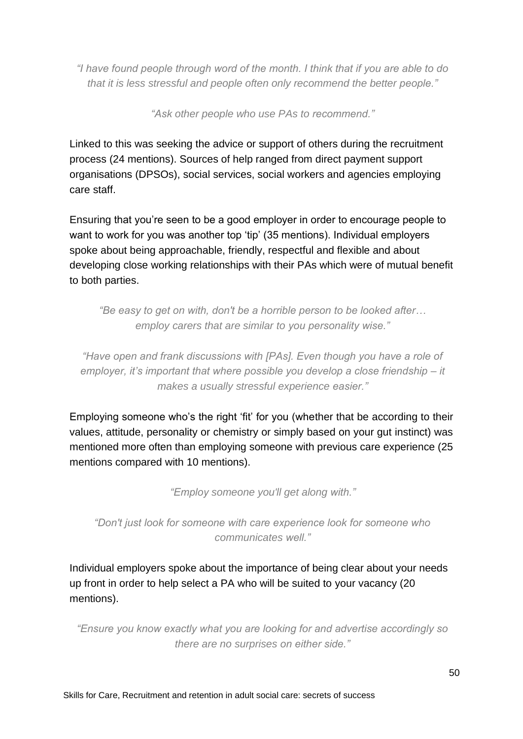*"I have found people through word of the month. I think that if you are able to do that it is less stressful and people often only recommend the better people."*

*"Ask other people who use PAs to recommend."*

Linked to this was seeking the advice or support of others during the recruitment process (24 mentions). Sources of help ranged from direct payment support organisations (DPSOs), social services, social workers and agencies employing care staff.

Ensuring that you're seen to be a good employer in order to encourage people to want to work for you was another top 'tip' (35 mentions). Individual employers spoke about being approachable, friendly, respectful and flexible and about developing close working relationships with their PAs which were of mutual benefit to both parties.

*"Be easy to get on with, don't be a horrible person to be looked after… employ carers that are similar to you personality wise."*

*"Have open and frank discussions with [PAs]. Even though you have a role of employer, it's important that where possible you develop a close friendship – it makes a usually stressful experience easier."*

Employing someone who's the right 'fit' for you (whether that be according to their values, attitude, personality or chemistry or simply based on your gut instinct) was mentioned more often than employing someone with previous care experience (25 mentions compared with 10 mentions).

*"Employ someone you'll get along with."*

*"Don't just look for someone with care experience look for someone who communicates well."*

Individual employers spoke about the importance of being clear about your needs up front in order to help select a PA who will be suited to your vacancy (20 mentions).

*"Ensure you know exactly what you are looking for and advertise accordingly so there are no surprises on either side."*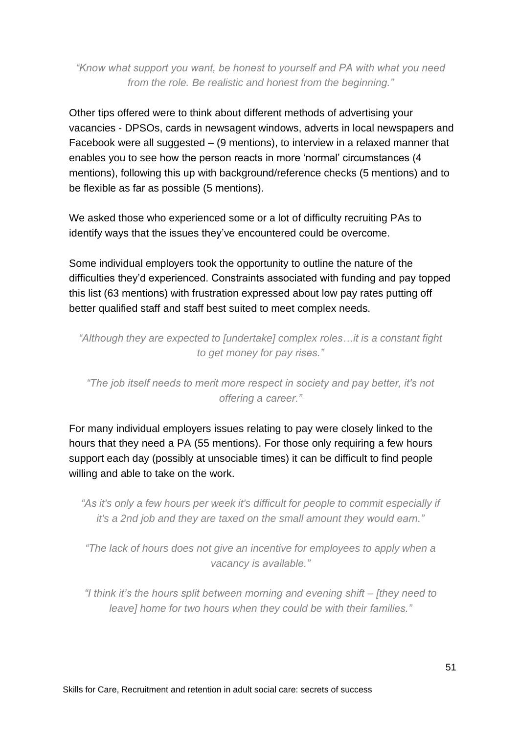*"Know what support you want, be honest to yourself and PA with what you need from the role. Be realistic and honest from the beginning."*

Other tips offered were to think about different methods of advertising your vacancies - DPSOs, cards in newsagent windows, adverts in local newspapers and Facebook were all suggested – (9 mentions), to interview in a relaxed manner that enables you to see how the person reacts in more 'normal' circumstances (4 mentions), following this up with background/reference checks (5 mentions) and to be flexible as far as possible (5 mentions).

We asked those who experienced some or a lot of difficulty recruiting PAs to identify ways that the issues they've encountered could be overcome.

Some individual employers took the opportunity to outline the nature of the difficulties they'd experienced. Constraints associated with funding and pay topped this list (63 mentions) with frustration expressed about low pay rates putting off better qualified staff and staff best suited to meet complex needs.

*"Although they are expected to [undertake] complex roles…it is a constant fight to get money for pay rises."*

*"The job itself needs to merit more respect in society and pay better, it's not offering a career."*

For many individual employers issues relating to pay were closely linked to the hours that they need a PA (55 mentions). For those only requiring a few hours support each day (possibly at unsociable times) it can be difficult to find people willing and able to take on the work.

*"As it's only a few hours per week it's difficult for people to commit especially if it's a 2nd job and they are taxed on the small amount they would earn."*

*"The lack of hours does not give an incentive for employees to apply when a vacancy is available."*

*"I think it's the hours split between morning and evening shift – [they need to leave] home for two hours when they could be with their families."*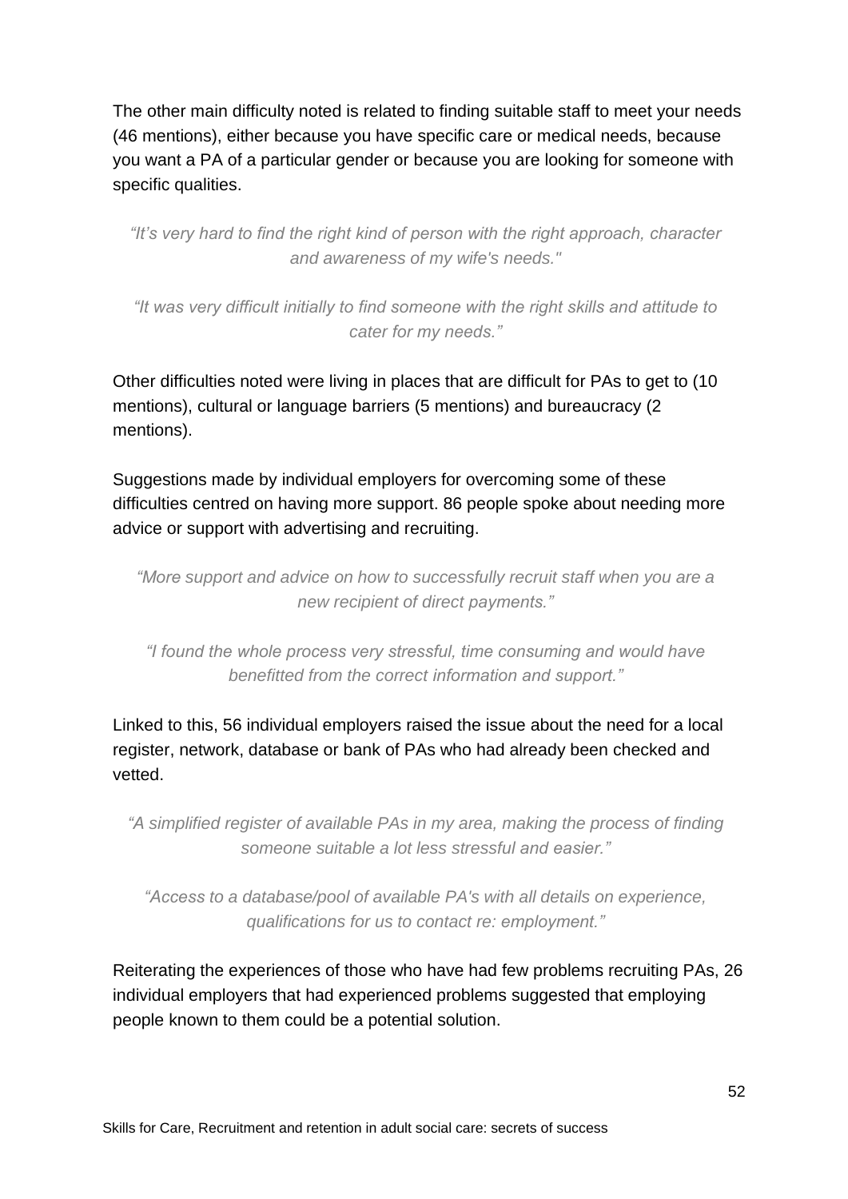The other main difficulty noted is related to finding suitable staff to meet your needs (46 mentions), either because you have specific care or medical needs, because you want a PA of a particular gender or because you are looking for someone with specific qualities.

*“It’s very hard to find the right kind of person with the right approach, character and awareness of my wife's needs."*

*“It was very difficult initially to find someone with the right skills and attitude to cater for my needs.”*

Other difficulties noted were living in places that are difficult for PAs to get to (10 mentions), cultural or language barriers (5 mentions) and bureaucracy (2 mentions).

Suggestions made by individual employers for overcoming some of these difficulties centred on having more support. 86 people spoke about needing more advice or support with advertising and recruiting.

*“More support and advice on how to successfully recruit staff when you are a new recipient of direct payments.”*

*“I found the whole process very stressful, time consuming and would have benefitted from the correct information and support.”*

Linked to this, 56 individual employers raised the issue about the need for a local register, network, database or bank of PAs who had already been checked and vetted.

*“A simplified register of available PAs in my area, making the process of finding someone suitable a lot less stressful and easier.”*

*“Access to a database/pool of available PA's with all details on experience, qualifications for us to contact re: employment.”*

Reiterating the experiences of those who have had few problems recruiting PAs, 26 individual employers that had experienced problems suggested that employing people known to them could be a potential solution.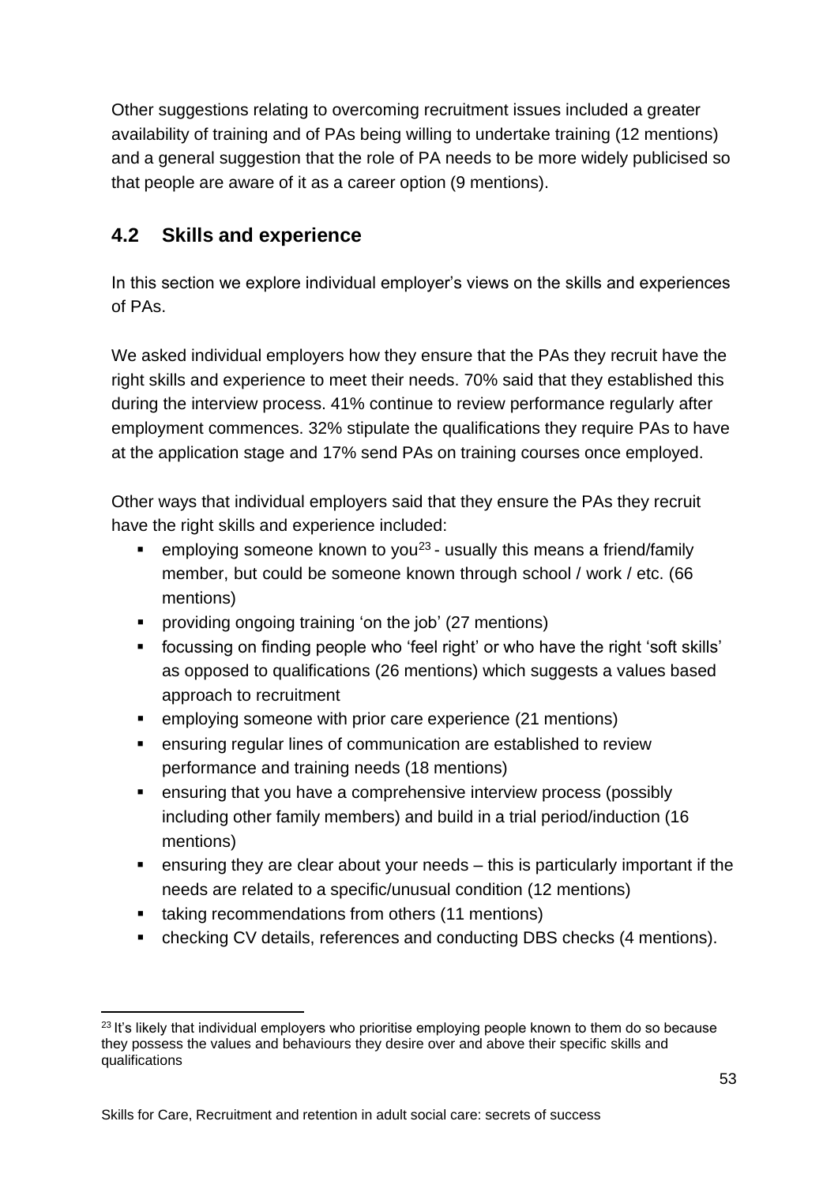Other suggestions relating to overcoming recruitment issues included a greater availability of training and of PAs being willing to undertake training (12 mentions) and a general suggestion that the role of PA needs to be more widely publicised so that people are aware of it as a career option (9 mentions).

## 4.2 Skills and experience

In this section we explore individual employer's views on the skills and experiences of PAs.

We asked individual employers how they ensure that the PAs they recruit have the right skills and experience to meet their needs. 70% said that they established this during the interview process. 41% continue to review performance regularly after employment commences. 32% stipulate the qualifications they require PAs to have at the application stage and 17% send PAs on training courses once employed.

Other ways that individual employers said that they ensure the PAs they recruit have the right skills and experience included:

- employing someone known to you[23] - usually this means a friend/family member, but could be someone known through school / work / etc. (66 mentions)
- providing ongoing training 'on the job' (27 mentions)
- focussing on finding people who 'feel right' or who have the right 'soft skills' as opposed to qualifications (26 mentions) which suggests a values based approach to recruitment
- employing someone with prior care experience (21 mentions)
- ensuring regular lines of communication are established to review performance and training needs (18 mentions)
- ensuring that you have a comprehensive interview process (possibly including other family members) and build in a trial period/induction (16 mentions)
- ensuring they are clear about your needs – this is particularly important if the needs are related to a specific/unusual condition (12 mentions)
- taking recommendations from others (11 mentions)
- checking CV details, references and conducting DBS checks (4 mentions).

[23] It's likely that individual employers who prioritise employing people known to them do so because they possess the values and behaviours they desire over and above their specific skills and qualifications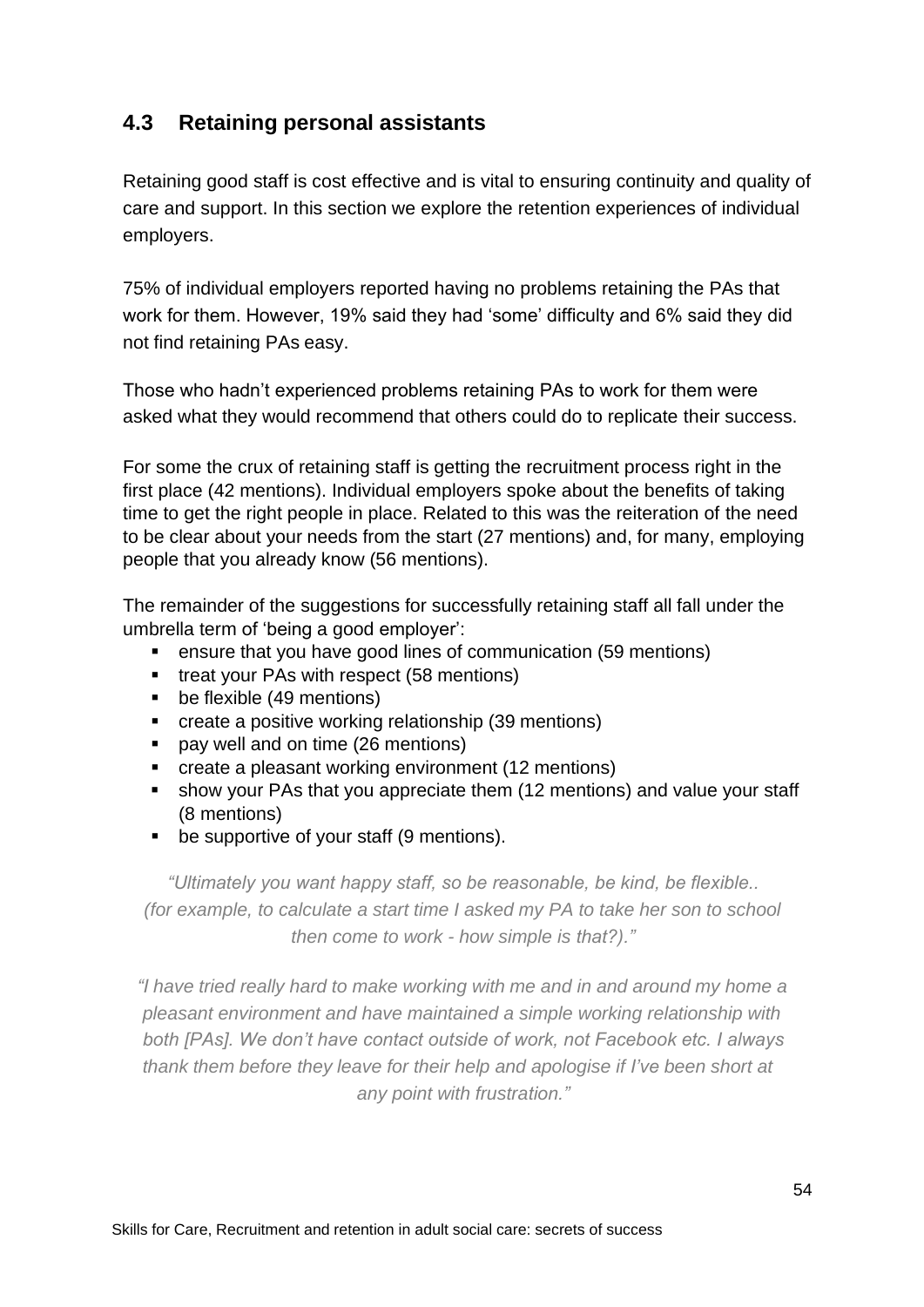## 4.3 Retaining personal assistants

Retaining good staff is cost effective and is vital to ensuring continuity and quality of care and support. In this section we explore the retention experiences of individual employers.

75% of individual employers reported having no problems retaining the PAs that work for them. However, 19% said they had 'some' difficulty and 6% said they did not find retaining PAs easy.

Those who hadn't experienced problems retaining PAs to work for them were asked what they would recommend that others could do to replicate their success.

For some the crux of retaining staff is getting the recruitment process right in the first place (42 mentions). Individual employers spoke about the benefits of taking time to get the right people in place. Related to this was the reiteration of the need to be clear about your needs from the start (27 mentions) and, for many, employing people that you already know (56 mentions).

The remainder of the suggestions for successfully retaining staff all fall under the umbrella term of 'being a good employer':

- ensure that you have good lines of communication (59 mentions)
- treat your PAs with respect (58 mentions)
- be flexible (49 mentions)
- create a positive working relationship (39 mentions)
- pay well and on time (26 mentions)
- create a pleasant working environment (12 mentions)
- show your PAs that you appreciate them (12 mentions) and value your staff (8 mentions)
- be supportive of your staff (9 mentions).

*"Ultimately you want happy staff, so be reasonable, be kind, be flexible.. (for example, to calculate a start time I asked my PA to take her son to school then come to work - how simple is that?)."*

*"I have tried really hard to make working with me and in and around my home a pleasant environment and have maintained a simple working relationship with both [PAs]. We don't have contact outside of work, not Facebook etc. I always thank them before they leave for their help and apologise if I've been short at any point with frustration."*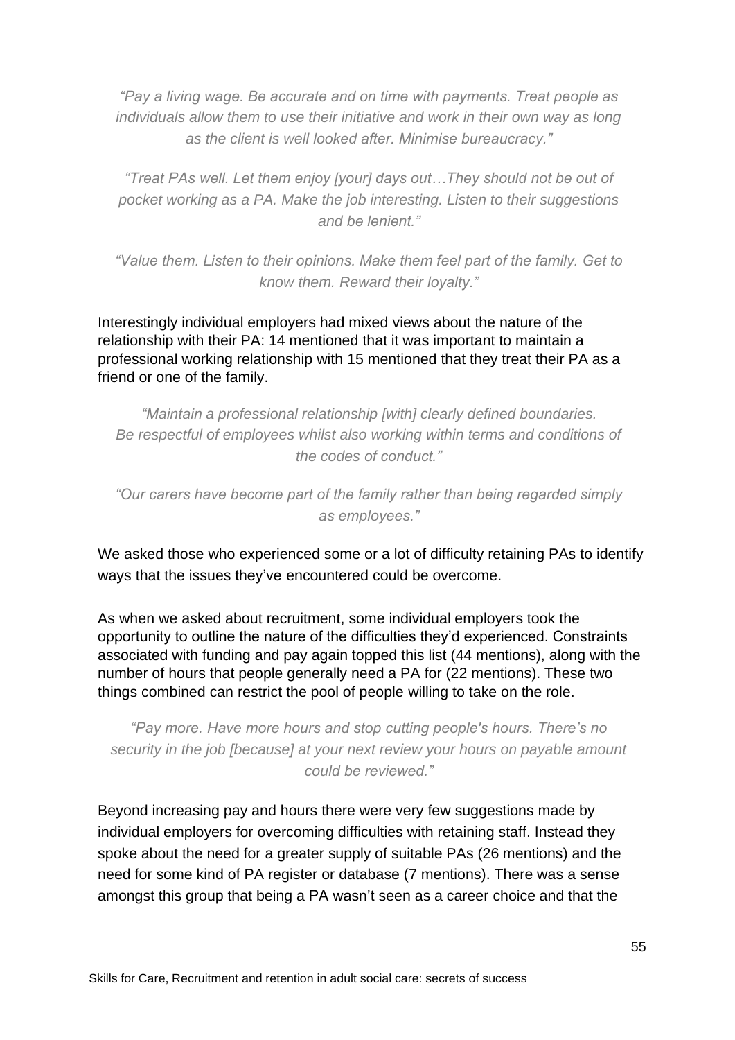*"Pay a living wage. Be accurate and on time with payments. Treat people as individuals allow them to use their initiative and work in their own way as long as the client is well looked after. Minimise bureaucracy."*

*"Treat PAs well. Let them enjoy [your] days out…They should not be out of pocket working as a PA. Make the job interesting. Listen to their suggestions and be lenient."*

*"Value them. Listen to their opinions. Make them feel part of the family. Get to know them. Reward their loyalty."*

Interestingly individual employers had mixed views about the nature of the relationship with their PA: 14 mentioned that it was important to maintain a professional working relationship with 15 mentioned that they treat their PA as a friend or one of the family.

*"Maintain a professional relationship [with] clearly defined boundaries. Be respectful of employees whilst also working within terms and conditions of the codes of conduct."*

*"Our carers have become part of the family rather than being regarded simply as employees."*

We asked those who experienced some or a lot of difficulty retaining PAs to identify ways that the issues they've encountered could be overcome.

As when we asked about recruitment, some individual employers took the opportunity to outline the nature of the difficulties they'd experienced. Constraints associated with funding and pay again topped this list (44 mentions), along with the number of hours that people generally need a PA for (22 mentions). These two things combined can restrict the pool of people willing to take on the role.

*"Pay more. Have more hours and stop cutting people's hours. There's no security in the job [because] at your next review your hours on payable amount could be reviewed."*

Beyond increasing pay and hours there were very few suggestions made by individual employers for overcoming difficulties with retaining staff. Instead they spoke about the need for a greater supply of suitable PAs (26 mentions) and the need for some kind of PA register or database (7 mentions). There was a sense amongst this group that being a PA wasn't seen as a career choice and that the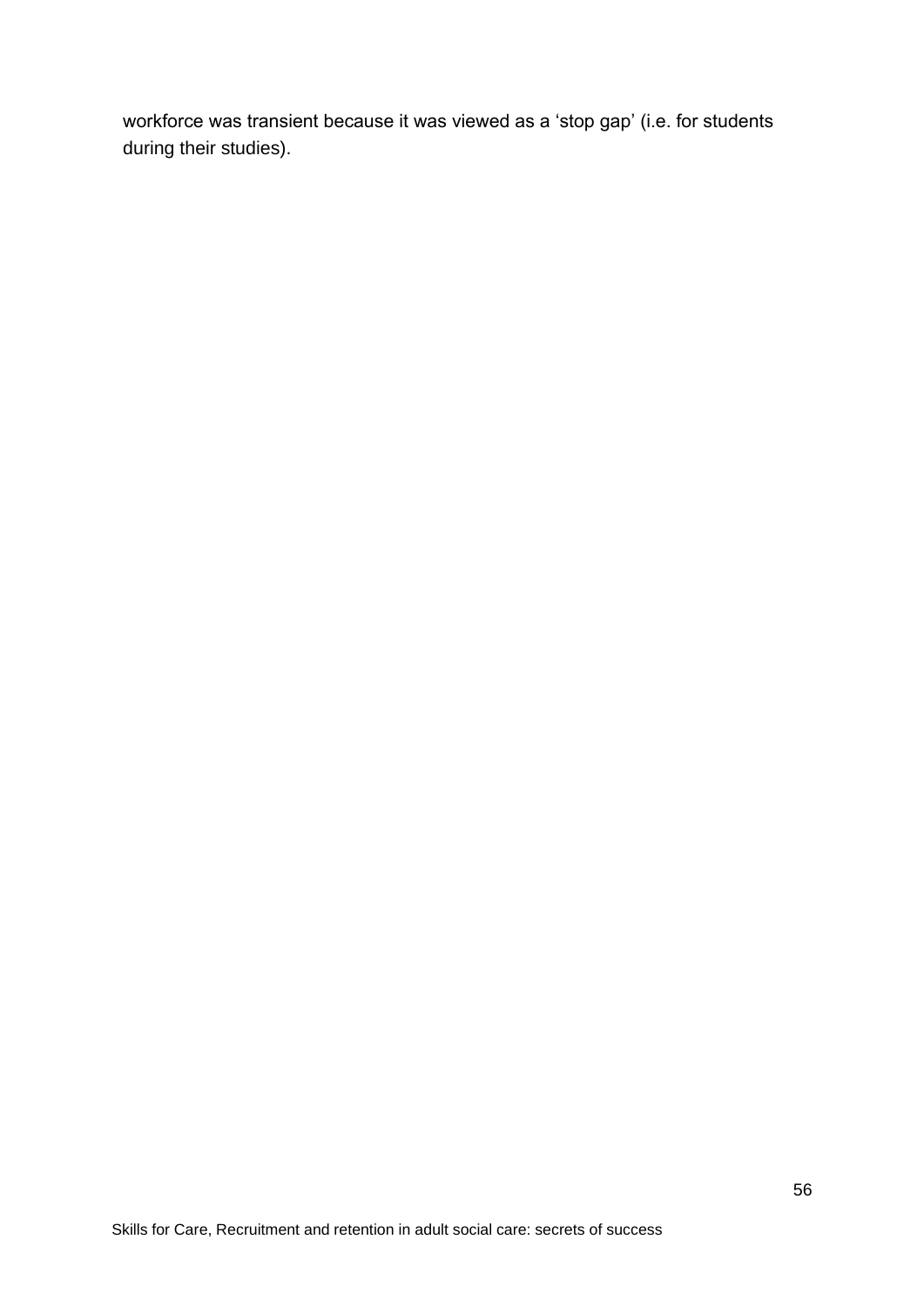workforce was transient because it was viewed as a ‘stop gap’ (i.e. for students during their studies).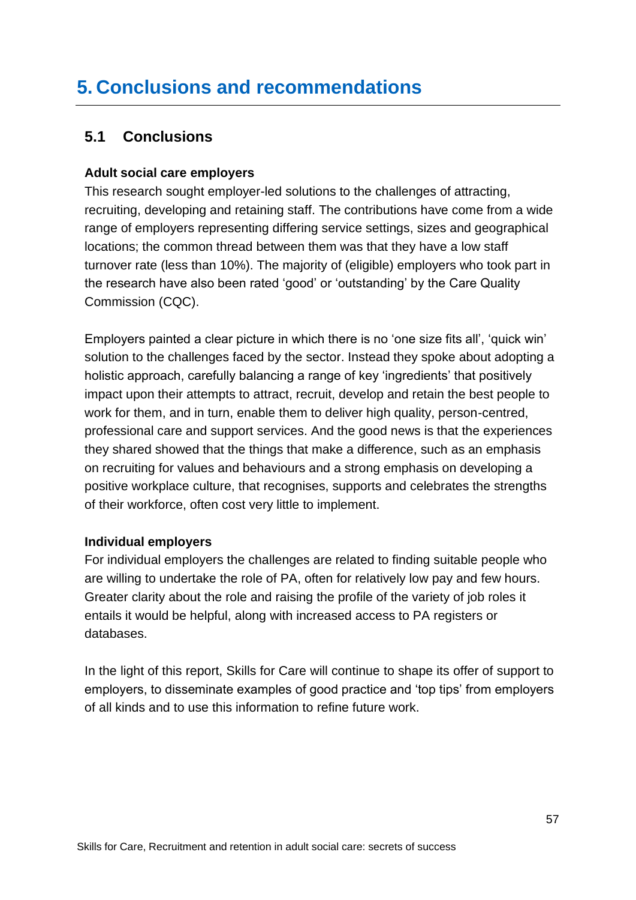# 5. Conclusions and recommendations

## 5.1 Conclusions

**Adult social care employers**

This research sought employer-led solutions to the challenges of attracting, recruiting, developing and retaining staff. The contributions have come from a wide range of employers representing differing service settings, sizes and geographical locations; the common thread between them was that they have a low staff turnover rate (less than 10%). The majority of (eligible) employers who took part in the research have also been rated 'good' or 'outstanding' by the Care Quality Commission (CQC).

Employers painted a clear picture in which there is no 'one size fits all', 'quick win' solution to the challenges faced by the sector. Instead they spoke about adopting a holistic approach, carefully balancing a range of key 'ingredients' that positively impact upon their attempts to attract, recruit, develop and retain the best people to work for them, and in turn, enable them to deliver high quality, person-centred, professional care and support services. And the good news is that the experiences they shared showed that the things that make a difference, such as an emphasis on recruiting for values and behaviours and a strong emphasis on developing a positive workplace culture, that recognises, supports and celebrates the strengths of their workforce, often cost very little to implement.

**Individual employers**

For individual employers the challenges are related to finding suitable people who are willing to undertake the role of PA, often for relatively low pay and few hours. Greater clarity about the role and raising the profile of the variety of job roles it entails it would be helpful, along with increased access to PA registers or databases.

In the light of this report, Skills for Care will continue to shape its offer of support to employers, to disseminate examples of good practice and 'top tips' from employers of all kinds and to use this information to refine future work.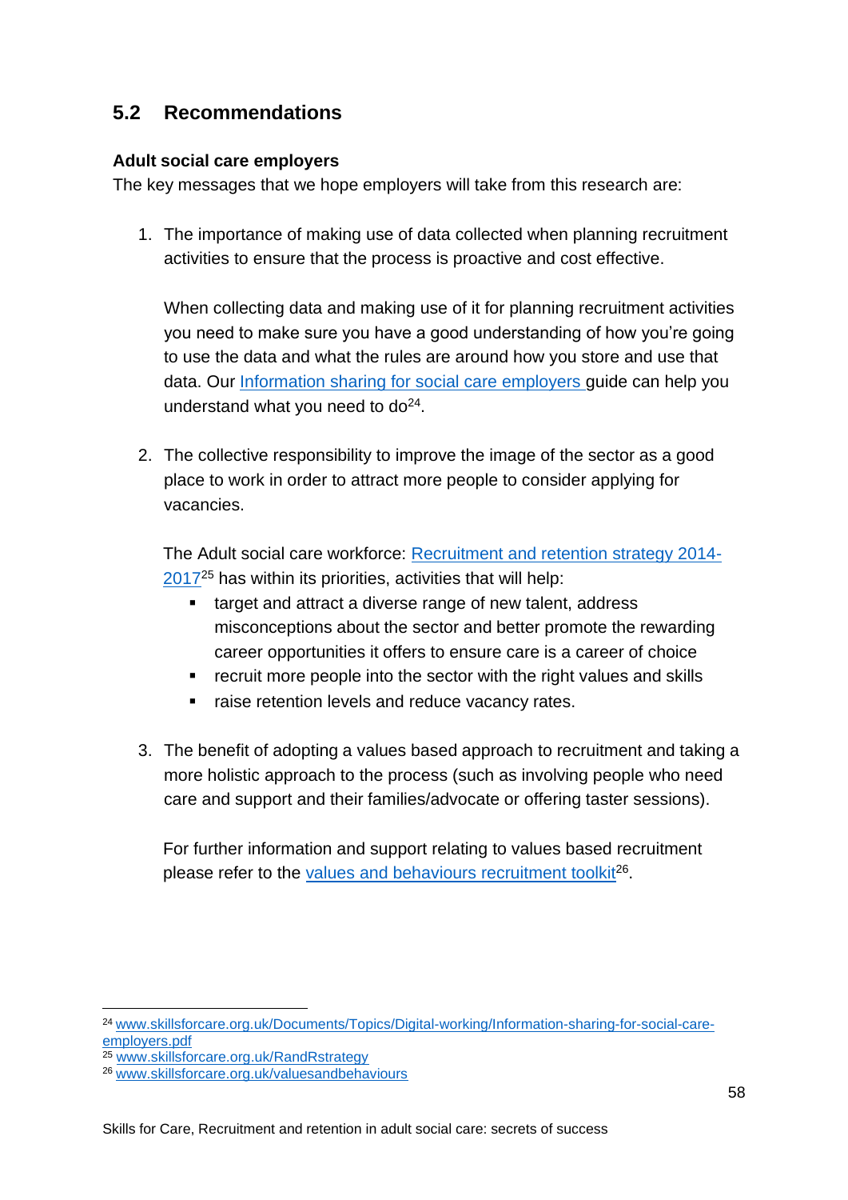## 5.2 Recommendations

**Adult social care employers**

The key messages that we hope employers will take from this research are:

1. The importance of making use of data collected when planning recruitment activities to ensure that the process is proactive and cost effective.

   When collecting data and making use of it for planning recruitment activities you need to make sure you have a good understanding of how you're going to use the data and what the rules are around how you store and use that data. Our Information sharing for social care employers guide can help you understand what you need to do[24].

2. The collective responsibility to improve the image of the sector as a good place to work in order to attract more people to consider applying for vacancies.

   The Adult social care workforce: Recruitment and retention strategy 2014-2017[25] has within its priorities, activities that will help:

   - target and attract a diverse range of new talent, address misconceptions about the sector and better promote the rewarding career opportunities it offers to ensure care is a career of choice
   - recruit more people into the sector with the right values and skills
   - raise retention levels and reduce vacancy rates.

3. The benefit of adopting a values based approach to recruitment and taking a more holistic approach to the process (such as involving people who need care and support and their families/advocate or offering taster sessions).

   For further information and support relating to values based recruitment please refer to the values and behaviours recruitment toolkit[26].

---

[24] www.skillsforcare.org.uk/Documents/Topics/Digital-working/Information-sharing-for-social-care-employers.pdf

[25] www.skillsforcare.org.uk/RandRstrategy

[26] www.skillsforcare.org.uk/valuesandbehaviours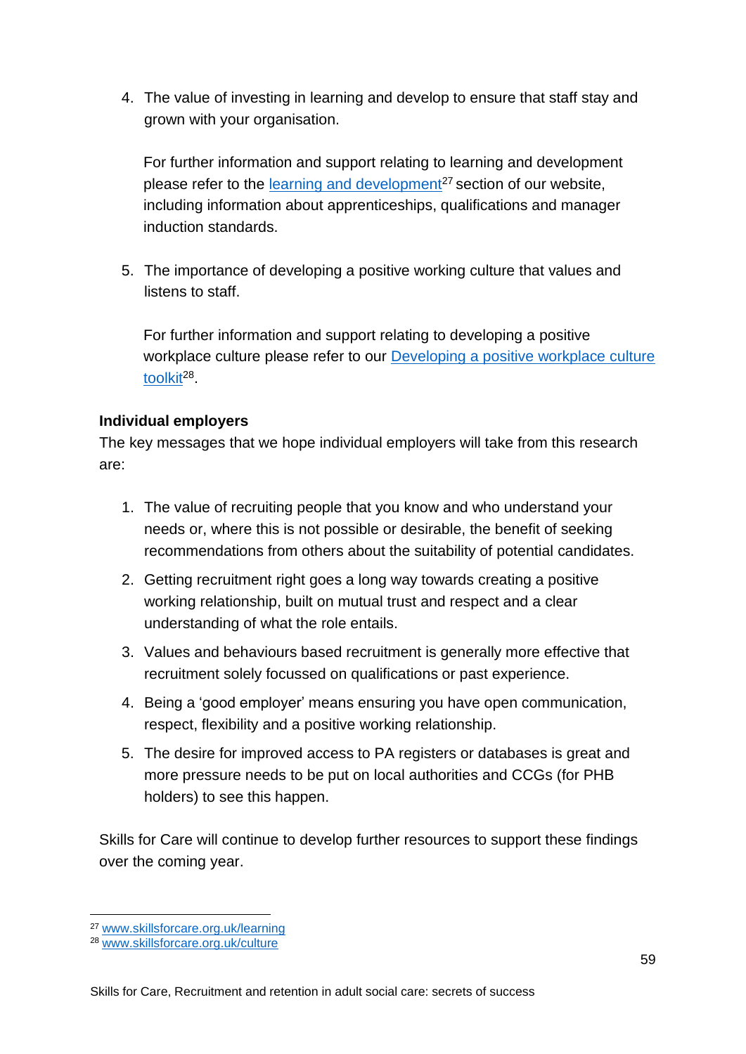4. The value of investing in learning and develop to ensure that staff stay and grown with your organisation.

   For further information and support relating to learning and development please refer to the learning and development[27] section of our website, including information about apprenticeships, qualifications and manager induction standards.

5. The importance of developing a positive working culture that values and listens to staff.

   For further information and support relating to developing a positive workplace culture please refer to our Developing a positive workplace culture toolkit[28].

**Individual employers**

The key messages that we hope individual employers will take from this research are:

1. The value of recruiting people that you know and who understand your needs or, where this is not possible or desirable, the benefit of seeking recommendations from others about the suitability of potential candidates.
2. Getting recruitment right goes a long way towards creating a positive working relationship, built on mutual trust and respect and a clear understanding of what the role entails.
3. Values and behaviours based recruitment is generally more effective that recruitment solely focussed on qualifications or past experience.
4. Being a 'good employer' means ensuring you have open communication, respect, flexibility and a positive working relationship.
5. The desire for improved access to PA registers or databases is great and more pressure needs to be put on local authorities and CCGs (for PHB holders) to see this happen.

Skills for Care will continue to develop further resources to support these findings over the coming year.

---

[27] www.skillsforcare.org.uk/learning

[28] www.skillsforcare.org.uk/culture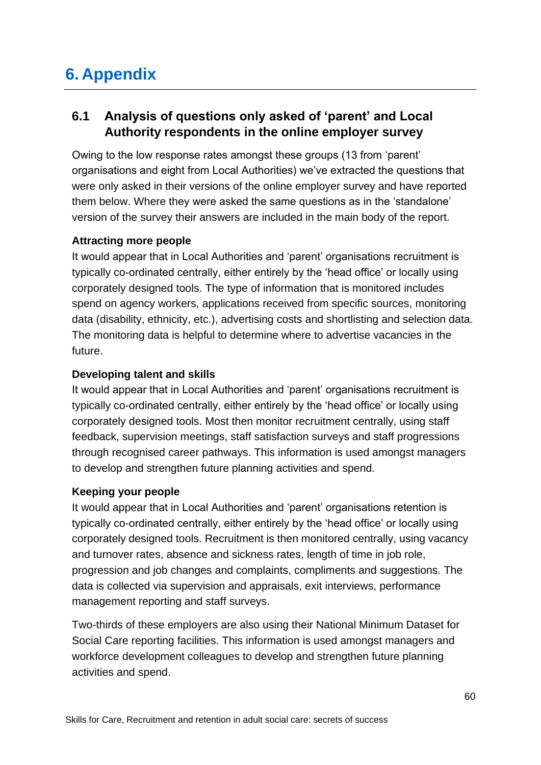# 6. Appendix

## 6.1 Analysis of questions only asked of 'parent' and Local Authority respondents in the online employer survey

Owing to the low response rates amongst these groups (13 from 'parent' organisations and eight from Local Authorities) we've extracted the questions that were only asked in their versions of the online employer survey and have reported them below. Where they were asked the same questions as in the 'standalone' version of the survey their answers are included in the main body of the report.

**Attracting more people**

It would appear that in Local Authorities and 'parent' organisations recruitment is typically co-ordinated centrally, either entirely by the 'head office' or locally using corporately designed tools. The type of information that is monitored includes spend on agency workers, applications received from specific sources, monitoring data (disability, ethnicity, etc.), advertising costs and shortlisting and selection data. The monitoring data is helpful to determine where to advertise vacancies in the future.

**Developing talent and skills**

It would appear that in Local Authorities and 'parent' organisations recruitment is typically co-ordinated centrally, either entirely by the 'head office' or locally using corporately designed tools. Most then monitor recruitment centrally, using staff feedback, supervision meetings, staff satisfaction surveys and staff progressions through recognised career pathways. This information is used amongst managers to develop and strengthen future planning activities and spend.

**Keeping your people**

It would appear that in Local Authorities and 'parent' organisations retention is typically co-ordinated centrally, either entirely by the 'head office' or locally using corporately designed tools. Recruitment is then monitored centrally, using vacancy and turnover rates, absence and sickness rates, length of time in job role, progression and job changes and complaints, compliments and suggestions. The data is collected via supervision and appraisals, exit interviews, performance management reporting and staff surveys.

Two-thirds of these employers are also using their National Minimum Dataset for Social Care reporting facilities. This information is used amongst managers and workforce development colleagues to develop and strengthen future planning activities and spend.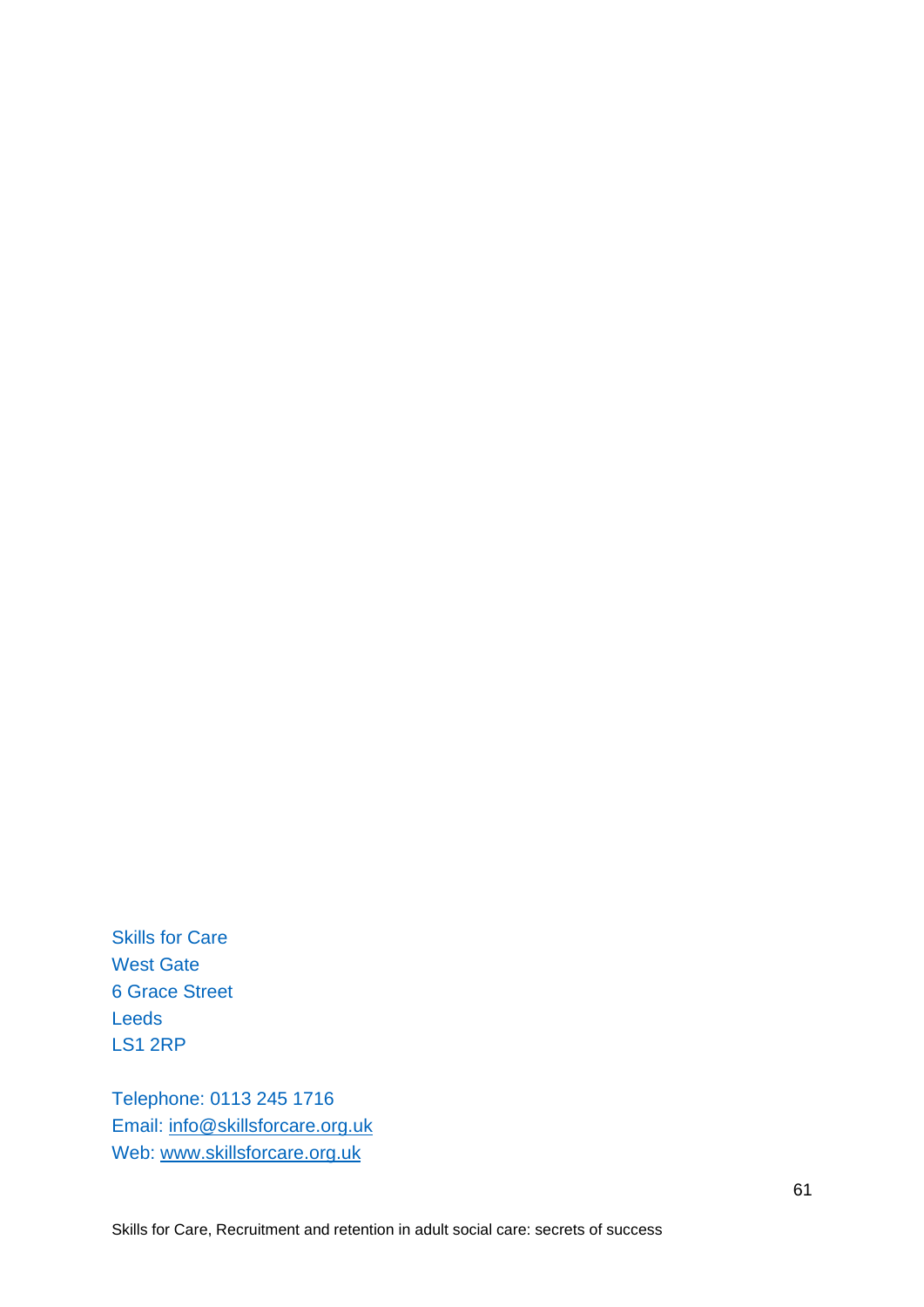Skills for Care
West Gate
6 Grace Street
Leeds
LS1 2RP

Telephone: 0113 245 1716
Email: [info@skillsforcare.org.uk](mailto:info@skillsforcare.org.uk)
Web: [www.skillsforcare.org.uk](http://www.skillsforcare.org.uk)